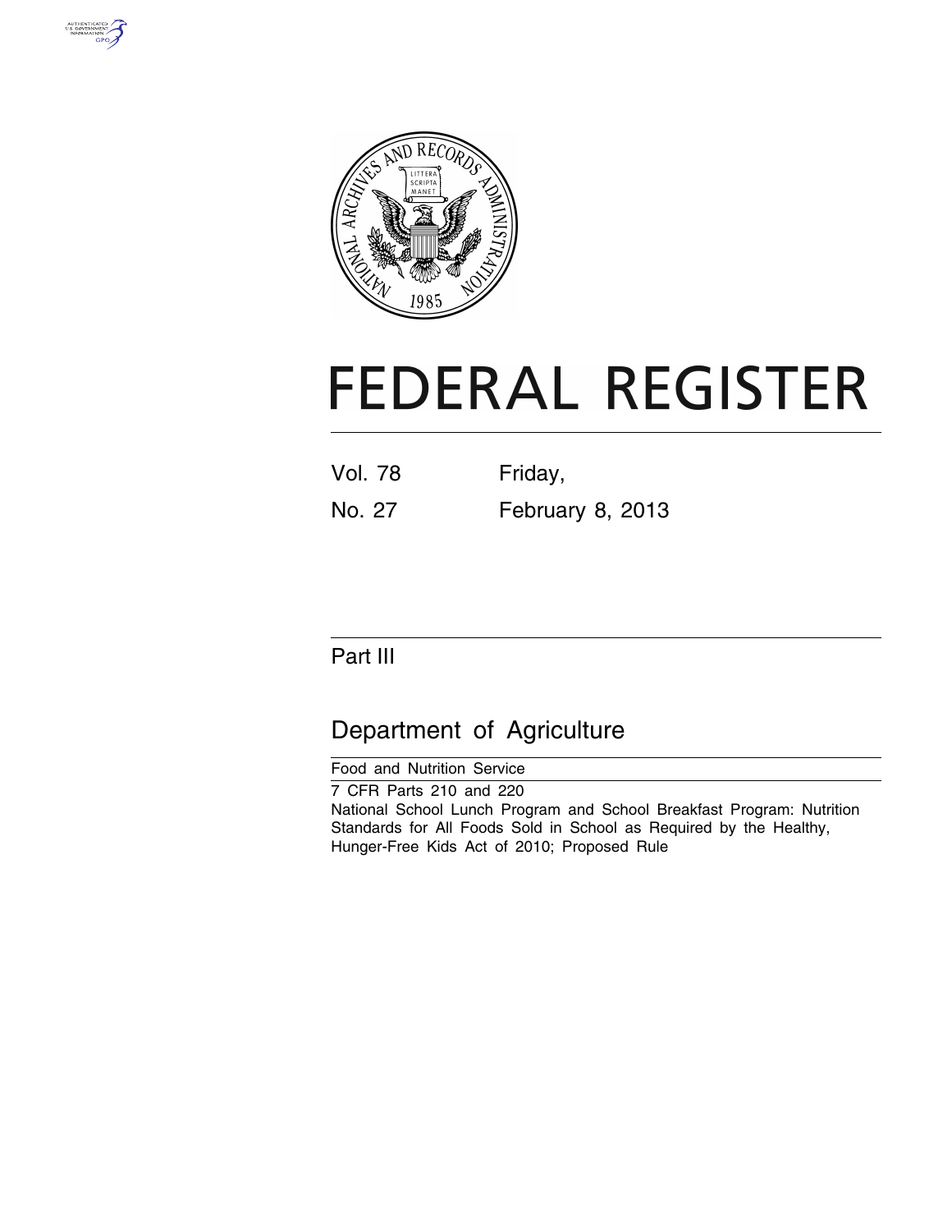# FEDERAL REGISTER

| Vol. 78 | Friday, |
|---|---|
| No. 27 | February 8, 2013 |

## Part III

## Department of Agriculture

Food and Nutrition Service

7 CFR Parts 210 and 220

National School Lunch Program and School Breakfast Program: Nutrition Standards for All Foods Sold in School as Required by the Healthy, Hunger-Free Kids Act of 2010; Proposed Rule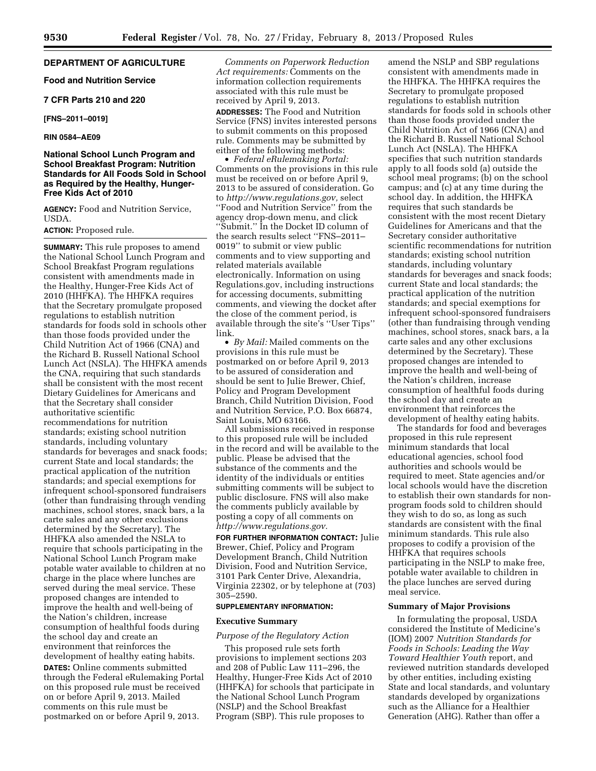**DEPARTMENT OF AGRICULTURE**

**Food and Nutrition Service**

**7 CFR Parts 210 and 220**

**[FNS–2011–0019]**

**RIN 0584–AE09**

## National School Lunch Program and School Breakfast Program: Nutrition Standards for All Foods Sold in School as Required by the Healthy, Hunger-Free Kids Act of 2010

**AGENCY:** Food and Nutrition Service, USDA.

**ACTION:** Proposed rule.

**SUMMARY:** This rule proposes to amend the National School Lunch Program and School Breakfast Program regulations consistent with amendments made in the Healthy, Hunger-Free Kids Act of 2010 (HHFKA). The HHFKA requires that the Secretary promulgate proposed regulations to establish nutrition standards for foods sold in schools other than those foods provided under the Child Nutrition Act of 1966 (CNA) and the Richard B. Russell National School Lunch Act (NSLA). The HHFKA amends the CNA, requiring that such standards shall be consistent with the most recent Dietary Guidelines for Americans and that the Secretary shall consider authoritative scientific recommendations for nutrition standards; existing school nutrition standards, including voluntary standards for beverages and snack foods; current State and local standards; the practical application of the nutrition standards; and special exemptions for infrequent school-sponsored fundraisers (other than fundraising through vending machines, school stores, snack bars, a la carte sales and any other exclusions determined by the Secretary). The HHFKA also amended the NSLA to require that schools participating in the National School Lunch Program make potable water available to children at no charge in the place where lunches are served during the meal service. These proposed changes are intended to improve the health and well-being of the Nation's children, increase consumption of healthful foods during the school day and create an environment that reinforces the development of healthy eating habits.

**DATES:** Online comments submitted through the Federal eRulemaking Portal on this proposed rule must be received on or before April 9, 2013. Mailed comments on this rule must be postmarked on or before April 9, 2013.

*Comments on Paperwork Reduction Act requirements:* Comments on the information collection requirements associated with this rule must be received by April 9, 2013.

**ADDRESSES:** The Food and Nutrition Service (FNS) invites interested persons to submit comments on this proposed rule. Comments may be submitted by either of the following methods:

- *Federal eRulemaking Portal:* Comments on the provisions in this rule must be received on or before April 9, 2013 to be assured of consideration. Go to *http://www.regulations.gov,* select ''Food and Nutrition Service'' from the agency drop-down menu, and click ''Submit.'' In the Docket ID column of the search results select ''FNS–2011–0019'' to submit or view public comments and to view supporting and related materials available electronically. Information on using Regulations.gov, including instructions for accessing documents, submitting comments, and viewing the docket after the close of the comment period, is available through the site's ''User Tips'' link.
- *By Mail:* Mailed comments on the provisions in this rule must be postmarked on or before April 9, 2013 to be assured of consideration and should be sent to Julie Brewer, Chief, Policy and Program Development Branch, Child Nutrition Division, Food and Nutrition Service, P.O. Box 66874, Saint Louis, MO 63166.

All submissions received in response to this proposed rule will be included in the record and will be available to the public. Please be advised that the substance of the comments and the identity of the individuals or entities submitting comments will be subject to public disclosure. FNS will also make the comments publicly available by posting a copy of all comments on *http://www.regulations.gov.*

**FOR FURTHER INFORMATION CONTACT:** Julie Brewer, Chief, Policy and Program Development Branch, Child Nutrition Division, Food and Nutrition Service, 3101 Park Center Drive, Alexandria, Virginia 22302, or by telephone at (703) 305–2590.

**SUPPLEMENTARY INFORMATION:**

### Executive Summary

*Purpose of the Regulatory Action*

This proposed rule sets forth provisions to implement sections 203 and 208 of Public Law 111–296, the Healthy, Hunger-Free Kids Act of 2010 (HHFKA) for schools that participate in the National School Lunch Program (NSLP) and the School Breakfast Program (SBP). This rule proposes to amend the NSLP and SBP regulations consistent with amendments made in the HHFKA. The HHFKA requires the Secretary to promulgate proposed regulations to establish nutrition standards for foods sold in schools other than those foods provided under the Child Nutrition Act of 1966 (CNA) and the Richard B. Russell National School Lunch Act (NSLA). The HHFKA specifies that such nutrition standards apply to all foods sold (a) outside the school meal programs; (b) on the school campus; and (c) at any time during the school day. In addition, the HHFKA requires that such standards be consistent with the most recent Dietary Guidelines for Americans and that the Secretary consider authoritative scientific recommendations for nutrition standards; existing school nutrition standards, including voluntary standards for beverages and snack foods; current State and local standards; the practical application of the nutrition standards; and special exemptions for infrequent school-sponsored fundraisers (other than fundraising through vending machines, school stores, snack bars, a la carte sales and any other exclusions determined by the Secretary). These proposed changes are intended to improve the health and well-being of the Nation's children, increase consumption of healthful foods during the school day and create an environment that reinforces the development of healthy eating habits.

The standards for food and beverages proposed in this rule represent minimum standards that local educational agencies, school food authorities and schools would be required to meet. State agencies and/or local schools would have the discretion to establish their own standards for non-program foods sold to children should they wish to do so, as long as such standards are consistent with the final minimum standards. This rule also proposes to codify a provision of the HHFKA that requires schools participating in the NSLP to make free, potable water available to children in the place lunches are served during meal service.

### Summary of Major Provisions

In formulating the proposal, USDA considered the Institute of Medicine's (IOM) 2007 *Nutrition Standards for Foods in Schools: Leading the Way Toward Healthier Youth* report, and reviewed nutrition standards developed by other entities, including existing State and local standards, and voluntary standards developed by organizations such as the Alliance for a Healthier Generation (AHG). Rather than offer a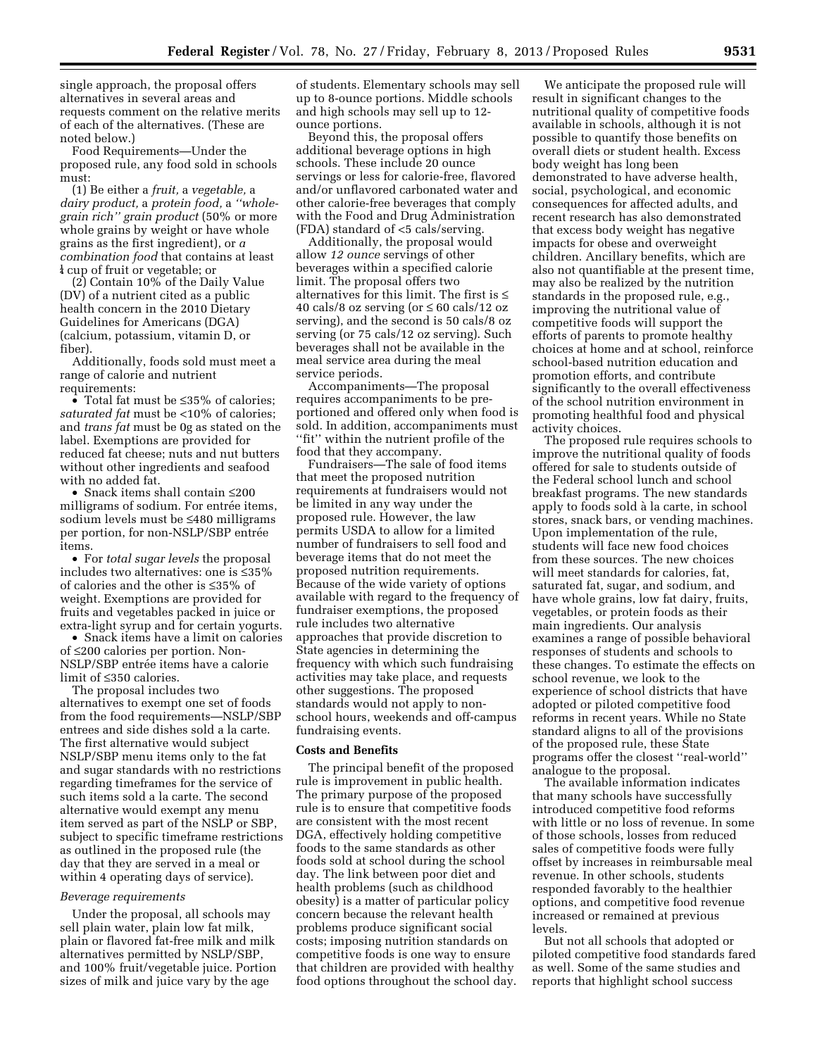single approach, the proposal offers alternatives in several areas and requests comment on the relative merits of each of the alternatives. (These are noted below.)

Food Requirements—Under the proposed rule, any food sold in schools must:

(1) Be either a *fruit,* a *vegetable,* a *dairy product,* a *protein food,* a *''whole-grain rich'' grain product* (50% or more whole grains by weight or have whole grains as the first ingredient), or *a combination food* that contains at least ¼ cup of fruit or vegetable; or

(2) Contain 10% of the Daily Value (DV) of a nutrient cited as a public health concern in the 2010 Dietary Guidelines for Americans (DGA) (calcium, potassium, vitamin D, or fiber).

Additionally, foods sold must meet a range of calorie and nutrient requirements:

- Total fat must be ≤35% of calories; *saturated fat* must be <10% of calories; and *trans fat* must be 0g as stated on the label. Exemptions are provided for reduced fat cheese; nuts and nut butters without other ingredients and seafood with no added fat.
- Snack items shall contain ≤200 milligrams of sodium. For entrée items, sodium levels must be ≤480 milligrams per portion, for non-NSLP/SBP entrée items.
- For *total sugar levels* the proposal includes two alternatives: one is ≤35% of calories and the other is ≤35% of weight. Exemptions are provided for fruits and vegetables packed in juice or extra-light syrup and for certain yogurts.
- Snack items have a limit on calories of ≤200 calories per portion. Non-NSLP/SBP entrée items have a calorie limit of ≤350 calories.

The proposal includes two alternatives to exempt one set of foods from the food requirements—NSLP/SBP entrees and side dishes sold a la carte. The first alternative would subject NSLP/SBP menu items only to the fat and sugar standards with no restrictions regarding timeframes for the service of such items sold a la carte. The second alternative would exempt any menu item served as part of the NSLP or SBP, subject to specific timeframe restrictions as outlined in the proposed rule (the day that they are served in a meal or within 4 operating days of service).

*Beverage requirements*

Under the proposal, all schools may sell plain water, plain low fat milk, plain or flavored fat-free milk and milk alternatives permitted by NSLP/SBP, and 100% fruit/vegetable juice. Portion sizes of milk and juice vary by the age of students. Elementary schools may sell up to 8-ounce portions. Middle schools and high schools may sell up to 12-ounce portions.

Beyond this, the proposal offers additional beverage options in high schools. These include 20 ounce servings or less for calorie-free, flavored and/or unflavored carbonated water and other calorie-free beverages that comply with the Food and Drug Administration (FDA) standard of <5 cals/serving.

Additionally, the proposal would allow *12 ounce* servings of other beverages within a specified calorie limit. The proposal offers two alternatives for this limit. The first is ≤ 40 cals/8 oz serving (or ≤ 60 cals/12 oz serving), and the second is 50 cals/8 oz serving (or 75 cals/12 oz serving). Such beverages shall not be available in the meal service area during the meal service periods.

Accompaniments—The proposal requires accompaniments to be pre-portioned and offered only when food is sold. In addition, accompaniments must ''fit'' within the nutrient profile of the food that they accompany.

Fundraisers—The sale of food items that meet the proposed nutrition requirements at fundraisers would not be limited in any way under the proposed rule. However, the law permits USDA to allow for a limited number of fundraisers to sell food and beverage items that do not meet the proposed nutrition requirements. Because of the wide variety of options available with regard to the frequency of fundraiser exemptions, the proposed rule includes two alternative approaches that provide discretion to State agencies in determining the frequency with which such fundraising activities may take place, and requests other suggestions. The proposed standards would not apply to non-school hours, weekends and off-campus fundraising events.

**Costs and Benefits**

The principal benefit of the proposed rule is improvement in public health. The primary purpose of the proposed rule is to ensure that competitive foods are consistent with the most recent DGA, effectively holding competitive foods to the same standards as other foods sold at school during the school day. The link between poor diet and health problems (such as childhood obesity) is a matter of particular policy concern because the relevant health problems produce significant social costs; imposing nutrition standards on competitive foods is one way to ensure that children are provided with healthy food options throughout the school day.

We anticipate the proposed rule will result in significant changes to the nutritional quality of competitive foods available in schools, although it is not possible to quantify those benefits on overall diets or student health. Excess body weight has long been demonstrated to have adverse health, social, psychological, and economic consequences for affected adults, and recent research has also demonstrated that excess body weight has negative impacts for obese and overweight children. Ancillary benefits, which are also not quantifiable at the present time, may also be realized by the nutrition standards in the proposed rule, e.g., improving the nutritional value of competitive foods will support the efforts of parents to promote healthy choices at home and at school, reinforce school-based nutrition education and promotion efforts, and contribute significantly to the overall effectiveness of the school nutrition environment in promoting healthful food and physical activity choices.

The proposed rule requires schools to improve the nutritional quality of foods offered for sale to students outside of the Federal school lunch and school breakfast programs. The new standards apply to foods sold à la carte, in school stores, snack bars, or vending machines. Upon implementation of the rule, students will face new food choices from these sources. The new choices will meet standards for calories, fat, saturated fat, sugar, and sodium, and have whole grains, low fat dairy, fruits, vegetables, or protein foods as their main ingredients. Our analysis examines a range of possible behavioral responses of students and schools to these changes. To estimate the effects on school revenue, we look to the experience of school districts that have adopted or piloted competitive food reforms in recent years. While no State standard aligns to all of the provisions of the proposed rule, these State programs offer the closest ''real-world'' analogue to the proposal.

The available information indicates that many schools have successfully introduced competitive food reforms with little or no loss of revenue. In some of those schools, losses from reduced sales of competitive foods were fully offset by increases in reimbursable meal revenue. In other schools, students responded favorably to the healthier options, and competitive food revenue increased or remained at previous levels.

But not all schools that adopted or piloted competitive food standards fared as well. Some of the same studies and reports that highlight school success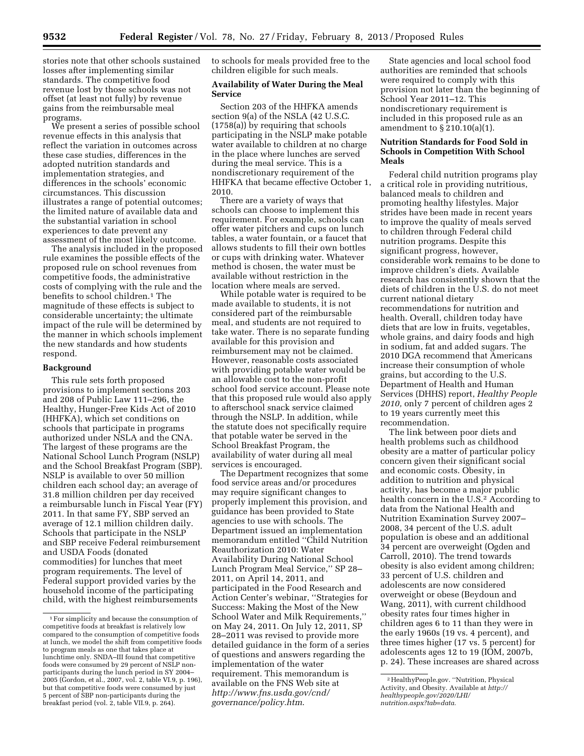stories note that other schools sustained losses after implementing similar standards. The competitive food revenue lost by those schools was not offset (at least not fully) by revenue gains from the reimbursable meal programs.

We present a series of possible school revenue effects in this analysis that reflect the variation in outcomes across these case studies, differences in the adopted nutrition standards and implementation strategies, and differences in the schools' economic circumstances. This discussion illustrates a range of potential outcomes; the limited nature of available data and the substantial variation in school experiences to date prevent any assessment of the most likely outcome.

The analysis included in the proposed rule examines the possible effects of the proposed rule on school revenues from competitive foods, the administrative costs of complying with the rule and the benefits to school children.[1] The magnitude of these effects is subject to considerable uncertainty; the ultimate impact of the rule will be determined by the manner in which schools implement the new standards and how students respond.

## Background

This rule sets forth proposed provisions to implement sections 203 and 208 of Public Law 111–296, the Healthy, Hunger-Free Kids Act of 2010 (HHFKA), which set conditions on schools that participate in programs authorized under NSLA and the CNA. The largest of these programs are the National School Lunch Program (NSLP) and the School Breakfast Program (SBP). NSLP is available to over 50 million children each school day; an average of 31.8 million children per day received a reimbursable lunch in Fiscal Year (FY) 2011. In that same FY, SBP served an average of 12.1 million children daily. Schools that participate in the NSLP and SBP receive Federal reimbursement and USDA Foods (donated commodities) for lunches that meet program requirements. The level of Federal support provided varies by the household income of the participating child, with the highest reimbursements to schools for meals provided free to the children eligible for such meals.

## Availability of Water During the Meal Service

Section 203 of the HHFKA amends section 9(a) of the NSLA (42 U.S.C. (1758(a)) by requiring that schools participating in the NSLP make potable water available to children at no charge in the place where lunches are served during the meal service. This is a nondiscretionary requirement of the HHFKA that became effective October 1, 2010.

There are a variety of ways that schools can choose to implement this requirement. For example, schools can offer water pitchers and cups on lunch tables, a water fountain, or a faucet that allows students to fill their own bottles or cups with drinking water. Whatever method is chosen, the water must be available without restriction in the location where meals are served.

While potable water is required to be made available to students, it is not considered part of the reimbursable meal, and students are not required to take water. There is no separate funding available for this provision and reimbursement may not be claimed. However, reasonable costs associated with providing potable water would be an allowable cost to the non-profit school food service account. Please note that this proposed rule would also apply to afterschool snack service claimed through the NSLP. In addition, while the statute does not specifically require that potable water be served in the School Breakfast Program, the availability of water during all meal services is encouraged.

The Department recognizes that some food service areas and/or procedures may require significant changes to properly implement this provision, and guidance has been provided to State agencies to use with schools. The Department issued an implementation memorandum entitled "Child Nutrition Reauthorization 2010: Water Availability During National School Lunch Program Meal Service," SP 28–2011, on April 14, 2011, and participated in the Food Research and Action Center's webinar, "Strategies for Success: Making the Most of the New School Water and Milk Requirements," on May 24, 2011. On July 12, 2011, SP 28–2011 was revised to provide more detailed guidance in the form of a series of questions and answers regarding the implementation of the water requirement. This memorandum is available on the FNS Web site at *http://www.fns.usda.gov/cnd/governance/policy.htm*.

State agencies and local school food authorities are reminded that schools were required to comply with this provision not later than the beginning of School Year 2011–12. This nondiscretionary requirement is included in this proposed rule as an amendment to § 210.10(a)(1).

## Nutrition Standards for Food Sold in Schools in Competition With School Meals

Federal child nutrition programs play a critical role in providing nutritious, balanced meals to children and promoting healthy lifestyles. Major strides have been made in recent years to improve the quality of meals served to children through Federal child nutrition programs. Despite this significant progress, however, considerable work remains to be done to improve children's diets. Available research has consistently shown that the diets of children in the U.S. do not meet current national dietary recommendations for nutrition and health. Overall, children today have diets that are low in fruits, vegetables, whole grains, and dairy foods and high in sodium, fat and added sugars. The 2010 DGA recommend that Americans increase their consumption of whole grains, but according to the U.S. Department of Health and Human Services (DHHS) report, *Healthy People 2010,* only 7 percent of children ages 2 to 19 years currently meet this recommendation.

The link between poor diets and health problems such as childhood obesity are a matter of particular policy concern given their significant social and economic costs. Obesity, in addition to nutrition and physical activity, has become a major public health concern in the U.S.[2] According to data from the National Health and Nutrition Examination Survey 2007–2008, 34 percent of the U.S. adult population is obese and an additional 34 percent are overweight (Ogden and Carroll, 2010). The trend towards obesity is also evident among children; 33 percent of U.S. children and adolescents are now considered overweight or obese (Beydoun and Wang, 2011), with current childhood obesity rates four times higher in children ages 6 to 11 than they were in the early 1960s (19 vs. 4 percent), and three times higher (17 vs. 5 percent) for adolescents ages 12 to 19 (IOM, 2007b, p. 24). These increases are shared across

---

[1] For simplicity and because the consumption of competitive foods at breakfast is relatively low compared to the consumption of competitive foods at lunch, we model the shift from competitive foods to program meals as one that takes place at lunchtime only. SNDA–III found that competitive foods were consumed by 29 percent of NSLP non-participants during the lunch period in SY 2004–2005 (Gordon, et al., 2007, vol. 2, table VI.9, p. 196), but that competitive foods were consumed by just 5 percent of SBP non-participants during the breakfast period (vol. 2, table VII.9, p. 264).

[2] HealthyPeople.gov. "Nutrition, Physical Activity, and Obesity. Available at *http://healthypeople.gov/2020/LHI/nutrition.aspx?tab=data*.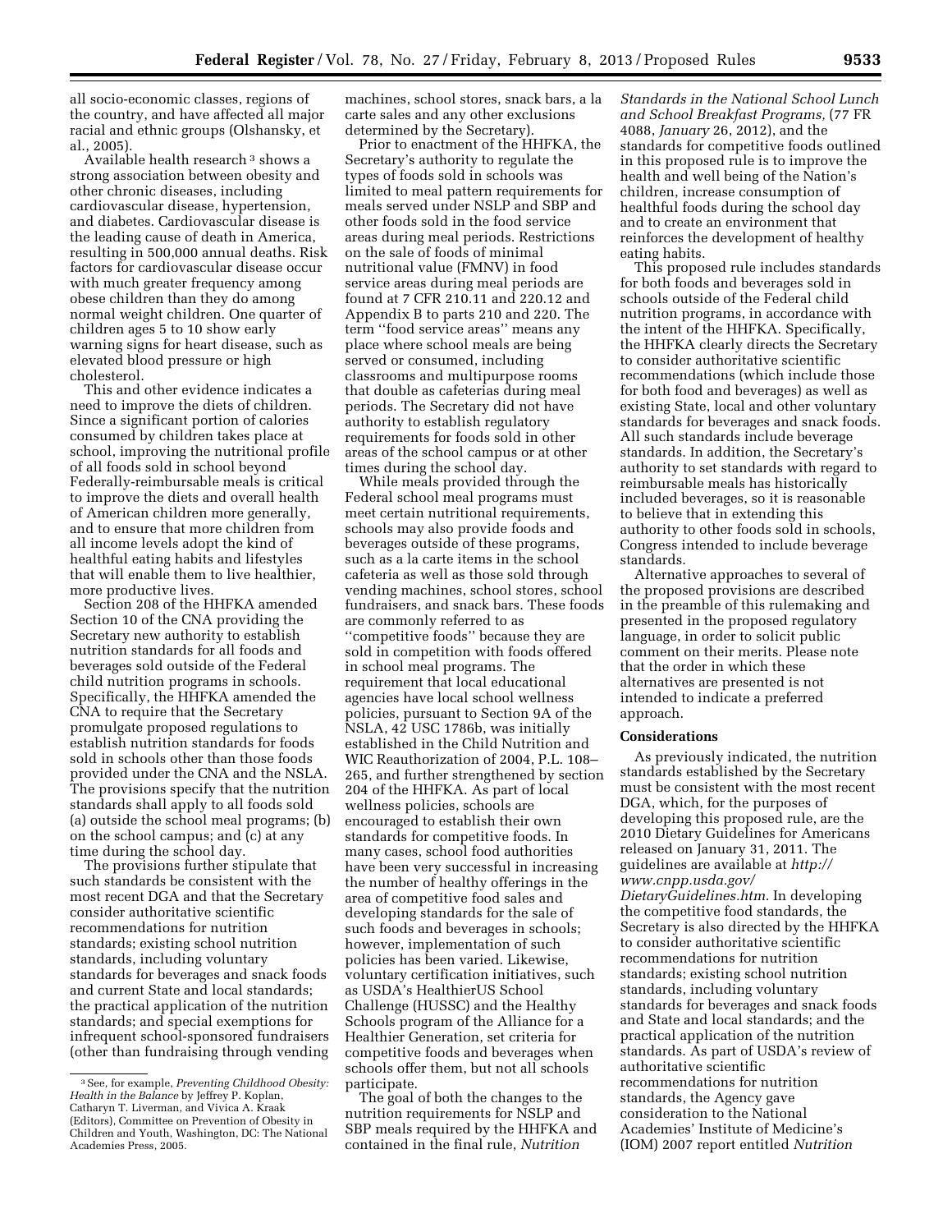all socio-economic classes, regions of the country, and have affected all major racial and ethnic groups (Olshansky, et al., 2005).

Available health research [3] shows a strong association between obesity and other chronic diseases, including cardiovascular disease, hypertension, and diabetes. Cardiovascular disease is the leading cause of death in America, resulting in 500,000 annual deaths. Risk factors for cardiovascular disease occur with much greater frequency among obese children than they do among normal weight children. One quarter of children ages 5 to 10 show early warning signs for heart disease, such as elevated blood pressure or high cholesterol.

This and other evidence indicates a need to improve the diets of children. Since a significant portion of calories consumed by children takes place at school, improving the nutritional profile of all foods sold in school beyond Federally-reimbursable meals is critical to improve the diets and overall health of American children more generally, and to ensure that more children from all income levels adopt the kind of healthful eating habits and lifestyles that will enable them to live healthier, more productive lives.

Section 208 of the HHFKA amended Section 10 of the CNA providing the Secretary new authority to establish nutrition standards for all foods and beverages sold outside of the Federal child nutrition programs in schools. Specifically, the HHFKA amended the CNA to require that the Secretary promulgate proposed regulations to establish nutrition standards for foods sold in schools other than those foods provided under the CNA and the NSLA. The provisions specify that the nutrition standards shall apply to all foods sold (a) outside the school meal programs; (b) on the school campus; and (c) at any time during the school day.

The provisions further stipulate that such standards be consistent with the most recent DGA and that the Secretary consider authoritative scientific recommendations for nutrition standards; existing school nutrition standards, including voluntary standards for beverages and snack foods and current State and local standards; the practical application of the nutrition standards; and special exemptions for infrequent school-sponsored fundraisers (other than fundraising through vending machines, school stores, snack bars, a la carte sales and any other exclusions determined by the Secretary).

Prior to enactment of the HHFKA, the Secretary's authority to regulate the types of foods sold in schools was limited to meal pattern requirements for meals served under NSLP and SBP and other foods sold in the food service areas during meal periods. Restrictions on the sale of foods of minimal nutritional value (FMNV) in food service areas during meal periods are found at 7 CFR 210.11 and 220.12 and Appendix B to parts 210 and 220. The term ''food service areas'' means any place where school meals are being served or consumed, including classrooms and multipurpose rooms that double as cafeterias during meal periods. The Secretary did not have authority to establish regulatory requirements for foods sold in other areas of the school campus or at other times during the school day.

While meals provided through the Federal school meal programs must meet certain nutritional requirements, schools may also provide foods and beverages outside of these programs, such as a la carte items in the school cafeteria as well as those sold through vending machines, school stores, school fundraisers, and snack bars. These foods are commonly referred to as ''competitive foods'' because they are sold in competition with foods offered in school meal programs. The requirement that local educational agencies have local school wellness policies, pursuant to Section 9A of the NSLA, 42 USC 1786b, was initially established in the Child Nutrition and WIC Reauthorization of 2004, P.L. 108–265, and further strengthened by section 204 of the HHFKA. As part of local wellness policies, schools are encouraged to establish their own standards for competitive foods. In many cases, school food authorities have been very successful in increasing the number of healthy offerings in the area of competitive food sales and developing standards for the sale of such foods and beverages in schools; however, implementation of such policies has been varied. Likewise, voluntary certification initiatives, such as USDA's HealthierUS School Challenge (HUSSC) and the Healthy Schools program of the Alliance for a Healthier Generation, set criteria for competitive foods and beverages when schools offer them, but not all schools participate.

The goal of both the changes to the nutrition requirements for NSLP and SBP meals required by the HHFKA and contained in the final rule, *Nutrition Standards in the National School Lunch and School Breakfast Programs,* (77 FR 4088, *January* 26, 2012), and the standards for competitive foods outlined in this proposed rule is to improve the health and well being of the Nation's children, increase consumption of healthful foods during the school day and to create an environment that reinforces the development of healthy eating habits.

This proposed rule includes standards for both foods and beverages sold in schools outside of the Federal child nutrition programs, in accordance with the intent of the HHFKA. Specifically, the HHFKA clearly directs the Secretary to consider authoritative scientific recommendations (which include those for both food and beverages) as well as existing State, local and other voluntary standards for beverages and snack foods. All such standards include beverage standards. In addition, the Secretary's authority to set standards with regard to reimbursable meals has historically included beverages, so it is reasonable to believe that in extending this authority to other foods sold in schools, Congress intended to include beverage standards.

Alternative approaches to several of the proposed provisions are described in the preamble of this rulemaking and presented in the proposed regulatory language, in order to solicit public comment on their merits. Please note that the order in which these alternatives are presented is not intended to indicate a preferred approach.

**Considerations**

As previously indicated, the nutrition standards established by the Secretary must be consistent with the most recent DGA, which, for the purposes of developing this proposed rule, are the 2010 Dietary Guidelines for Americans released on January 31, 2011. The guidelines are available at *http://www.cnpp.usda.gov/DietaryGuidelines.htm*. In developing the competitive food standards, the Secretary is also directed by the HHFKA to consider authoritative scientific recommendations for nutrition standards; existing school nutrition standards, including voluntary standards for beverages and snack foods and State and local standards; and the practical application of the nutrition standards. As part of USDA's review of authoritative scientific recommendations for nutrition standards, the Agency gave consideration to the National Academies' Institute of Medicine's (IOM) 2007 report entitled *Nutrition*

[3] See, for example, *Preventing Childhood Obesity: Health in the Balance* by Jeffrey P. Koplan, Catharyn T. Liverman, and Vivica A. Kraak (Editors), Committee on Prevention of Obesity in Children and Youth, Washington, DC: The National Academies Press, 2005.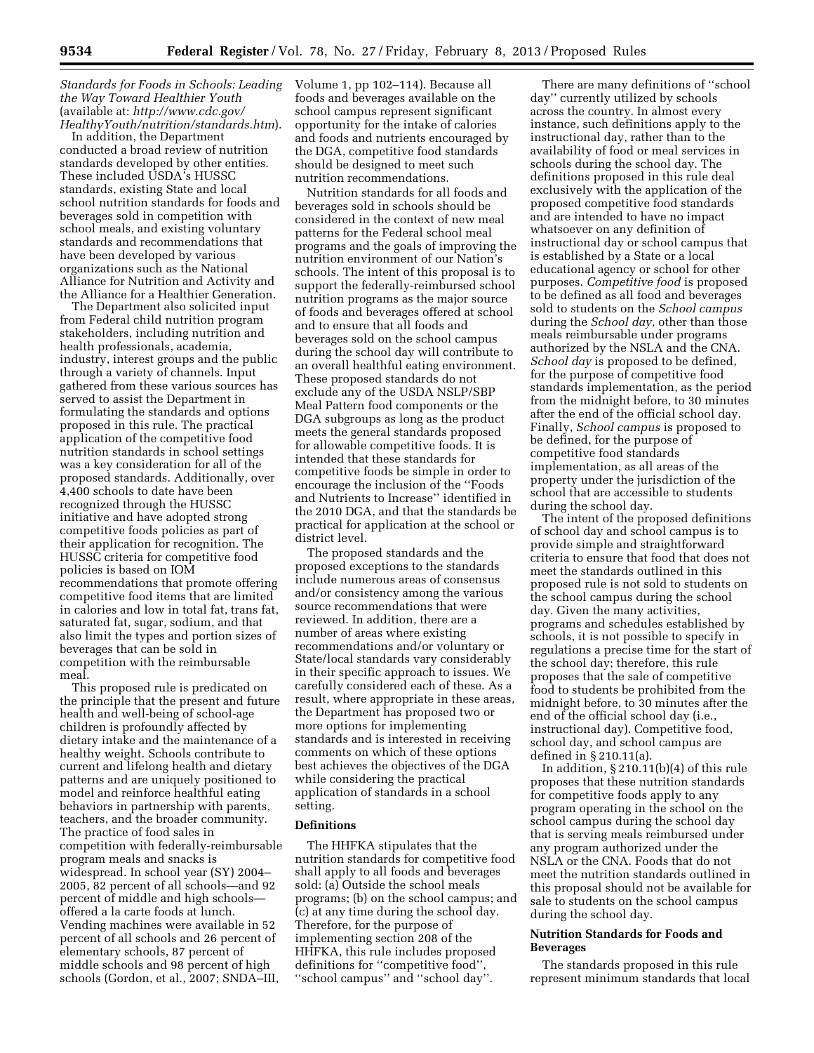*Standards for Foods in Schools: Leading the Way Toward Healthier Youth* (available at: *http://www.cdc.gov/HealthyYouth/nutrition/standards.htm*).

In addition, the Department conducted a broad review of nutrition standards developed by other entities. These included USDA's HUSSC standards, existing State and local school nutrition standards for foods and beverages sold in competition with school meals, and existing voluntary standards and recommendations that have been developed by various organizations such as the National Alliance for Nutrition and Activity and the Alliance for a Healthier Generation.

The Department also solicited input from Federal child nutrition program stakeholders, including nutrition and health professionals, academia, industry, interest groups and the public through a variety of channels. Input gathered from these various sources has served to assist the Department in formulating the standards and options proposed in this rule. The practical application of the competitive food nutrition standards in school settings was a key consideration for all of the proposed standards. Additionally, over 4,400 schools to date have been recognized through the HUSSC initiative and have adopted strong competitive foods policies as part of their application for recognition. The HUSSC criteria for competitive food policies is based on IOM recommendations that promote offering competitive food items that are limited in calories and low in total fat, trans fat, saturated fat, sugar, sodium, and that also limit the types and portion sizes of beverages that can be sold in competition with the reimbursable meal.

This proposed rule is predicated on the principle that the present and future health and well-being of school-age children is profoundly affected by dietary intake and the maintenance of a healthy weight. Schools contribute to current and lifelong health and dietary patterns and are uniquely positioned to model and reinforce healthful eating behaviors in partnership with parents, teachers, and the broader community. The practice of food sales in competition with federally-reimbursable program meals and snacks is widespread. In school year (SY) 2004–2005, 82 percent of all schools—and 92 percent of middle and high schools—offered a la carte foods at lunch. Vending machines were available in 52 percent of all schools and 26 percent of elementary schools, 87 percent of middle schools and 98 percent of high schools (Gordon, et al., 2007; SNDA–III, Volume 1, pp 102–114). Because all foods and beverages available on the school campus represent significant opportunity for the intake of calories and foods and nutrients encouraged by the DGA, competitive food standards should be designed to meet such nutrition recommendations.

Nutrition standards for all foods and beverages sold in schools should be considered in the context of new meal patterns for the Federal school meal programs and the goals of improving the nutrition environment of our Nation's schools. The intent of this proposal is to support the federally-reimbursed school nutrition programs as the major source of foods and beverages offered at school and to ensure that all foods and beverages sold on the school campus during the school day will contribute to an overall healthful eating environment. These proposed standards do not exclude any of the USDA NSLP/SBP Meal Pattern food components or the DGA subgroups as long as the product meets the general standards proposed for allowable competitive foods. It is intended that these standards for competitive foods be simple in order to encourage the inclusion of the ''Foods and Nutrients to Increase'' identified in the 2010 DGA, and that the standards be practical for application at the school or district level.

The proposed standards and the proposed exceptions to the standards include numerous areas of consensus and/or consistency among the various source recommendations that were reviewed. In addition, there are a number of areas where existing recommendations and/or voluntary or State/local standards vary considerably in their specific approach to issues. We carefully considered each of these. As a result, where appropriate in these areas, the Department has proposed two or more options for implementing standards and is interested in receiving comments on which of these options best achieves the objectives of the DGA while considering the practical application of standards in a school setting.

**Definitions**

The HHFKA stipulates that the nutrition standards for competitive food shall apply to all foods and beverages sold: (a) Outside the school meals programs; (b) on the school campus; and (c) at any time during the school day. Therefore, for the purpose of implementing section 208 of the HHFKA, this rule includes proposed definitions for ''competitive food'', ''school campus'' and ''school day''.

There are many definitions of ''school day'' currently utilized by schools across the country. In almost every instance, such definitions apply to the instructional day, rather than to the availability of food or meal services in schools during the school day. The definitions proposed in this rule deal exclusively with the application of the proposed competitive food standards and are intended to have no impact whatsoever on any definition of instructional day or school campus that is established by a State or a local educational agency or school for other purposes. *Competitive food* is proposed to be defined as all food and beverages sold to students on the *School campus* during the *School day,* other than those meals reimbursable under programs authorized by the NSLA and the CNA. *School day* is proposed to be defined, for the purpose of competitive food standards implementation, as the period from the midnight before, to 30 minutes after the end of the official school day. Finally, *School campus* is proposed to be defined, for the purpose of competitive food standards implementation, as all areas of the property under the jurisdiction of the school that are accessible to students during the school day.

The intent of the proposed definitions of school day and school campus is to provide simple and straightforward criteria to ensure that food that does not meet the standards outlined in this proposed rule is not sold to students on the school campus during the school day. Given the many activities, programs and schedules established by schools, it is not possible to specify in regulations a precise time for the start of the school day; therefore, this rule proposes that the sale of competitive food to students be prohibited from the midnight before, to 30 minutes after the end of the official school day (i.e., instructional day). Competitive food, school day, and school campus are defined in § 210.11(a).

In addition, § 210.11(b)(4) of this rule proposes that these nutrition standards for competitive foods apply to any program operating in the school on the school campus during the school day that is serving meals reimbursed under any program authorized under the NSLA or the CNA. Foods that do not meet the nutrition standards outlined in this proposal should not be available for sale to students on the school campus during the school day.

**Nutrition Standards for Foods and Beverages**

The standards proposed in this rule represent minimum standards that local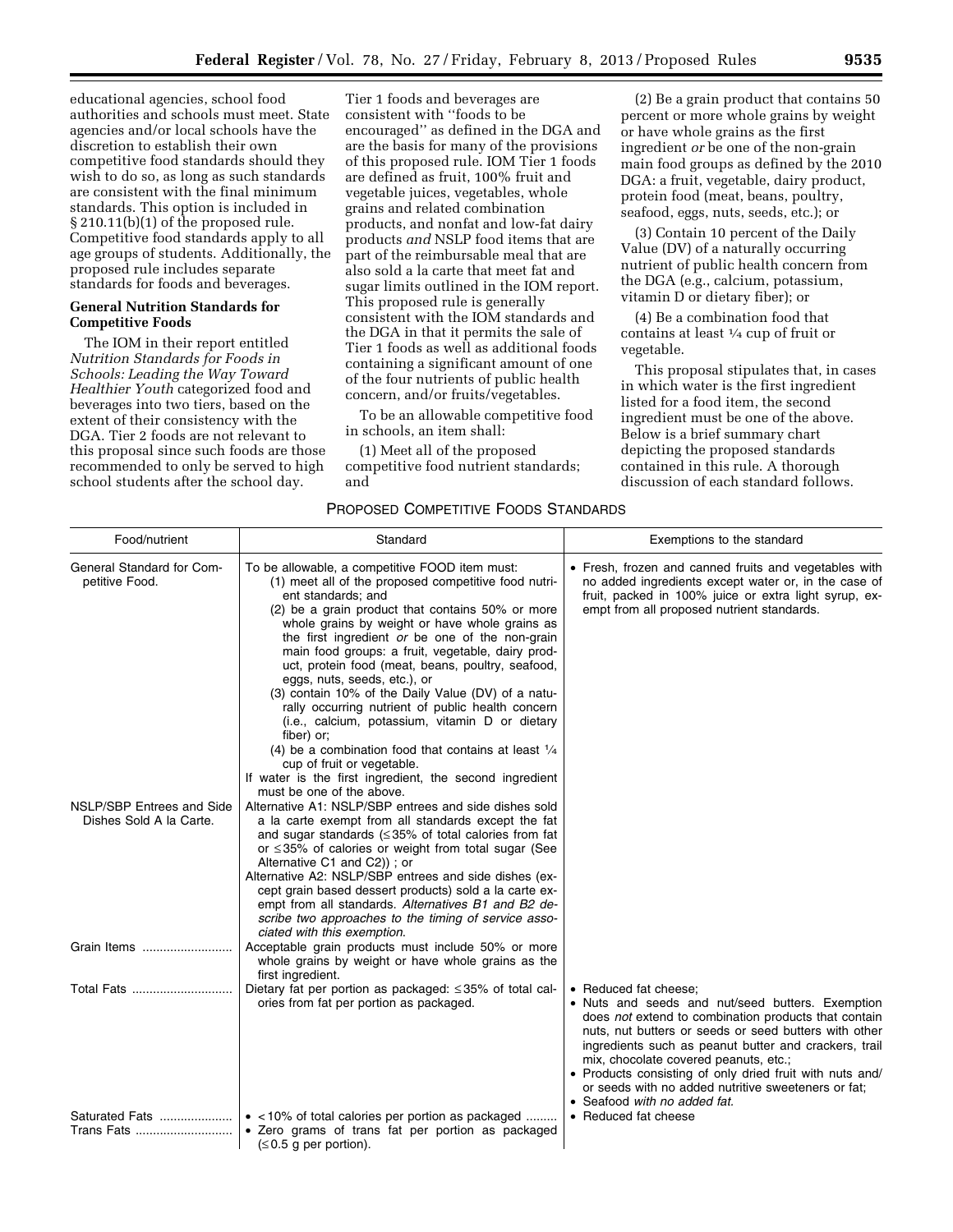educational agencies, school food authorities and schools must meet. State agencies and/or local schools have the discretion to establish their own competitive food standards should they wish to do so, as long as such standards are consistent with the final minimum standards. This option is included in § 210.11(b)(1) of the proposed rule. Competitive food standards apply to all age groups of students. Additionally, the proposed rule includes separate standards for foods and beverages.

### General Nutrition Standards for Competitive Foods

The IOM in their report entitled *Nutrition Standards for Foods in Schools: Leading the Way Toward Healthier Youth* categorized food and beverages into two tiers, based on the extent of their consistency with the DGA. Tier 2 foods are not relevant to this proposal since such foods are those recommended to only be served to high school students after the school day.

Tier 1 foods and beverages are consistent with "foods to be encouraged" as defined in the DGA and are the basis for many of the provisions of this proposed rule. IOM Tier 1 foods are defined as fruit, 100% fruit and vegetable juices, vegetables, whole grains and related combination products, and nonfat and low-fat dairy products *and* NSLP food items that are part of the reimbursable meal that are also sold a la carte that meet fat and sugar limits outlined in the IOM report. This proposed rule is generally consistent with the IOM standards and the DGA in that it permits the sale of Tier 1 foods as well as additional foods containing a significant amount of one of the four nutrients of public health concern, and/or fruits/vegetables.

To be an allowable competitive food in schools, an item shall:

(1) Meet all of the proposed competitive food nutrient standards; and

(2) Be a grain product that contains 50 percent or more whole grains by weight or have whole grains as the first ingredient *or* be one of the non-grain main food groups as defined by the 2010 DGA: a fruit, vegetable, dairy product, protein food (meat, beans, poultry, seafood, eggs, nuts, seeds, etc.); or

(3) Contain 10 percent of the Daily Value (DV) of a naturally occurring nutrient of public health concern from the DGA (e.g., calcium, potassium, vitamin D or dietary fiber); or

(4) Be a combination food that contains at least ¼ cup of fruit or vegetable.

This proposal stipulates that, in cases in which water is the first ingredient listed for a food item, the second ingredient must be one of the above. Below is a brief summary chart depicting the proposed standards contained in this rule. A thorough discussion of each standard follows.

PROPOSED COMPETITIVE FOODS STANDARDS

| Food/nutrient | Standard | Exemptions to the standard |
|---|---|---|
| General Standard for Competitive Food. | To be allowable, a competitive FOOD item must: (1) meet all of the proposed competitive food nutrient standards; and (2) be a grain product that contains 50% or more whole grains by weight or have whole grains as the first ingredient *or* be one of the non-grain main food groups: a fruit, vegetable, dairy product, protein food (meat, beans, poultry, seafood, eggs, nuts, seeds, etc.), or (3) contain 10% of the Daily Value (DV) of a naturally occurring nutrient of public health concern (i.e., calcium, potassium, vitamin D or dietary fiber) or; (4) be a combination food that contains at least ¼ cup of fruit or vegetable. If water is the first ingredient, the second ingredient must be one of the above. | • Fresh, frozen and canned fruits and vegetables with no added ingredients except water or, in the case of fruit, packed in 100% juice or extra light syrup, exempt from all proposed nutrient standards. |
| NSLP/SBP Entrees and Side Dishes Sold A la Carte. | Alternative A1: NSLP/SBP entrees and side dishes sold a la carte exempt from all standards except the fat and sugar standards (≤35% of total calories from fat or ≤35% of calories or weight from total sugar (See Alternative C1 and C2)) ; or Alternative A2: NSLP/SBP entrees and side dishes (except grain based dessert products) sold a la carte exempt from all standards. *Alternatives B1 and B2 describe two approaches to the timing of service associated with this exemption.* | |
| Grain Items | Acceptable grain products must include 50% or more whole grains by weight or have whole grains as the first ingredient. | |
| Total Fats | Dietary fat per portion as packaged: ≤35% of total calories from fat per portion as packaged. | • Reduced fat cheese; • Nuts and seeds and nut/seed butters. Exemption does *not* extend to combination products that contain nuts, nut butters or seeds or seed butters with other ingredients such as peanut butter and crackers, trail mix, chocolate covered peanuts, etc.; • Products consisting of only dried fruit with nuts and/or seeds with no added nutritive sweeteners or fat; • Seafood *with no added fat.* |
| Saturated Fats | • <10% of total calories per portion as packaged | • Reduced fat cheese |
| Trans Fats | • Zero grams of trans fat per portion as packaged (≤0.5 g per portion). | |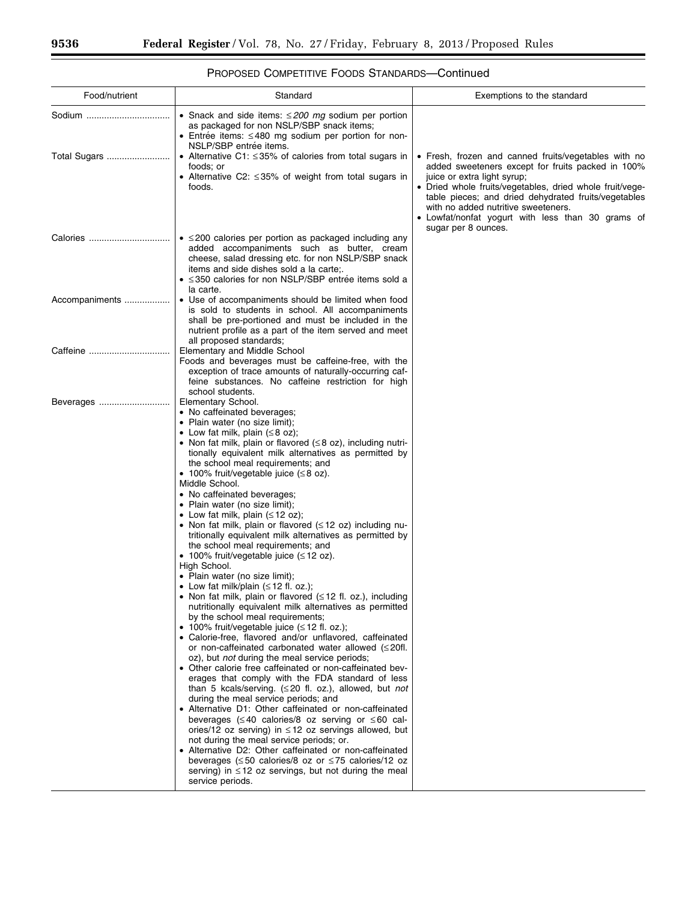PROPOSED COMPETITIVE FOODS STANDARDS—Continued

| Food/nutrient | Standard | Exemptions to the standard |
|---|---|---|
| Sodium | • Snack and side items: ≤*200 mg* sodium per portion as packaged for non NSLP/SBP snack items;<br>• Entrée items: ≤480 mg sodium per portion for non-NSLP/SBP entrée items. | |
| Total Sugars | • Alternative C1: ≤35% of calories from total sugars in foods; or<br>• Alternative C2: ≤35% of weight from total sugars in foods. | • Fresh, frozen and canned fruits/vegetables with no added sweeteners except for fruits packed in 100% juice or extra light syrup;<br>• Dried whole fruits/vegetables, dried whole fruit/vegetable pieces; and dried dehydrated fruits/vegetables with no added nutritive sweeteners.<br>• Lowfat/nonfat yogurt with less than 30 grams of sugar per 8 ounces. |
| Calories | • ≤200 calories per portion as packaged including any added accompaniments such as butter, cream cheese, salad dressing etc. for non NSLP/SBP snack items and side dishes sold a la carte;.<br>• ≤350 calories for non NSLP/SBP entrée items sold a la carte. | |
| Accompaniments | • Use of accompaniments should be limited when food is sold to students in school. All accompaniments shall be pre-portioned and must be included in the nutrient profile as a part of the item served and meet all proposed standards; | |
| Caffeine | Elementary and Middle School<br>Foods and beverages must be caffeine-free, with the exception of trace amounts of naturally-occurring caffeine substances. No caffeine restriction for high school students. | |
| Beverages | Elementary School.<br>• No caffeinated beverages;<br>• Plain water (no size limit);<br>• Low fat milk, plain (≤8 oz);<br>• Non fat milk, plain or flavored (≤8 oz), including nutritionally equivalent milk alternatives as permitted by the school meal requirements; and<br>• 100% fruit/vegetable juice (≤8 oz).<br>Middle School.<br>• No caffeinated beverages;<br>• Plain water (no size limit);<br>• Low fat milk, plain (≤12 oz);<br>• Non fat milk, plain or flavored (≤12 oz) including nutritionally equivalent milk alternatives as permitted by the school meal requirements; and<br>• 100% fruit/vegetable juice (≤12 oz).<br>High School.<br>• Plain water (no size limit);<br>• Low fat milk/plain (≤12 fl. oz.);<br>• Non fat milk, plain or flavored (≤12 fl. oz.), including nutritionally equivalent milk alternatives as permitted by the school meal requirements;<br>• 100% fruit/vegetable juice (≤12 fl. oz.);<br>• Calorie-free, flavored and/or unflavored, caffeinated or non-caffeinated carbonated water allowed (≤20fl. oz), but *not* during the meal service periods;<br>• Other calorie free caffeinated or non-caffeinated beverages that comply with the FDA standard of less than 5 kcals/serving. (≤20 fl. oz.), allowed, but *not* during the meal service periods; and<br>• Alternative D1: Other caffeinated or non-caffeinated beverages (≤40 calories/8 oz serving or ≤60 calories/12 oz serving) in ≤12 oz servings allowed, but not during the meal service periods; or.<br>• Alternative D2: Other caffeinated or non-caffeinated beverages (≤50 calories/8 oz or ≤75 calories/12 oz serving) in ≤12 oz servings, but not during the meal service periods. | |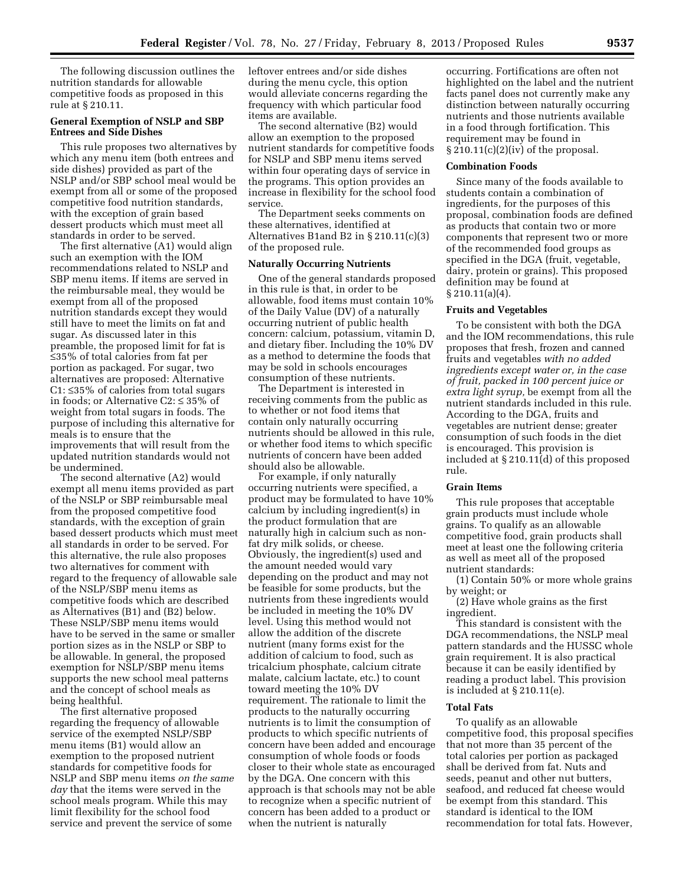The following discussion outlines the nutrition standards for allowable competitive foods as proposed in this rule at § 210.11.

**General Exemption of NSLP and SBP Entrees and Side Dishes**

This rule proposes two alternatives by which any menu item (both entrees and side dishes) provided as part of the NSLP and/or SBP school meal would be exempt from all or some of the proposed competitive food nutrition standards, with the exception of grain based dessert products which must meet all standards in order to be served.

The first alternative (A1) would align such an exemption with the IOM recommendations related to NSLP and SBP menu items. If items are served in the reimbursable meal, they would be exempt from all of the proposed nutrition standards except they would still have to meet the limits on fat and sugar. As discussed later in this preamble, the proposed limit for fat is ≤35% of total calories from fat per portion as packaged. For sugar, two alternatives are proposed: Alternative C1: ≤35% of calories from total sugars in foods; or Alternative C2: ≤ 35% of weight from total sugars in foods. The purpose of including this alternative for meals is to ensure that the improvements that will result from the updated nutrition standards would not be undermined.

The second alternative (A2) would exempt all menu items provided as part of the NSLP or SBP reimbursable meal from the proposed competitive food standards, with the exception of grain based dessert products which must meet all standards in order to be served. For this alternative, the rule also proposes two alternatives for comment with regard to the frequency of allowable sale of the NSLP/SBP menu items as competitive foods which are described as Alternatives (B1) and (B2) below. These NSLP/SBP menu items would have to be served in the same or smaller portion sizes as in the NSLP or SBP to be allowable. In general, the proposed exemption for NSLP/SBP menu items supports the new school meal patterns and the concept of school meals as being healthful.

The first alternative proposed regarding the frequency of allowable service of the exempted NSLP/SBP menu items (B1) would allow an exemption to the proposed nutrient standards for competitive foods for NSLP and SBP menu items *on the same day* that the items were served in the school meals program. While this may limit flexibility for the school food service and prevent the service of some leftover entrees and/or side dishes during the menu cycle, this option would alleviate concerns regarding the frequency with which particular food items are available.

The second alternative (B2) would allow an exemption to the proposed nutrient standards for competitive foods for NSLP and SBP menu items served within four operating days of service in the programs. This option provides an increase in flexibility for the school food service.

The Department seeks comments on these alternatives, identified at Alternatives B1and B2 in § 210.11(c)(3) of the proposed rule.

**Naturally Occurring Nutrients**

One of the general standards proposed in this rule is that, in order to be allowable, food items must contain 10% of the Daily Value (DV) of a naturally occurring nutrient of public health concern: calcium, potassium, vitamin D, and dietary fiber. Including the 10% DV as a method to determine the foods that may be sold in schools encourages consumption of these nutrients.

The Department is interested in receiving comments from the public as to whether or not food items that contain only naturally occurring nutrients should be allowed in this rule, or whether food items to which specific nutrients of concern have been added should also be allowable.

For example, if only naturally occurring nutrients were specified, a product may be formulated to have 10% calcium by including ingredient(s) in the product formulation that are naturally high in calcium such as non-fat dry milk solids, or cheese. Obviously, the ingredient(s) used and the amount needed would vary depending on the product and may not be feasible for some products, but the nutrients from these ingredients would be included in meeting the 10% DV level. Using this method would not allow the addition of the discrete nutrient (many forms exist for the addition of calcium to food, such as tricalcium phosphate, calcium citrate malate, calcium lactate, etc.) to count toward meeting the 10% DV requirement. The rationale to limit the products to the naturally occurring nutrients is to limit the consumption of products to which specific nutrients of concern have been added and encourage consumption of whole foods or foods closer to their whole state as encouraged by the DGA. One concern with this approach is that schools may not be able to recognize when a specific nutrient of concern has been added to a product or when the nutrient is naturally occurring. Fortifications are often not highlighted on the label and the nutrient facts panel does not currently make any distinction between naturally occurring nutrients and those nutrients available in a food through fortification. This requirement may be found in § 210.11(c)(2)(iv) of the proposal.

**Combination Foods**

Since many of the foods available to students contain a combination of ingredients, for the purposes of this proposal, combination foods are defined as products that contain two or more components that represent two or more of the recommended food groups as specified in the DGA (fruit, vegetable, dairy, protein or grains). This proposed definition may be found at § 210.11(a)(4).

**Fruits and Vegetables**

To be consistent with both the DGA and the IOM recommendations, this rule proposes that fresh, frozen and canned fruits and vegetables *with no added ingredients except water or, in the case of fruit, packed in 100 percent juice or extra light syrup,* be exempt from all the nutrient standards included in this rule. According to the DGA, fruits and vegetables are nutrient dense; greater consumption of such foods in the diet is encouraged. This provision is included at § 210.11(d) of this proposed rule.

**Grain Items**

This rule proposes that acceptable grain products must include whole grains. To qualify as an allowable competitive food, grain products shall meet at least one the following criteria as well as meet all of the proposed nutrient standards:

(1) Contain 50% or more whole grains by weight; or

(2) Have whole grains as the first ingredient.

This standard is consistent with the DGA recommendations, the NSLP meal pattern standards and the HUSSC whole grain requirement. It is also practical because it can be easily identified by reading a product label. This provision is included at § 210.11(e).

**Total Fats**

To qualify as an allowable competitive food, this proposal specifies that not more than 35 percent of the total calories per portion as packaged shall be derived from fat. Nuts and seeds, peanut and other nut butters, seafood, and reduced fat cheese would be exempt from this standard. This standard is identical to the IOM recommendation for total fats. However,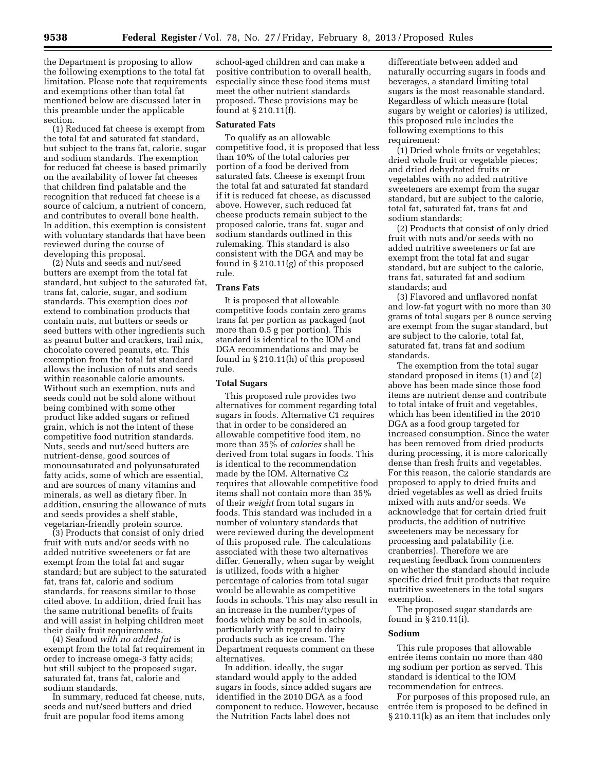the Department is proposing to allow the following exemptions to the total fat limitation. Please note that requirements and exemptions other than total fat mentioned below are discussed later in this preamble under the applicable section.

(1) Reduced fat cheese is exempt from the total fat and saturated fat standard, but subject to the trans fat, calorie, sugar and sodium standards. The exemption for reduced fat cheese is based primarily on the availability of lower fat cheeses that children find palatable and the recognition that reduced fat cheese is a source of calcium, a nutrient of concern, and contributes to overall bone health. In addition, this exemption is consistent with voluntary standards that have been reviewed during the course of developing this proposal.

(2) Nuts and seeds and nut/seed butters are exempt from the total fat standard, but subject to the saturated fat, trans fat, calorie, sugar, and sodium standards. This exemption does *not* extend to combination products that contain nuts, nut butters or seeds or seed butters with other ingredients such as peanut butter and crackers, trail mix, chocolate covered peanuts, etc. This exemption from the total fat standard allows the inclusion of nuts and seeds within reasonable calorie amounts. Without such an exemption, nuts and seeds could not be sold alone without being combined with some other product like added sugars or refined grain, which is not the intent of these competitive food nutrition standards. Nuts, seeds and nut/seed butters are nutrient-dense, good sources of monounsaturated and polyunsaturated fatty acids, some of which are essential, and are sources of many vitamins and minerals, as well as dietary fiber. In addition, ensuring the allowance of nuts and seeds provides a shelf stable, vegetarian-friendly protein source.

(3) Products that consist of only dried fruit with nuts and/or seeds with no added nutritive sweeteners or fat are exempt from the total fat and sugar standard; but are subject to the saturated fat, trans fat, calorie and sodium standards, for reasons similar to those cited above. In addition, dried fruit has the same nutritional benefits of fruits and will assist in helping children meet their daily fruit requirements.

(4) Seafood *with no added fat* is exempt from the total fat requirement in order to increase omega-3 fatty acids; but still subject to the proposed sugar, saturated fat, trans fat, calorie and sodium standards.

In summary, reduced fat cheese, nuts, seeds and nut/seed butters and dried fruit are popular food items among school-aged children and can make a positive contribution to overall health, especially since these food items must meet the other nutrient standards proposed. These provisions may be found at § 210.11(f).

**Saturated Fats**

To qualify as an allowable competitive food, it is proposed that less than 10% of the total calories per portion of a food be derived from saturated fats. Cheese is exempt from the total fat and saturated fat standard if it is reduced fat cheese, as discussed above. However, such reduced fat cheese products remain subject to the proposed calorie, trans fat, sugar and sodium standards outlined in this rulemaking. This standard is also consistent with the DGA and may be found in § 210.11(g) of this proposed rule.

**Trans Fats**

It is proposed that allowable competitive foods contain zero grams trans fat per portion as packaged (not more than 0.5 g per portion). This standard is identical to the IOM and DGA recommendations and may be found in § 210.11(h) of this proposed rule.

**Total Sugars**

This proposed rule provides two alternatives for comment regarding total sugars in foods. Alternative C1 requires that in order to be considered an allowable competitive food item, no more than 35% of *calories* shall be derived from total sugars in foods. This is identical to the recommendation made by the IOM. Alternative C2 requires that allowable competitive food items shall not contain more than 35% of their *weight* from total sugars in foods. This standard was included in a number of voluntary standards that were reviewed during the development of this proposed rule. The calculations associated with these two alternatives differ. Generally, when sugar by weight is utilized, foods with a higher percentage of calories from total sugar would be allowable as competitive foods in schools. This may also result in an increase in the number/types of foods which may be sold in schools, particularly with regard to dairy products such as ice cream. The Department requests comment on these alternatives.

In addition, ideally, the sugar standard would apply to the added sugars in foods, since added sugars are identified in the 2010 DGA as a food component to reduce. However, because the Nutrition Facts label does not differentiate between added and naturally occurring sugars in foods and beverages, a standard limiting total sugars is the most reasonable standard. Regardless of which measure (total sugars by weight or calories) is utilized, this proposed rule includes the following exemptions to this requirement:

(1) Dried whole fruits or vegetables; dried whole fruit or vegetable pieces; and dried dehydrated fruits or vegetables with no added nutritive sweeteners are exempt from the sugar standard, but are subject to the calorie, total fat, saturated fat, trans fat and sodium standards;

(2) Products that consist of only dried fruit with nuts and/or seeds with no added nutritive sweeteners or fat are exempt from the total fat and sugar standard, but are subject to the calorie, trans fat, saturated fat and sodium standards; and

(3) Flavored and unflavored nonfat and low-fat yogurt with no more than 30 grams of total sugars per 8 ounce serving are exempt from the sugar standard, but are subject to the calorie, total fat, saturated fat, trans fat and sodium standards.

The exemption from the total sugar standard proposed in items (1) and (2) above has been made since those food items are nutrient dense and contribute to total intake of fruit and vegetables, which has been identified in the 2010 DGA as a food group targeted for increased consumption. Since the water has been removed from dried products during processing, it is more calorically dense than fresh fruits and vegetables. For this reason, the calorie standards are proposed to apply to dried fruits and dried vegetables as well as dried fruits mixed with nuts and/or seeds. We acknowledge that for certain dried fruit products, the addition of nutritive sweeteners may be necessary for processing and palatability (i.e. cranberries). Therefore we are requesting feedback from commenters on whether the standard should include specific dried fruit products that require nutritive sweeteners in the total sugars exemption.

The proposed sugar standards are found in § 210.11(i).

**Sodium**

This rule proposes that allowable entrée items contain no more than 480 mg sodium per portion as served. This standard is identical to the IOM recommendation for entrees.

For purposes of this proposed rule, an entrée item is proposed to be defined in § 210.11(k) as an item that includes only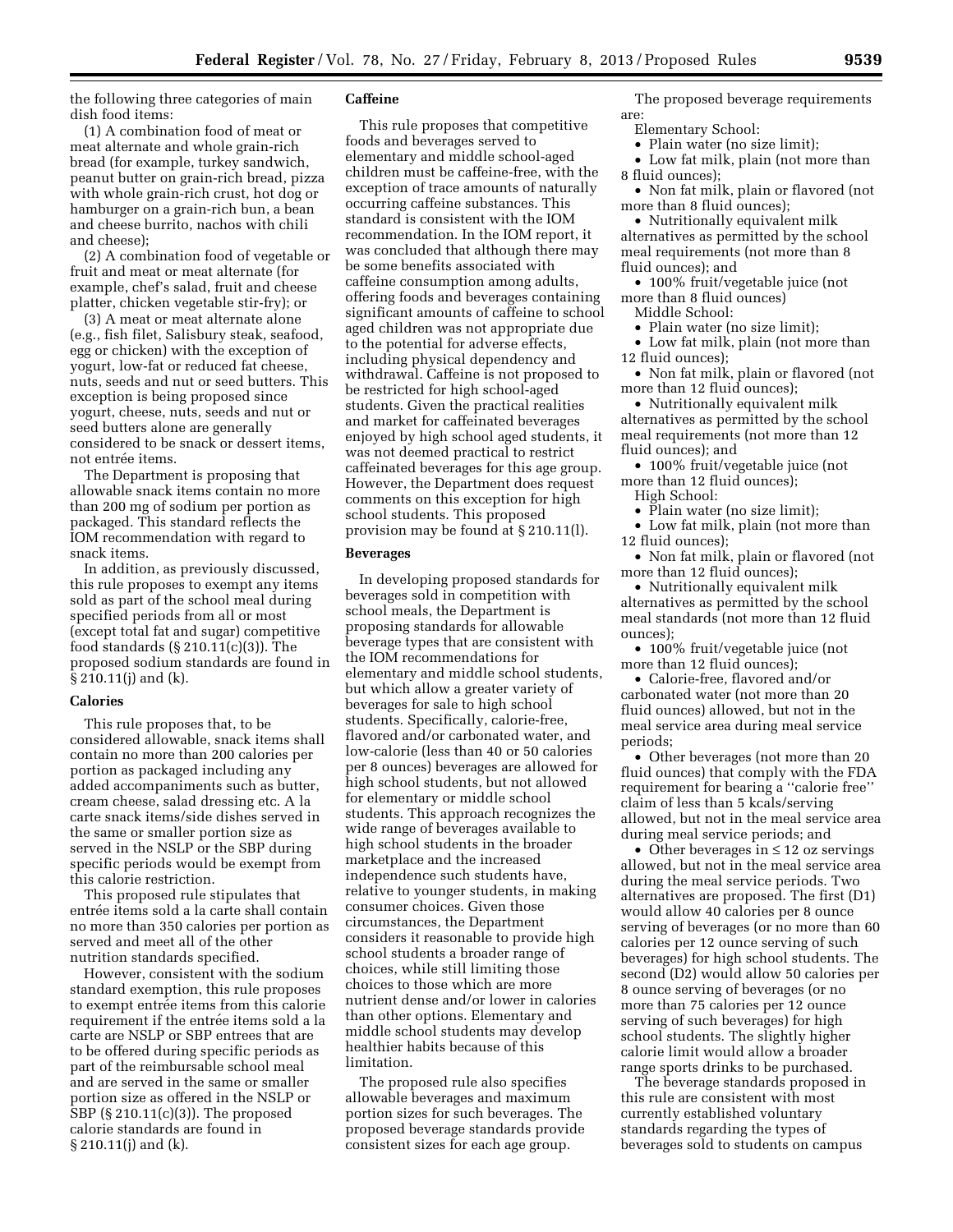the following three categories of main dish food items:

(1) A combination food of meat or meat alternate and whole grain-rich bread (for example, turkey sandwich, peanut butter on grain-rich bread, pizza with whole grain-rich crust, hot dog or hamburger on a grain-rich bun, a bean and cheese burrito, nachos with chili and cheese);

(2) A combination food of vegetable or fruit and meat or meat alternate (for example, chef's salad, fruit and cheese platter, chicken vegetable stir-fry); or

(3) A meat or meat alternate alone (e.g., fish filet, Salisbury steak, seafood, egg or chicken) with the exception of yogurt, low-fat or reduced fat cheese, nuts, seeds and nut or seed butters. This exception is being proposed since yogurt, cheese, nuts, seeds and nut or seed butters alone are generally considered to be snack or dessert items, not entrée items.

The Department is proposing that allowable snack items contain no more than 200 mg of sodium per portion as packaged. This standard reflects the IOM recommendation with regard to snack items.

In addition, as previously discussed, this rule proposes to exempt any items sold as part of the school meal during specified periods from all or most (except total fat and sugar) competitive food standards (§ 210.11(c)(3)). The proposed sodium standards are found in § 210.11(j) and (k).

**Calories**

This rule proposes that, to be considered allowable, snack items shall contain no more than 200 calories per portion as packaged including any added accompaniments such as butter, cream cheese, salad dressing etc. A la carte snack items/side dishes served in the same or smaller portion size as served in the NSLP or the SBP during specific periods would be exempt from this calorie restriction.

This proposed rule stipulates that entrée items sold a la carte shall contain no more than 350 calories per portion as served and meet all of the other nutrition standards specified.

However, consistent with the sodium standard exemption, this rule proposes to exempt entrée items from this calorie requirement if the entrée items sold a la carte are NSLP or SBP entrees that are to be offered during specific periods as part of the reimbursable school meal and are served in the same or smaller portion size as offered in the NSLP or SBP (§ 210.11(c)(3)). The proposed calorie standards are found in § 210.11(j) and (k).

**Caffeine**

This rule proposes that competitive foods and beverages served to elementary and middle school-aged children must be caffeine-free, with the exception of trace amounts of naturally occurring caffeine substances. This standard is consistent with the IOM recommendation. In the IOM report, it was concluded that although there may be some benefits associated with caffeine consumption among adults, offering foods and beverages containing significant amounts of caffeine to school aged children was not appropriate due to the potential for adverse effects, including physical dependency and withdrawal. Caffeine is not proposed to be restricted for high school-aged students. Given the practical realities and market for caffeinated beverages enjoyed by high school aged students, it was not deemed practical to restrict caffeinated beverages for this age group. However, the Department does request comments on this exception for high school students. This proposed provision may be found at § 210.11(l).

**Beverages**

In developing proposed standards for beverages sold in competition with school meals, the Department is proposing standards for allowable beverage types that are consistent with the IOM recommendations for elementary and middle school students, but which allow a greater variety of beverages for sale to high school students. Specifically, calorie-free, flavored and/or carbonated water, and low-calorie (less than 40 or 50 calories per 8 ounces) beverages are allowed for high school students, but not allowed for elementary or middle school students. This approach recognizes the wide range of beverages available to high school students in the broader marketplace and the increased independence such students have, relative to younger students, in making consumer choices. Given those circumstances, the Department considers it reasonable to provide high school students a broader range of choices, while still limiting those choices to those which are more nutrient dense and/or lower in calories than other options. Elementary and middle school students may develop healthier habits because of this limitation.

The proposed rule also specifies allowable beverages and maximum portion sizes for such beverages. The proposed beverage standards provide consistent sizes for each age group.

The proposed beverage requirements are:

Elementary School:

- Plain water (no size limit);
- Low fat milk, plain (not more than 8 fluid ounces);
- Non fat milk, plain or flavored (not more than 8 fluid ounces);
- Nutritionally equivalent milk alternatives as permitted by the school meal requirements (not more than 8 fluid ounces); and
- 100% fruit/vegetable juice (not more than 8 fluid ounces)

Middle School:

- Plain water (no size limit);
- Low fat milk, plain (not more than 12 fluid ounces);
- Non fat milk, plain or flavored (not more than 12 fluid ounces);
- Nutritionally equivalent milk alternatives as permitted by the school meal requirements (not more than 12 fluid ounces); and
- 100% fruit/vegetable juice (not more than 12 fluid ounces);

High School:

- Plain water (no size limit);
- Low fat milk, plain (not more than 12 fluid ounces);
- Non fat milk, plain or flavored (not more than 12 fluid ounces);
- Nutritionally equivalent milk alternatives as permitted by the school meal standards (not more than 12 fluid ounces);
- 100% fruit/vegetable juice (not more than 12 fluid ounces);
- Calorie-free, flavored and/or carbonated water (not more than 20 fluid ounces) allowed, but not in the meal service area during meal service periods;
- Other beverages (not more than 20 fluid ounces) that comply with the FDA requirement for bearing a ''calorie free'' claim of less than 5 kcals/serving allowed, but not in the meal service area during meal service periods; and
- Other beverages in ≤ 12 oz servings allowed, but not in the meal service area during the meal service periods. Two alternatives are proposed. The first (D1) would allow 40 calories per 8 ounce serving of beverages (or no more than 60 calories per 12 ounce serving of such beverages) for high school students. The second (D2) would allow 50 calories per 8 ounce serving of beverages (or no more than 75 calories per 12 ounce serving of such beverages) for high school students. The slightly higher calorie limit would allow a broader range sports drinks to be purchased.

The beverage standards proposed in this rule are consistent with most currently established voluntary standards regarding the types of beverages sold to students on campus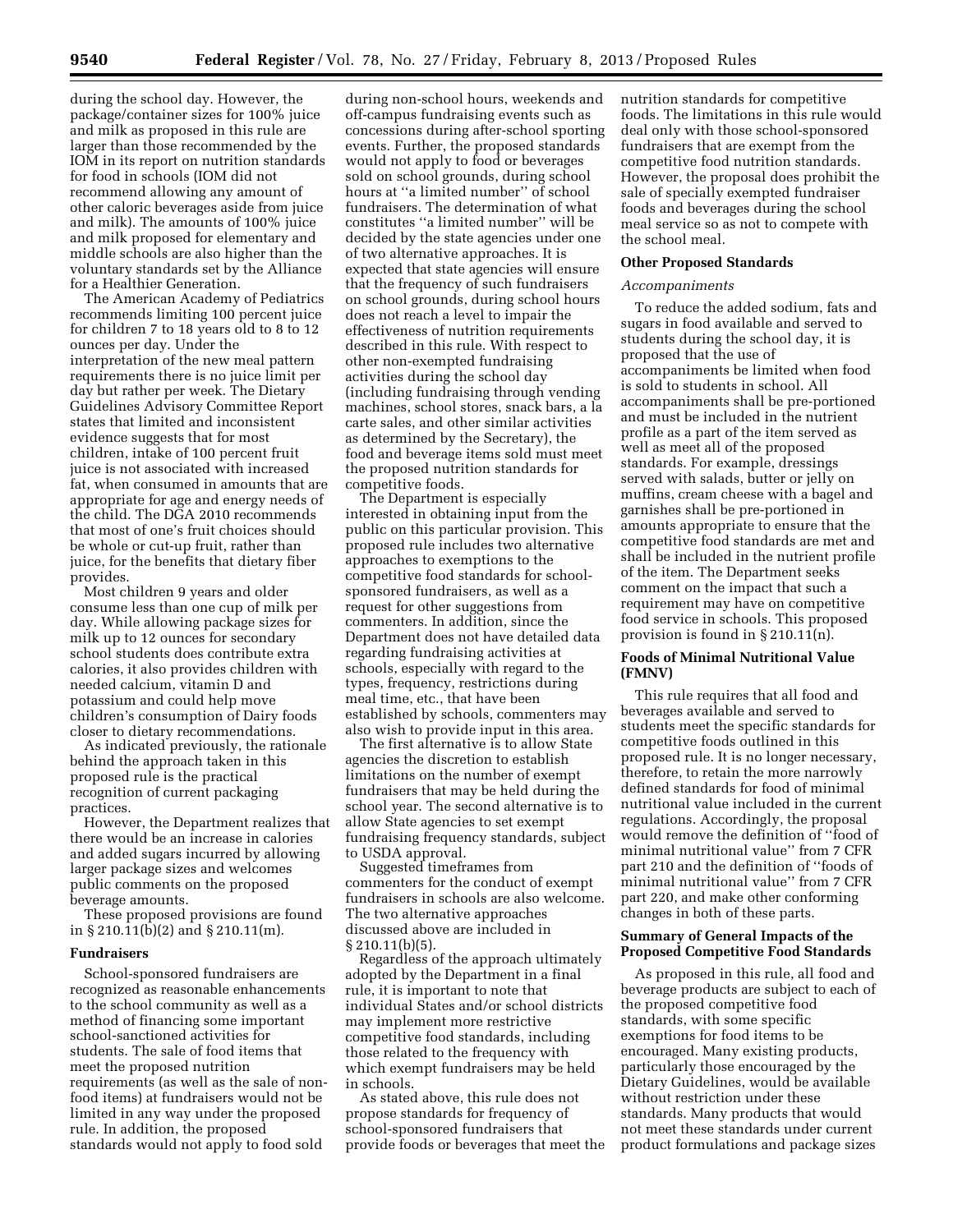during the school day. However, the package/container sizes for 100% juice and milk as proposed in this rule are larger than those recommended by the IOM in its report on nutrition standards for food in schools (IOM did not recommend allowing any amount of other caloric beverages aside from juice and milk). The amounts of 100% juice and milk proposed for elementary and middle schools are also higher than the voluntary standards set by the Alliance for a Healthier Generation.

The American Academy of Pediatrics recommends limiting 100 percent juice for children 7 to 18 years old to 8 to 12 ounces per day. Under the interpretation of the new meal pattern requirements there is no juice limit per day but rather per week. The Dietary Guidelines Advisory Committee Report states that limited and inconsistent evidence suggests that for most children, intake of 100 percent fruit juice is not associated with increased fat, when consumed in amounts that are appropriate for age and energy needs of the child. The DGA 2010 recommends that most of one's fruit choices should be whole or cut-up fruit, rather than juice, for the benefits that dietary fiber provides.

Most children 9 years and older consume less than one cup of milk per day. While allowing package sizes for milk up to 12 ounces for secondary school students does contribute extra calories, it also provides children with needed calcium, vitamin D and potassium and could help move children's consumption of Dairy foods closer to dietary recommendations.

As indicated previously, the rationale behind the approach taken in this proposed rule is the practical recognition of current packaging practices.

However, the Department realizes that there would be an increase in calories and added sugars incurred by allowing larger package sizes and welcomes public comments on the proposed beverage amounts.

These proposed provisions are found in § 210.11(b)(2) and § 210.11(m).

## Fundraisers

School-sponsored fundraisers are recognized as reasonable enhancements to the school community as well as a method of financing some important school-sanctioned activities for students. The sale of food items that meet the proposed nutrition requirements (as well as the sale of non-food items) at fundraisers would not be limited in any way under the proposed rule. In addition, the proposed standards would not apply to food sold during non-school hours, weekends and off-campus fundraising events such as concessions during after-school sporting events. Further, the proposed standards would not apply to food or beverages sold on school grounds, during school hours at ''a limited number'' of school fundraisers. The determination of what constitutes ''a limited number'' will be decided by the state agencies under one of two alternative approaches. It is expected that state agencies will ensure that the frequency of such fundraisers on school grounds, during school hours does not reach a level to impair the effectiveness of nutrition requirements described in this rule. With respect to other non-exempted fundraising activities during the school day (including fundraising through vending machines, school stores, snack bars, a la carte sales, and other similar activities as determined by the Secretary), the food and beverage items sold must meet the proposed nutrition standards for competitive foods.

The Department is especially interested in obtaining input from the public on this particular provision. This proposed rule includes two alternative approaches to exemptions to the competitive food standards for school-sponsored fundraisers, as well as a request for other suggestions from commenters. In addition, since the Department does not have detailed data regarding fundraising activities at schools, especially with regard to the types, frequency, restrictions during meal time, etc., that have been established by schools, commenters may also wish to provide input in this area.

The first alternative is to allow State agencies the discretion to establish limitations on the number of exempt fundraisers that may be held during the school year. The second alternative is to allow State agencies to set exempt fundraising frequency standards, subject to USDA approval.

Suggested timeframes from commenters for the conduct of exempt fundraisers in schools are also welcome. The two alternative approaches discussed above are included in § 210.11(b)(5).

Regardless of the approach ultimately adopted by the Department in a final rule, it is important to note that individual States and/or school districts may implement more restrictive competitive food standards, including those related to the frequency with which exempt fundraisers may be held in schools.

As stated above, this rule does not propose standards for frequency of school-sponsored fundraisers that provide foods or beverages that meet the nutrition standards for competitive foods. The limitations in this rule would deal only with those school-sponsored fundraisers that are exempt from the competitive food nutrition standards. However, the proposal does prohibit the sale of specially exempted fundraiser foods and beverages during the school meal service so as not to compete with the school meal.

## Other Proposed Standards

### *Accompaniments*

To reduce the added sodium, fats and sugars in food available and served to students during the school day, it is proposed that the use of accompaniments be limited when food is sold to students in school. All accompaniments shall be pre-portioned and must be included in the nutrient profile as a part of the item served as well as meet all of the proposed standards. For example, dressings served with salads, butter or jelly on muffins, cream cheese with a bagel and garnishes shall be pre-portioned in amounts appropriate to ensure that the competitive food standards are met and shall be included in the nutrient profile of the item. The Department seeks comment on the impact that such a requirement may have on competitive food service in schools. This proposed provision is found in § 210.11(n).

## Foods of Minimal Nutritional Value (FMNV)

This rule requires that all food and beverages available and served to students meet the specific standards for competitive foods outlined in this proposed rule. It is no longer necessary, therefore, to retain the more narrowly defined standards for food of minimal nutritional value included in the current regulations. Accordingly, the proposal would remove the definition of ''food of minimal nutritional value'' from 7 CFR part 210 and the definition of ''foods of minimal nutritional value'' from 7 CFR part 220, and make other conforming changes in both of these parts.

## Summary of General Impacts of the Proposed Competitive Food Standards

As proposed in this rule, all food and beverage products are subject to each of the proposed competitive food standards, with some specific exemptions for food items to be encouraged. Many existing products, particularly those encouraged by the Dietary Guidelines, would be available without restriction under these standards. Many products that would not meet these standards under current product formulations and package sizes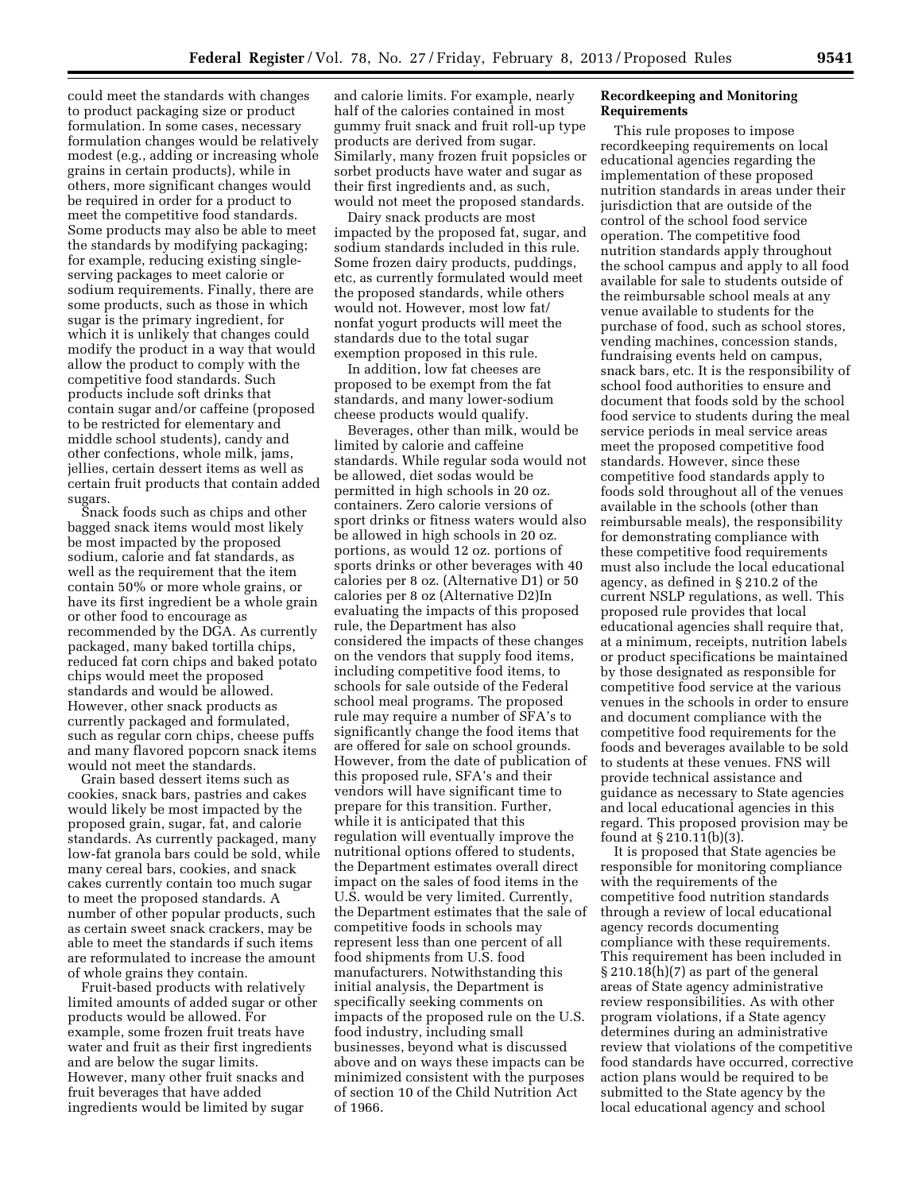could meet the standards with changes to product packaging size or product formulation. In some cases, necessary formulation changes would be relatively modest (e.g., adding or increasing whole grains in certain products), while in others, more significant changes would be required in order for a product to meet the competitive food standards. Some products may also be able to meet the standards by modifying packaging; for example, reducing existing single-serving packages to meet calorie or sodium requirements. Finally, there are some products, such as those in which sugar is the primary ingredient, for which it is unlikely that changes could modify the product in a way that would allow the product to comply with the competitive food standards. Such products include soft drinks that contain sugar and/or caffeine (proposed to be restricted for elementary and middle school students), candy and other confections, whole milk, jams, jellies, certain dessert items as well as certain fruit products that contain added sugars.

Snack foods such as chips and other bagged snack items would most likely be most impacted by the proposed sodium, calorie and fat standards, as well as the requirement that the item contain 50% or more whole grains, or have its first ingredient be a whole grain or other food to encourage as recommended by the DGA. As currently packaged, many baked tortilla chips, reduced fat corn chips and baked potato chips would meet the proposed standards and would be allowed. However, other snack products as currently packaged and formulated, such as regular corn chips, cheese puffs and many flavored popcorn snack items would not meet the standards.

Grain based dessert items such as cookies, snack bars, pastries and cakes would likely be most impacted by the proposed grain, sugar, fat, and calorie standards. As currently packaged, many low-fat granola bars could be sold, while many cereal bars, cookies, and snack cakes currently contain too much sugar to meet the proposed standards. A number of other popular products, such as certain sweet snack crackers, may be able to meet the standards if such items are reformulated to increase the amount of whole grains they contain.

Fruit-based products with relatively limited amounts of added sugar or other products would be allowed. For example, some frozen fruit treats have water and fruit as their first ingredients and are below the sugar limits. However, many other fruit snacks and fruit beverages that have added ingredients would be limited by sugar and calorie limits. For example, nearly half of the calories contained in most gummy fruit snack and fruit roll-up type products are derived from sugar. Similarly, many frozen fruit popsicles or sorbet products have water and sugar as their first ingredients and, as such, would not meet the proposed standards.

Dairy snack products are most impacted by the proposed fat, sugar, and sodium standards included in this rule. Some frozen dairy products, puddings, etc, as currently formulated would meet the proposed standards, while others would not. However, most low fat/nonfat yogurt products will meet the standards due to the total sugar exemption proposed in this rule.

In addition, low fat cheeses are proposed to be exempt from the fat standards, and many lower-sodium cheese products would qualify.

Beverages, other than milk, would be limited by calorie and caffeine standards. While regular soda would not be allowed, diet sodas would be permitted in high schools in 20 oz. containers. Zero calorie versions of sport drinks or fitness waters would also be allowed in high schools in 20 oz. portions, as would 12 oz. portions of sports drinks or other beverages with 40 calories per 8 oz. (Alternative D1) or 50 calories per 8 oz (Alternative D2)In evaluating the impacts of this proposed rule, the Department has also considered the impacts of these changes on the vendors that supply food items, including competitive food items, to schools for sale outside of the Federal school meal programs. The proposed rule may require a number of SFA's to significantly change the food items that are offered for sale on school grounds. However, from the date of publication of this proposed rule, SFA's and their vendors will have significant time to prepare for this transition. Further, while it is anticipated that this regulation will eventually improve the nutritional options offered to students, the Department estimates overall direct impact on the sales of food items in the U.S. would be very limited. Currently, the Department estimates that the sale of competitive foods in schools may represent less than one percent of all food shipments from U.S. food manufacturers. Notwithstanding this initial analysis, the Department is specifically seeking comments on impacts of the proposed rule on the U.S. food industry, including small businesses, beyond what is discussed above and on ways these impacts can be minimized consistent with the purposes of section 10 of the Child Nutrition Act of 1966.

**Recordkeeping and Monitoring Requirements**

This rule proposes to impose recordkeeping requirements on local educational agencies regarding the implementation of these proposed nutrition standards in areas under their jurisdiction that are outside of the control of the school food service operation. The competitive food nutrition standards apply throughout the school campus and apply to all food available for sale to students outside of the reimbursable school meals at any venue available to students for the purchase of food, such as school stores, vending machines, concession stands, fundraising events held on campus, snack bars, etc. It is the responsibility of school food authorities to ensure and document that foods sold by the school food service to students during the meal service periods in meal service areas meet the proposed competitive food standards. However, since these competitive food standards apply to foods sold throughout all of the venues available in the schools (other than reimbursable meals), the responsibility for demonstrating compliance with these competitive food requirements must also include the local educational agency, as defined in § 210.2 of the current NSLP regulations, as well. This proposed rule provides that local educational agencies shall require that, at a minimum, receipts, nutrition labels or product specifications be maintained by those designated as responsible for competitive food service at the various venues in the schools in order to ensure and document compliance with the competitive food requirements for the foods and beverages available to be sold to students at these venues. FNS will provide technical assistance and guidance as necessary to State agencies and local educational agencies in this regard. This proposed provision may be found at § 210.11(b)(3).

It is proposed that State agencies be responsible for monitoring compliance with the requirements of the competitive food nutrition standards through a review of local educational agency records documenting compliance with these requirements. This requirement has been included in § 210.18(h)(7) as part of the general areas of State agency administrative review responsibilities. As with other program violations, if a State agency determines during an administrative review that violations of the competitive food standards have occurred, corrective action plans would be required to be submitted to the State agency by the local educational agency and school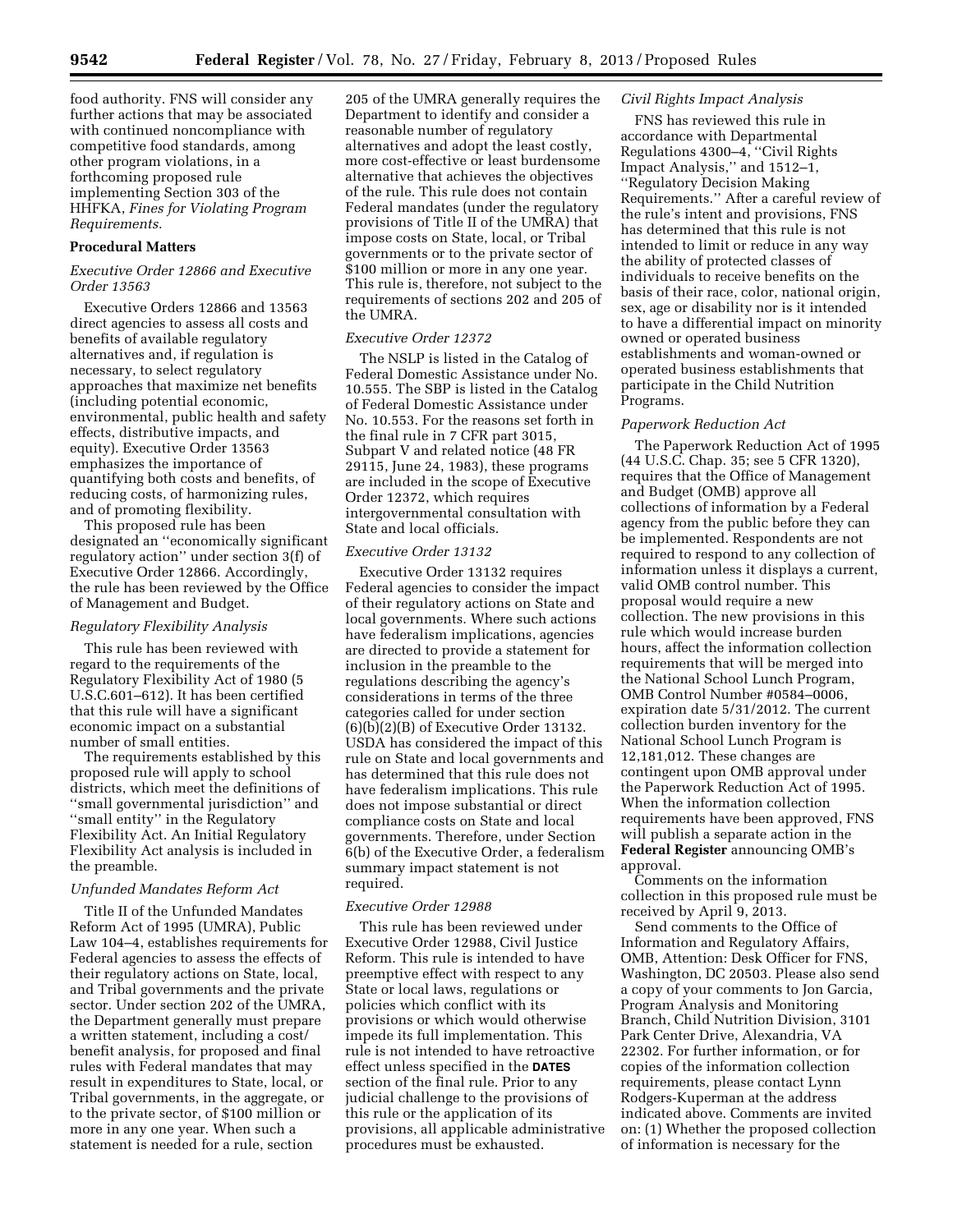food authority. FNS will consider any further actions that may be associated with continued noncompliance with competitive food standards, among other program violations, in a forthcoming proposed rule implementing Section 303 of the HHFKA, *Fines for Violating Program Requirements.*

## Procedural Matters

### *Executive Order 12866 and Executive Order 13563*

Executive Orders 12866 and 13563 direct agencies to assess all costs and benefits of available regulatory alternatives and, if regulation is necessary, to select regulatory approaches that maximize net benefits (including potential economic, environmental, public health and safety effects, distributive impacts, and equity). Executive Order 13563 emphasizes the importance of quantifying both costs and benefits, of reducing costs, of harmonizing rules, and of promoting flexibility.

This proposed rule has been designated an ''economically significant regulatory action'' under section 3(f) of Executive Order 12866. Accordingly, the rule has been reviewed by the Office of Management and Budget.

### *Regulatory Flexibility Analysis*

This rule has been reviewed with regard to the requirements of the Regulatory Flexibility Act of 1980 (5 U.S.C.601–612). It has been certified that this rule will have a significant economic impact on a substantial number of small entities.

The requirements established by this proposed rule will apply to school districts, which meet the definitions of ''small governmental jurisdiction'' and ''small entity'' in the Regulatory Flexibility Act. An Initial Regulatory Flexibility Act analysis is included in the preamble.

### *Unfunded Mandates Reform Act*

Title II of the Unfunded Mandates Reform Act of 1995 (UMRA), Public Law 104–4, establishes requirements for Federal agencies to assess the effects of their regulatory actions on State, local, and Tribal governments and the private sector. Under section 202 of the UMRA, the Department generally must prepare a written statement, including a cost/benefit analysis, for proposed and final rules with Federal mandates that may result in expenditures to State, local, or Tribal governments, in the aggregate, or to the private sector, of $100 million or more in any one year. When such a statement is needed for a rule, section 205 of the UMRA generally requires the Department to identify and consider a reasonable number of regulatory alternatives and adopt the least costly, more cost-effective or least burdensome alternative that achieves the objectives of the rule. This rule does not contain Federal mandates (under the regulatory provisions of Title II of the UMRA) that impose costs on State, local, or Tribal governments or to the private sector of $100 million or more in any one year. This rule is, therefore, not subject to the requirements of sections 202 and 205 of the UMRA.

### *Executive Order 12372*

The NSLP is listed in the Catalog of Federal Domestic Assistance under No. 10.555. The SBP is listed in the Catalog of Federal Domestic Assistance under No. 10.553. For the reasons set forth in the final rule in 7 CFR part 3015, Subpart V and related notice (48 FR 29115, June 24, 1983), these programs are included in the scope of Executive Order 12372, which requires intergovernmental consultation with State and local officials.

### *Executive Order 13132*

Executive Order 13132 requires Federal agencies to consider the impact of their regulatory actions on State and local governments. Where such actions have federalism implications, agencies are directed to provide a statement for inclusion in the preamble to the regulations describing the agency's considerations in terms of the three categories called for under section (6)(b)(2)(B) of Executive Order 13132. USDA has considered the impact of this rule on State and local governments and has determined that this rule does not have federalism implications. This rule does not impose substantial or direct compliance costs on State and local governments. Therefore, under Section 6(b) of the Executive Order, a federalism summary impact statement is not required.

### *Executive Order 12988*

This rule has been reviewed under Executive Order 12988, Civil Justice Reform. This rule is intended to have preemptive effect with respect to any State or local laws, regulations or policies which conflict with its provisions or which would otherwise impede its full implementation. This rule is not intended to have retroactive effect unless specified in the **DATES** section of the final rule. Prior to any judicial challenge to the provisions of this rule or the application of its provisions, all applicable administrative procedures must be exhausted.

### *Civil Rights Impact Analysis*

FNS has reviewed this rule in accordance with Departmental Regulations 4300–4, ''Civil Rights Impact Analysis,'' and 1512–1, ''Regulatory Decision Making Requirements.'' After a careful review of the rule's intent and provisions, FNS has determined that this rule is not intended to limit or reduce in any way the ability of protected classes of individuals to receive benefits on the basis of their race, color, national origin, sex, age or disability nor is it intended to have a differential impact on minority owned or operated business establishments and woman-owned or operated business establishments that participate in the Child Nutrition Programs.

### *Paperwork Reduction Act*

The Paperwork Reduction Act of 1995 (44 U.S.C. Chap. 35; see 5 CFR 1320), requires that the Office of Management and Budget (OMB) approve all collections of information by a Federal agency from the public before they can be implemented. Respondents are not required to respond to any collection of information unless it displays a current, valid OMB control number. This proposal would require a new collection. The new provisions in this rule which would increase burden hours, affect the information collection requirements that will be merged into the National School Lunch Program, OMB Control Number #0584–0006, expiration date 5/31/2012. The current collection burden inventory for the National School Lunch Program is 12,181,012. These changes are contingent upon OMB approval under the Paperwork Reduction Act of 1995. When the information collection requirements have been approved, FNS will publish a separate action in the **Federal Register** announcing OMB's approval.

Comments on the information collection in this proposed rule must be received by April 9, 2013.

Send comments to the Office of Information and Regulatory Affairs, OMB, Attention: Desk Officer for FNS, Washington, DC 20503. Please also send a copy of your comments to Jon Garcia, Program Analysis and Monitoring Branch, Child Nutrition Division, 3101 Park Center Drive, Alexandria, VA 22302. For further information, or for copies of the information collection requirements, please contact Lynn Rodgers-Kuperman at the address indicated above. Comments are invited on: (1) Whether the proposed collection of information is necessary for the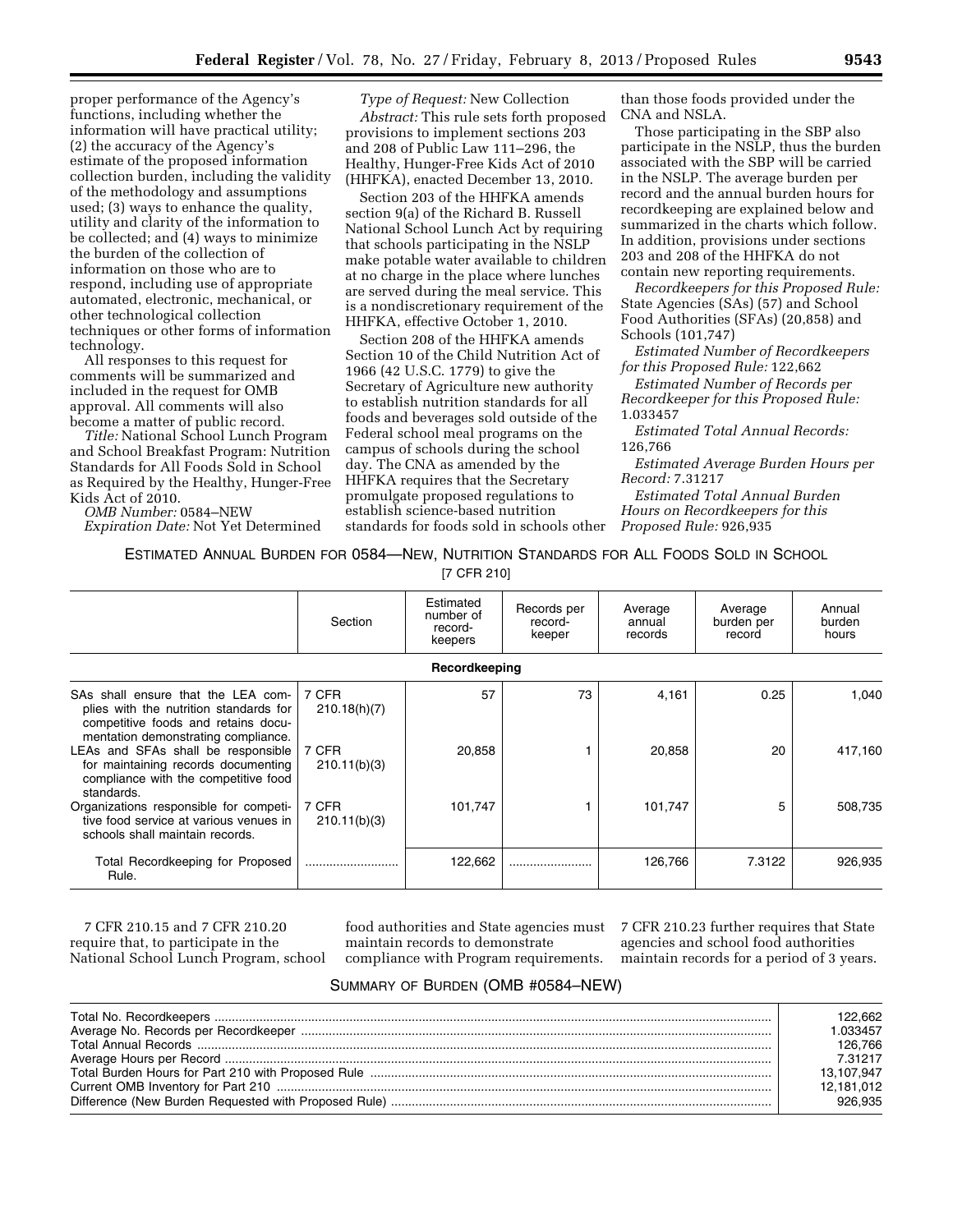proper performance of the Agency's functions, including whether the information will have practical utility; (2) the accuracy of the Agency's estimate of the proposed information collection burden, including the validity of the methodology and assumptions used; (3) ways to enhance the quality, utility and clarity of the information to be collected; and (4) ways to minimize the burden of the collection of information on those who are to respond, including use of appropriate automated, electronic, mechanical, or other technological collection techniques or other forms of information technology.

All responses to this request for comments will be summarized and included in the request for OMB approval. All comments will also become a matter of public record.

*Title:* National School Lunch Program and School Breakfast Program: Nutrition Standards for All Foods Sold in School as Required by the Healthy, Hunger-Free Kids Act of 2010.

*OMB Number:* 0584–NEW

*Expiration Date:* Not Yet Determined

*Type of Request:* New Collection

*Abstract:* This rule sets forth proposed provisions to implement sections 203 and 208 of Public Law 111–296, the Healthy, Hunger-Free Kids Act of 2010 (HHFKA), enacted December 13, 2010.

Section 203 of the HHFKA amends section 9(a) of the Richard B. Russell National School Lunch Act by requiring that schools participating in the NSLP make potable water available to children at no charge in the place where lunches are served during the meal service. This is a nondiscretionary requirement of the HHFKA, effective October 1, 2010.

Section 208 of the HHFKA amends Section 10 of the Child Nutrition Act of 1966 (42 U.S.C. 1779) to give the Secretary of Agriculture new authority to establish nutrition standards for all foods and beverages sold outside of the Federal school meal programs on the campus of schools during the school day. The CNA as amended by the HHFKA requires that the Secretary promulgate proposed regulations to establish science-based nutrition standards for foods sold in schools other than those foods provided under the CNA and NSLA.

Those participating in the SBP also participate in the NSLP, thus the burden associated with the SBP will be carried in the NSLP. The average burden per record and the annual burden hours for recordkeeping are explained below and summarized in the charts which follow. In addition, provisions under sections 203 and 208 of the HHFKA do not contain new reporting requirements.

*Recordkeepers for this Proposed Rule:* State Agencies (SAs) (57) and School Food Authorities (SFAs) (20,858) and Schools (101,747)

*Estimated Number of Recordkeepers for this Proposed Rule:* 122,662

*Estimated Number of Records per Recordkeeper for this Proposed Rule:* 1.033457

*Estimated Total Annual Records:* 126,766

*Estimated Average Burden Hours per Record:* 7.31217

*Estimated Total Annual Burden Hours on Recordkeepers for this Proposed Rule:* 926,935

ESTIMATED ANNUAL BURDEN FOR 0584—NEW, NUTRITION STANDARDS FOR ALL FOODS SOLD IN SCHOOL

[7 CFR 210]

| | Section | Estimated number of record-keepers | Records per record-keeper | Average annual records | Average burden per record | Annual burden hours |
|---|---|---|---|---|---|---|
| **Recordkeeping** | | | | | | |
| SAs shall ensure that the LEA complies with the nutrition standards for competitive foods and retains documentation demonstrating compliance. | 7 CFR 210.18(h)(7) | 57 | 73 | 4,161 | 0.25 | 1,040 |
| LEAs and SFAs shall be responsible for maintaining records documenting compliance with the competitive food standards. | 7 CFR 210.11(b)(3) | 20,858 | 1 | 20,858 | 20 | 417,160 |
| Organizations responsible for competitive food service at various venues in schools shall maintain records. | 7 CFR 210.11(b)(3) | 101,747 | 1 | 101,747 | 5 | 508,735 |
| Total Recordkeeping for Proposed Rule. | .......................... | 122,662 | ........................ | 126,766 | 7.3122 | 926,935 |

7 CFR 210.15 and 7 CFR 210.20 require that, to participate in the National School Lunch Program, school food authorities and State agencies must maintain records to demonstrate compliance with Program requirements. 7 CFR 210.23 further requires that State agencies and school food authorities maintain records for a period of 3 years.

SUMMARY OF BURDEN (OMB #0584–NEW)

| | |
|---|---|
| Total No. Recordkeepers | 122,662 |
| Average No. Records per Recordkeeper | 1.033457 |
| Total Annual Records | 126,766 |
| Average Hours per Record | 7.31217 |
| Total Burden Hours for Part 210 with Proposed Rule | 13,107,947 |
| Current OMB Inventory for Part 210 | 12,181,012 |
| Difference (New Burden Requested with Proposed Rule) | 926,935 |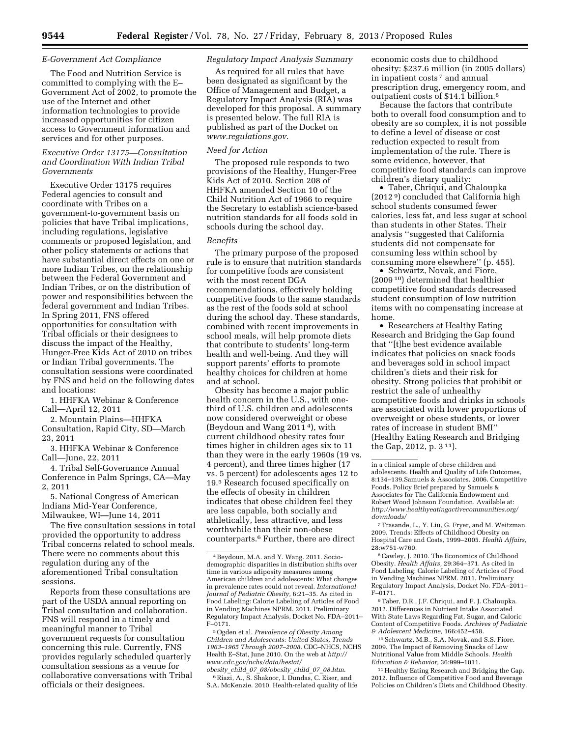### *E-Government Act Compliance*

The Food and Nutrition Service is committed to complying with the E–Government Act of 2002, to promote the use of the Internet and other information technologies to provide increased opportunities for citizen access to Government information and services and for other purposes.

### *Executive Order 13175—Consultation and Coordination With Indian Tribal Governments*

Executive Order 13175 requires Federal agencies to consult and coordinate with Tribes on a government-to-government basis on policies that have Tribal implications, including regulations, legislative comments or proposed legislation, and other policy statements or actions that have substantial direct effects on one or more Indian Tribes, on the relationship between the Federal Government and Indian Tribes, or on the distribution of power and responsibilities between the federal government and Indian Tribes. In Spring 2011, FNS offered opportunities for consultation with Tribal officials or their designees to discuss the impact of the Healthy, Hunger-Free Kids Act of 2010 on tribes or Indian Tribal governments. The consultation sessions were coordinated by FNS and held on the following dates and locations:

1. HHFKA Webinar & Conference Call—April 12, 2011
2. Mountain Plains—HHFKA Consultation, Rapid City, SD—March 23, 2011
3. HHFKA Webinar & Conference Call—June, 22, 2011
4. Tribal Self-Governance Annual Conference in Palm Springs, CA—May 2, 2011
5. National Congress of American Indians Mid-Year Conference, Milwaukee, WI—June 14, 2011

The five consultation sessions in total provided the opportunity to address Tribal concerns related to school meals. There were no comments about this regulation during any of the aforementioned Tribal consultation sessions.

Reports from these consultations are part of the USDA annual reporting on Tribal consultation and collaboration. FNS will respond in a timely and meaningful manner to Tribal government requests for consultation concerning this rule. Currently, FNS provides regularly scheduled quarterly consultation sessions as a venue for collaborative conversations with Tribal officials or their designees.

### *Regulatory Impact Analysis Summary*

As required for all rules that have been designated as significant by the Office of Management and Budget, a Regulatory Impact Analysis (RIA) was developed for this proposal. A summary is presented below. The full RIA is published as part of the Docket on *www.regulations.gov*.

### *Need for Action*

The proposed rule responds to two provisions of the Healthy, Hunger-Free Kids Act of 2010. Section 208 of HHFKA amended Section 10 of the Child Nutrition Act of 1966 to require the Secretary to establish science-based nutrition standards for all foods sold in schools during the school day.

### *Benefits*

The primary purpose of the proposed rule is to ensure that nutrition standards for competitive foods are consistent with the most recent DGA recommendations, effectively holding competitive foods to the same standards as the rest of the foods sold at school during the school day. These standards, combined with recent improvements in school meals, will help promote diets that contribute to students' long-term health and well-being. And they will support parents' efforts to promote healthy choices for children at home and at school.

Obesity has become a major public health concern in the U.S., with one-third of U.S. children and adolescents now considered overweight or obese (Beydoun and Wang 2011 [4]), with current childhood obesity rates four times higher in children ages six to 11 than they were in the early 1960s (19 vs. 4 percent), and three times higher (17 vs. 5 percent) for adolescents ages 12 to 19.[5] Research focused specifically on the effects of obesity in children indicates that obese children feel they are less capable, both socially and athletically, less attractive, and less worthwhile than their non-obese counterparts.[6] Further, there are direct economic costs due to childhood obesity: $237.6 million (in 2005 dollars) in inpatient costs [7] and annual prescription drug, emergency room, and outpatient costs of $14.1 billion.[8]

Because the factors that contribute both to overall food consumption and to obesity are so complex, it is not possible to define a level of disease or cost reduction expected to result from implementation of the rule. There is some evidence, however, that competitive food standards can improve children's dietary quality:

- Taber, Chriqui, and Chaloupka (2012 [9]) concluded that California high school students consumed fewer calories, less fat, and less sugar at school than students in other States. Their analysis ''suggested that California students did not compensate for consuming less within school by consuming more elsewhere'' (p. 455).
- Schwartz, Novak, and Fiore, (2009 [10]) determined that healthier competitive food standards decreased student consumption of low nutrition items with no compensating increase at home.
- Researchers at Healthy Eating Research and Bridging the Gap found that ''[t]he best evidence available indicates that policies on snack foods and beverages sold in school impact children's diets and their risk for obesity. Strong policies that prohibit or restrict the sale of unhealthy competitive foods and drinks in schools are associated with lower proportions of overweight or obese students, or lower rates of increase in student BMI'' (Healthy Eating Research and Bridging the Gap, 2012, p. 3 [11]).

---

[4] Beydoun, M.A. and Y. Wang. 2011. Socio-demographic disparities in distribution shifts over time in various adiposity measures among American children and adolescents: What changes in prevalence rates could not reveal. *International Journal of Pediatric Obesity,* 6:21–35. As cited in Food Labeling: Calorie Labeling of Articles of Food in Vending Machines NPRM. 2011. Preliminary Regulatory Impact Analysis, Docket No. FDA–2011–F–0171.

[5] Ogden et al. *Prevalence of Obesity Among Children and Adolescents: United States, Trends 1963–1965 Through 2007–2008.* CDC–NHCS, NCHS Health E–Stat, June 2010. On the web at *http://www.cdc.gov/nchs/data/hestat/obesity_child_07_08/obesity_child_07_08.htm.*

[6] Riazi, A., S. Shakoor, I. Dundas, C. Eiser, and S.A. McKenzie. 2010. Health-related quality of life in a clinical sample of obese children and adolescents. Health and Quality of Life Outcomes, 8:134–139.Samuels & Associates. 2006. Competitive Foods. Policy Brief prepared by Samuels & Associates for The California Endowment and Robert Wood Johnson Foundation. Available at: *http://www.healthyeatingactivecommunities.org/downloads/*

[7] Trasande, L., Y. Liu, G. Fryer, and M. Weitzman. 2009. Trends: Effects of Childhood Obesity on Hospital Care and Costs, 1999–2005. *Health Affairs,* 28:w751-w760.

[8] Cawley, J. 2010. The Economics of Childhood Obesity. *Health Affairs,* 29:364–371. As cited in Food Labeling: Calorie Labeling of Articles of Food in Vending Machines NPRM. 2011. Preliminary Regulatory Impact Analysis, Docket No. FDA–2011–F–0171.

[9] Taber, D.R., J.F. Chriqui, and F. J. Chaloupka. 2012. Differences in Nutrient Intake Associated With State Laws Regarding Fat, Sugar, and Caloric Content of Competitive Foods. *Archives of Pediatric & Adolescent Medicine,* 166:452–458.

[10] Schwartz, M.B., S.A. Novak, and S.S. Fiore. 2009. The Impact of Removing Snacks of Low Nutritional Value from Middle Schools. *Health Education & Behavior,* 36:999–1011.

[11] Healthy Eating Research and Bridging the Gap. 2012. Influence of Competitive Food and Beverage Policies on Children's Diets and Childhood Obesity.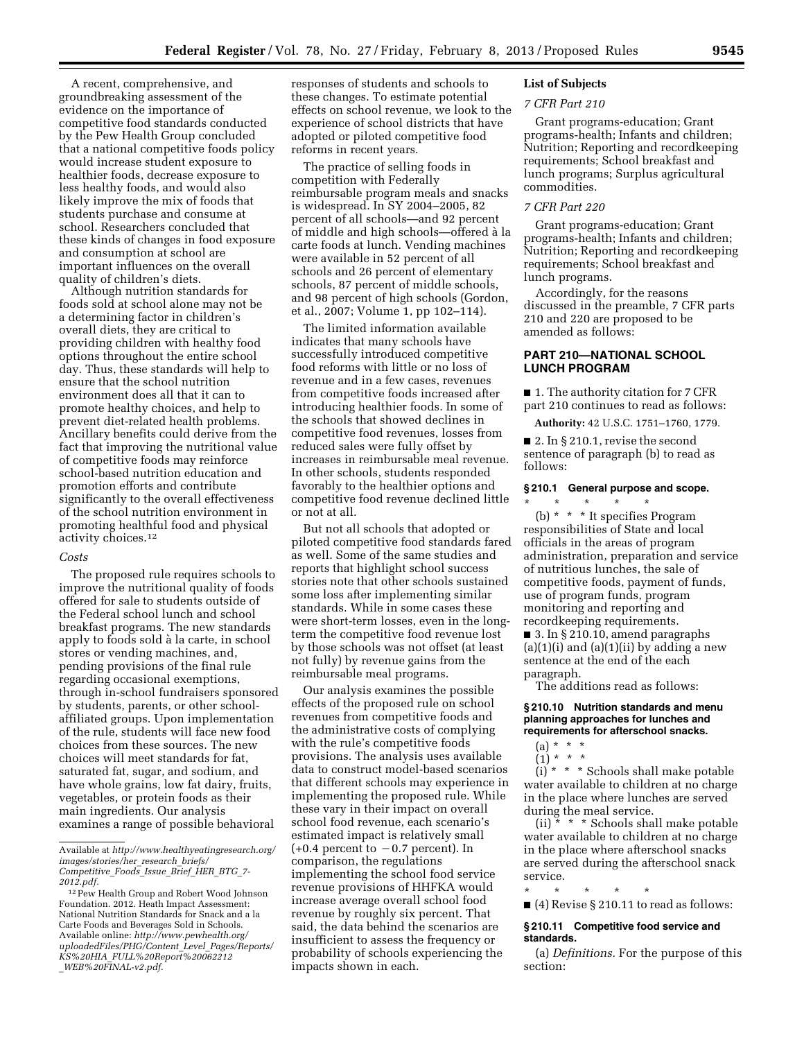A recent, comprehensive, and groundbreaking assessment of the evidence on the importance of competitive food standards conducted by the Pew Health Group concluded that a national competitive foods policy would increase student exposure to healthier foods, decrease exposure to less healthy foods, and would also likely improve the mix of foods that students purchase and consume at school. Researchers concluded that these kinds of changes in food exposure and consumption at school are important influences on the overall quality of children's diets.

Although nutrition standards for foods sold at school alone may not be a determining factor in children's overall diets, they are critical to providing children with healthy food options throughout the entire school day. Thus, these standards will help to ensure that the school nutrition environment does all that it can to promote healthy choices, and help to prevent diet-related health problems. Ancillary benefits could derive from the fact that improving the nutritional value of competitive foods may reinforce school-based nutrition education and promotion efforts and contribute significantly to the overall effectiveness of the school nutrition environment in promoting healthful food and physical activity choices.[12]

*Costs*

The proposed rule requires schools to improve the nutritional quality of foods offered for sale to students outside of the Federal school lunch and school breakfast programs. The new standards apply to foods sold à la carte, in school stores or vending machines, and, pending provisions of the final rule regarding occasional exemptions, through in-school fundraisers sponsored by students, parents, or other school-affiliated groups. Upon implementation of the rule, students will face new food choices from these sources. The new choices will meet standards for fat, saturated fat, sugar, and sodium, and have whole grains, low fat dairy, fruits, vegetables, or protein foods as their main ingredients. Our analysis examines a range of possible behavioral responses of students and schools to these changes. To estimate potential effects on school revenue, we look to the experience of school districts that have adopted or piloted competitive food reforms in recent years.

The practice of selling foods in competition with Federally reimbursable program meals and snacks is widespread. In SY 2004–2005, 82 percent of all schools—and 92 percent of middle and high schools—offered à la carte foods at lunch. Vending machines were available in 52 percent of all schools and 26 percent of elementary schools, 87 percent of middle schools, and 98 percent of high schools (Gordon, et al., 2007; Volume 1, pp 102–114).

The limited information available indicates that many schools have successfully introduced competitive food reforms with little or no loss of revenue and in a few cases, revenues from competitive foods increased after introducing healthier foods. In some of the schools that showed declines in competitive food revenues, losses from reduced sales were fully offset by increases in reimbursable meal revenue. In other schools, students responded favorably to the healthier options and competitive food revenue declined little or not at all.

But not all schools that adopted or piloted competitive food standards fared as well. Some of the same studies and reports that highlight school success stories note that other schools sustained some loss after implementing similar standards. While in some cases these were short-term losses, even in the long-term the competitive food revenue lost by those schools was not offset (at least not fully) by revenue gains from the reimbursable meal programs.

Our analysis examines the possible effects of the proposed rule on school revenues from competitive foods and the administrative costs of complying with the rule's competitive foods provisions. The analysis uses available data to construct model-based scenarios that different schools may experience in implementing the proposed rule. While these vary in their impact on overall school food revenue, each scenario's estimated impact is relatively small (+0.4 percent to −0.7 percent). In comparison, the regulations implementing the school food service revenue provisions of HHFKA would increase average overall school food revenue by roughly six percent. That said, the data behind the scenarios are insufficient to assess the frequency or probability of schools experiencing the impacts shown in each.

Available at *http://www.healthyeatingresearch.org/images/stories/her_research_briefs/Competitive_Foods_Issue_Brief_HER_BTG_7-2012.pdf*.

[12] Pew Health Group and Robert Wood Johnson Foundation. 2012. Heath Impact Assessment: National Nutrition Standards for Snack and a la Carte Foods and Beverages Sold in Schools. Available online: *http://www.pewhealth.org/uploadedFiles/PHG/Content_Level_Pages/Reports/KS%20HIA_FULL%20Report%20062212_WEB%20FINAL-v2.pdf*.

**List of Subjects**

*7 CFR Part 210*

Grant programs-education; Grant programs-health; Infants and children; Nutrition; Reporting and recordkeeping requirements; School breakfast and lunch programs; Surplus agricultural commodities.

*7 CFR Part 220*

Grant programs-education; Grant programs-health; Infants and children; Nutrition; Reporting and recordkeeping requirements; School breakfast and lunch programs.

Accordingly, for the reasons discussed in the preamble, 7 CFR parts 210 and 220 are proposed to be amended as follows:

## PART 210—NATIONAL SCHOOL LUNCH PROGRAM

■ 1. The authority citation for 7 CFR part 210 continues to read as follows:

**Authority:** 42 U.S.C. 1751–1760, 1779.

■ 2. In § 210.1, revise the second sentence of paragraph (b) to read as follows:

### § 210.1 General purpose and scope.

\* \* \* \* \*

(b) \* \* \* It specifies Program responsibilities of State and local officials in the areas of program administration, preparation and service of nutritious lunches, the sale of competitive foods, payment of funds, use of program funds, program monitoring and reporting and recordkeeping requirements.

■ 3. In § 210.10, amend paragraphs (a)(1)(i) and (a)(1)(ii) by adding a new sentence at the end of the each paragraph.

The additions read as follows:

### § 210.10 Nutrition standards and menu planning approaches for lunches and requirements for afterschool snacks.

(a) \* \* \*

(1) \* \* \*

(i) \* \* \* Schools shall make potable water available to children at no charge in the place where lunches are served during the meal service.

(ii) \* \* \* Schools shall make potable water available to children at no charge in the place where afterschool snacks are served during the afterschool snack service.

\* \* \* \* \*

■ (4) Revise § 210.11 to read as follows:

### § 210.11 Competitive food service and standards.

(a) *Definitions.* For the purpose of this section: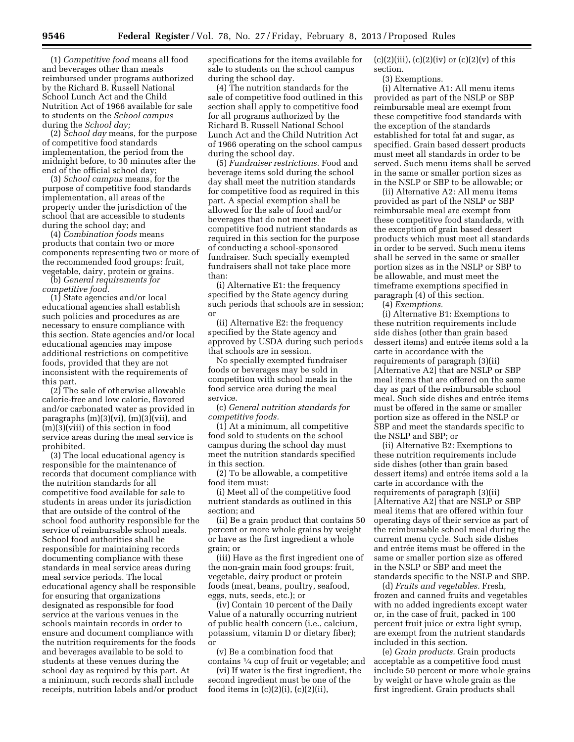(1) *Competitive food* means all food and beverages other than meals reimbursed under programs authorized by the Richard B. Russell National School Lunch Act and the Child Nutrition Act of 1966 available for sale to students on the *School campus* during the *School day;*

(2) *School day* means, for the purpose of competitive food standards implementation, the period from the midnight before, to 30 minutes after the end of the official school day;

(3) *School campus* means, for the purpose of competitive food standards implementation, all areas of the property under the jurisdiction of the school that are accessible to students during the school day; and

(4) *Combination foods* means products that contain two or more components representing two or more of the recommended food groups: fruit, vegetable, dairy, protein or grains.

(b) *General requirements for competitive food.*

(1) State agencies and/or local educational agencies shall establish such policies and procedures as are necessary to ensure compliance with this section. State agencies and/or local educational agencies may impose additional restrictions on competitive foods, provided that they are not inconsistent with the requirements of this part.

(2) The sale of otherwise allowable calorie-free and low calorie, flavored and/or carbonated water as provided in paragraphs (m)(3)(vi), (m)(3)(vii), and (m)(3)(viii) of this section in food service areas during the meal service is prohibited.

(3) The local educational agency is responsible for the maintenance of records that document compliance with the nutrition standards for all competitive food available for sale to students in areas under its jurisdiction that are outside of the control of the school food authority responsible for the service of reimbursable school meals. School food authorities shall be responsible for maintaining records documenting compliance with these standards in meal service areas during meal service periods. The local educational agency shall be responsible for ensuring that organizations designated as responsible for food service at the various venues in the schools maintain records in order to ensure and document compliance with the nutrition requirements for the foods and beverages available to be sold to students at these venues during the school day as required by this part. At a minimum, such records shall include receipts, nutrition labels and/or product specifications for the items available for sale to students on the school campus during the school day.

(4) The nutrition standards for the sale of competitive food outlined in this section shall apply to competitive food for all programs authorized by the Richard B. Russell National School Lunch Act and the Child Nutrition Act of 1966 operating on the school campus during the school day.

(5) *Fundraiser restrictions.* Food and beverage items sold during the school day shall meet the nutrition standards for competitive food as required in this part. A special exemption shall be allowed for the sale of food and/or beverages that do not meet the competitive food nutrient standards as required in this section for the purpose of conducting a school-sponsored fundraiser. Such specially exempted fundraisers shall not take place more than:

(i) Alternative E1: the frequency specified by the State agency during such periods that schools are in session; or

(ii) Alternative E2: the frequency specified by the State agency and approved by USDA during such periods that schools are in session.

No specially exempted fundraiser foods or beverages may be sold in competition with school meals in the food service area during the meal service.

(c) *General nutrition standards for competitive foods.*

(1) At a minimum, all competitive food sold to students on the school campus during the school day must meet the nutrition standards specified in this section.

(2) To be allowable, a competitive food item must:

(i) Meet all of the competitive food nutrient standards as outlined in this section; and

(ii) Be a grain product that contains 50 percent or more whole grains by weight or have as the first ingredient a whole grain; or

(iii) Have as the first ingredient one of the non-grain main food groups: fruit, vegetable, dairy product or protein foods (meat, beans, poultry, seafood, eggs, nuts, seeds, etc.); or

(iv) Contain 10 percent of the Daily Value of a naturally occurring nutrient of public health concern (i.e., calcium, potassium, vitamin D or dietary fiber); or

(v) Be a combination food that contains ¼ cup of fruit or vegetable; and

(vi) If water is the first ingredient, the second ingredient must be one of the food items in (c)(2)(i), (c)(2)(ii), (c)(2)(iii), (c)(2)(iv) or (c)(2)(v) of this section.

(3) Exemptions.

(i) Alternative A1: All menu items provided as part of the NSLP or SBP reimbursable meal are exempt from these competitive food standards with the exception of the standards established for total fat and sugar, as specified. Grain based dessert products must meet all standards in order to be served. Such menu items shall be served in the same or smaller portion sizes as in the NSLP or SBP to be allowable; or

(ii) Alternative A2: All menu items provided as part of the NSLP or SBP reimbursable meal are exempt from these competitive food standards, with the exception of grain based dessert products which must meet all standards in order to be served. Such menu items shall be served in the same or smaller portion sizes as in the NSLP or SBP to be allowable, and must meet the timeframe exemptions specified in paragraph (4) of this section.

(4) *Exemptions.*

(i) Alternative B1: Exemptions to these nutrition requirements include side dishes (other than grain based dessert items) and entrée items sold a la carte in accordance with the requirements of paragraph (3)(ii) [Alternative A2] that are NSLP or SBP meal items that are offered on the same day as part of the reimbursable school meal. Such side dishes and entrée items must be offered in the same or smaller portion size as offered in the NSLP or SBP and meet the standards specific to the NSLP and SBP; or

(ii) Alternative B2: Exemptions to these nutrition requirements include side dishes (other than grain based dessert items) and entrée items sold a la carte in accordance with the requirements of paragraph (3)(ii) [Alternative A2] that are NSLP or SBP meal items that are offered within four operating days of their service as part of the reimbursable school meal during the current menu cycle. Such side dishes and entrée items must be offered in the same or smaller portion size as offered in the NSLP or SBP and meet the standards specific to the NSLP and SBP.

(d) *Fruits and vegetables.* Fresh, frozen and canned fruits and vegetables with no added ingredients except water or, in the case of fruit, packed in 100 percent fruit juice or extra light syrup, are exempt from the nutrient standards included in this section.

(e) *Grain products.* Grain products acceptable as a competitive food must include 50 percent or more whole grains by weight or have whole grain as the first ingredient. Grain products shall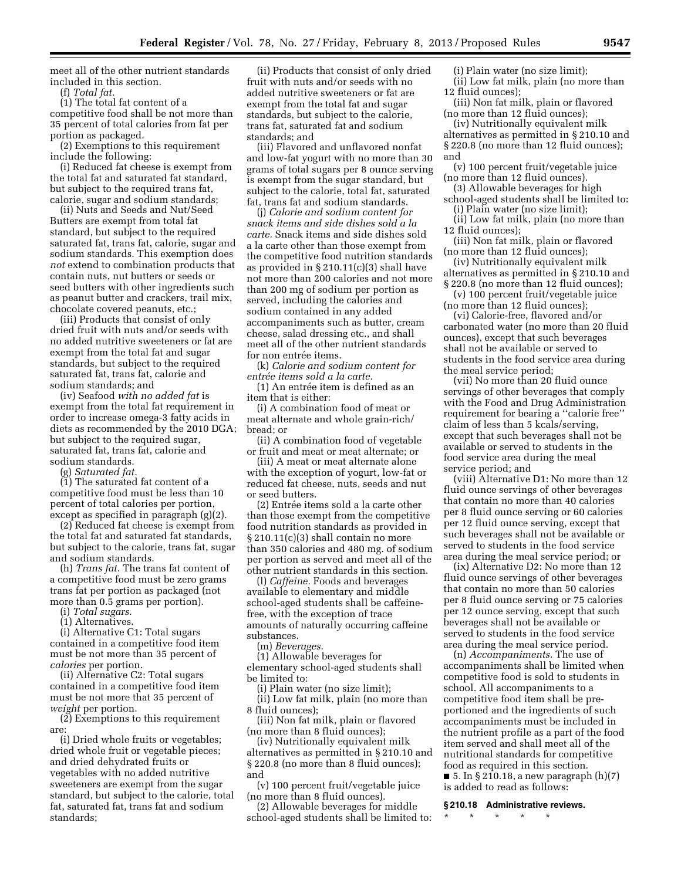meet all of the other nutrient standards included in this section.

(f) *Total fat.*

(1) The total fat content of a competitive food shall be not more than 35 percent of total calories from fat per portion as packaged.

(2) Exemptions to this requirement include the following:

(i) Reduced fat cheese is exempt from the total fat and saturated fat standard, but subject to the required trans fat, calorie, sugar and sodium standards;

(ii) Nuts and Seeds and Nut/Seed Butters are exempt from total fat standard, but subject to the required saturated fat, trans fat, calorie, sugar and sodium standards. This exemption does *not* extend to combination products that contain nuts, nut butters or seeds or seed butters with other ingredients such as peanut butter and crackers, trail mix, chocolate covered peanuts, etc.;

(iii) Products that consist of only dried fruit with nuts and/or seeds with no added nutritive sweeteners or fat are exempt from the total fat and sugar standards, but subject to the required saturated fat, trans fat, calorie and sodium standards; and

(iv) Seafood *with no added fat* is exempt from the total fat requirement in order to increase omega-3 fatty acids in diets as recommended by the 2010 DGA; but subject to the required sugar, saturated fat, trans fat, calorie and sodium standards.

(g) *Saturated fat.*

(1) The saturated fat content of a competitive food must be less than 10 percent of total calories per portion, except as specified in paragraph (g)(2).

(2) Reduced fat cheese is exempt from the total fat and saturated fat standards, but subject to the calorie, trans fat, sugar and sodium standards.

(h) *Trans fat.* The trans fat content of a competitive food must be zero grams trans fat per portion as packaged (not more than 0.5 grams per portion).

(i) *Total sugars.*

(1) Alternatives.

(i) Alternative C1: Total sugars contained in a competitive food item must be not more than 35 percent of *calories* per portion.

(ii) Alternative C2: Total sugars contained in a competitive food item must be not more that 35 percent of *weight* per portion.

(2) Exemptions to this requirement are:

(i) Dried whole fruits or vegetables; dried whole fruit or vegetable pieces; and dried dehydrated fruits or vegetables with no added nutritive sweeteners are exempt from the sugar standard, but subject to the calorie, total fat, saturated fat, trans fat and sodium standards;

(ii) Products that consist of only dried fruit with nuts and/or seeds with no added nutritive sweeteners or fat are exempt from the total fat and sugar standards, but subject to the calorie, trans fat, saturated fat and sodium standards; and

(iii) Flavored and unflavored nonfat and low-fat yogurt with no more than 30 grams of total sugars per 8 ounce serving is exempt from the sugar standard, but subject to the calorie, total fat, saturated fat, trans fat and sodium standards.

(j) *Calorie and sodium content for snack items and side dishes sold a la carte.* Snack items and side dishes sold a la carte other than those exempt from the competitive food nutrition standards as provided in § 210.11(c)(3) shall have not more than 200 calories and not more than 200 mg of sodium per portion as served, including the calories and sodium contained in any added accompaniments such as butter, cream cheese, salad dressing etc., and shall meet all of the other nutrient standards for non entrée items.

(k) *Calorie and sodium content for entrée items sold a la carte.*

(1) An entrée item is defined as an item that is either:

(i) A combination food of meat or meat alternate and whole grain-rich/bread; or

(ii) A combination food of vegetable or fruit and meat or meat alternate; or

(iii) A meat or meat alternate alone with the exception of yogurt, low-fat or reduced fat cheese, nuts, seeds and nut or seed butters.

(2) Entrée items sold a la carte other than those exempt from the competitive food nutrition standards as provided in § 210.11(c)(3) shall contain no more than 350 calories and 480 mg. of sodium per portion as served and meet all of the other nutrient standards in this section.

(l) *Caffeine.* Foods and beverages available to elementary and middle school-aged students shall be caffeine-free, with the exception of trace amounts of naturally occurring caffeine substances.

(m) *Beverages.*

(1) Allowable beverages for elementary school-aged students shall be limited to:

(i) Plain water (no size limit);

(ii) Low fat milk, plain (no more than 8 fluid ounces);

(iii) Non fat milk, plain or flavored (no more than 8 fluid ounces);

(iv) Nutritionally equivalent milk alternatives as permitted in § 210.10 and § 220.8 (no more than 8 fluid ounces); and

(v) 100 percent fruit/vegetable juice (no more than 8 fluid ounces).

(2) Allowable beverages for middle school-aged students shall be limited to:

(i) Plain water (no size limit);

(ii) Low fat milk, plain (no more than 12 fluid ounces);

(iii) Non fat milk, plain or flavored (no more than 12 fluid ounces);

(iv) Nutritionally equivalent milk alternatives as permitted in § 210.10 and § 220.8 (no more than 12 fluid ounces); and

(v) 100 percent fruit/vegetable juice (no more than 12 fluid ounces).

(3) Allowable beverages for high school-aged students shall be limited to:

(i) Plain water (no size limit);

(ii) Low fat milk, plain (no more than 12 fluid ounces);

(iii) Non fat milk, plain or flavored (no more than 12 fluid ounces);

(iv) Nutritionally equivalent milk alternatives as permitted in § 210.10 and § 220.8 (no more than 12 fluid ounces);

(v) 100 percent fruit/vegetable juice (no more than 12 fluid ounces);

(vi) Calorie-free, flavored and/or carbonated water (no more than 20 fluid ounces), except that such beverages shall not be available or served to students in the food service area during the meal service period;

(vii) No more than 20 fluid ounce servings of other beverages that comply with the Food and Drug Administration requirement for bearing a ''calorie free'' claim of less than 5 kcals/serving, except that such beverages shall not be available or served to students in the food service area during the meal service period; and

(viii) Alternative D1: No more than 12 fluid ounce servings of other beverages that contain no more than 40 calories per 8 fluid ounce serving or 60 calories per 12 fluid ounce serving, except that such beverages shall not be available or served to students in the food service area during the meal service period; or

(ix) Alternative D2: No more than 12 fluid ounce servings of other beverages that contain no more than 50 calories per 8 fluid ounce serving or 75 calories per 12 ounce serving, except that such beverages shall not be available or served to students in the food service area during the meal service period.

(n) *Accompaniments.* The use of accompaniments shall be limited when competitive food is sold to students in school. All accompaniments to a competitive food item shall be pre-portioned and the ingredients of such accompaniments must be included in the nutrient profile as a part of the food item served and shall meet all of the nutritional standards for competitive food as required in this section.

■ 5. In § 210.18, a new paragraph (h)(7) is added to read as follows:

**§ 210.18 Administrative reviews.**

\* \* \* \* \*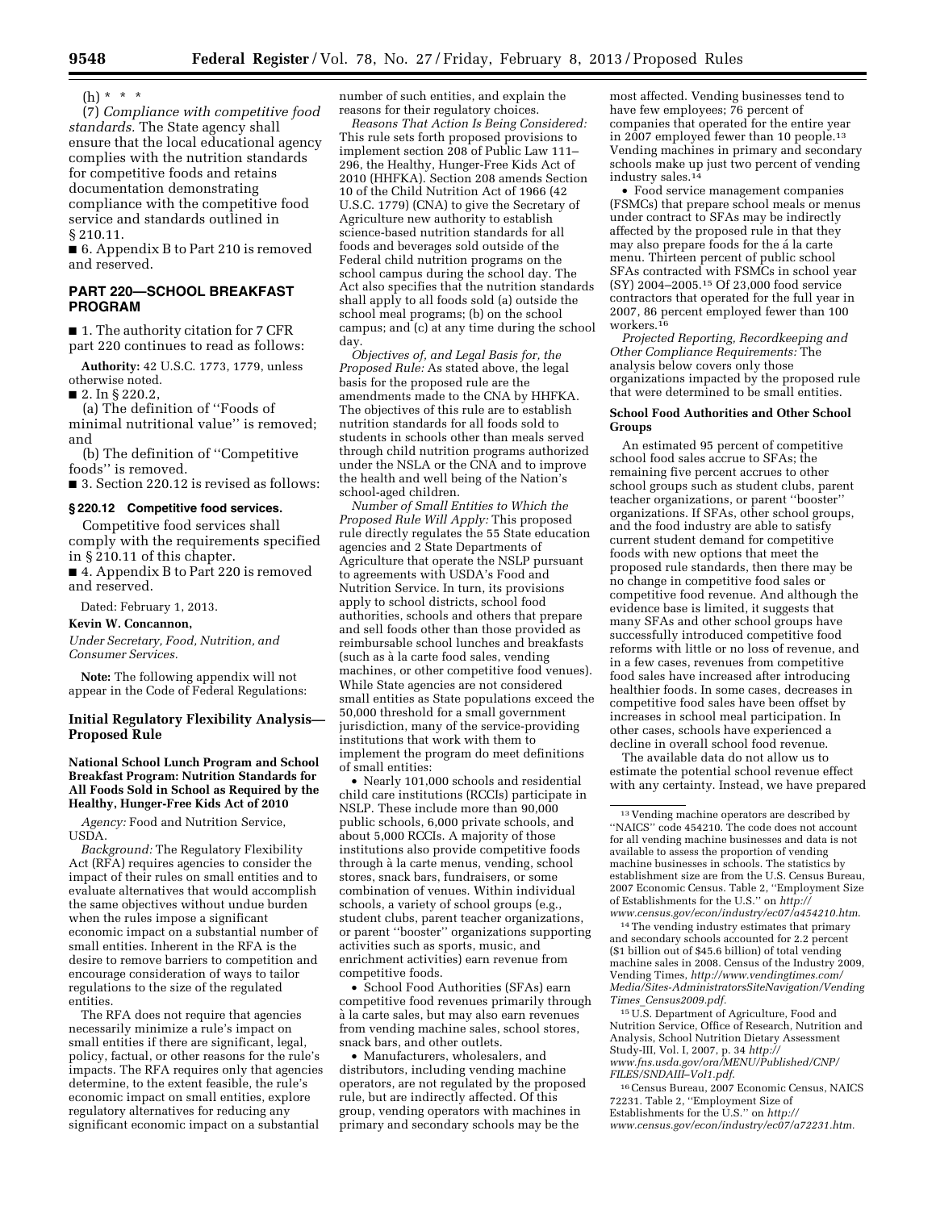(h) * * *

(7) *Compliance with competitive food standards.* The State agency shall ensure that the local educational agency complies with the nutrition standards for competitive foods and retains documentation demonstrating compliance with the competitive food service and standards outlined in § 210.11.

■ 6. Appendix B to Part 210 is removed and reserved.

## PART 220—SCHOOL BREAKFAST PROGRAM

■ 1. The authority citation for 7 CFR part 220 continues to read as follows:

**Authority:** 42 U.S.C. 1773, 1779, unless otherwise noted.

■ 2. In § 220.2,

(a) The definition of ''Foods of minimal nutritional value'' is removed; and

(b) The definition of ''Competitive foods'' is removed.

■ 3. Section 220.12 is revised as follows:

### § 220.12 Competitive food services.

Competitive food services shall comply with the requirements specified in § 210.11 of this chapter.

■ 4. Appendix B to Part 220 is removed and reserved.

Dated: February 1, 2013.

**Kevin W. Concannon,**

*Under Secretary, Food, Nutrition, and Consumer Services.*

**Note:** The following appendix will not appear in the Code of Federal Regulations:

## Initial Regulatory Flexibility Analysis—Proposed Rule

### National School Lunch Program and School Breakfast Program: Nutrition Standards for All Foods Sold in School as Required by the Healthy, Hunger-Free Kids Act of 2010

*Agency:* Food and Nutrition Service, USDA.

*Background:* The Regulatory Flexibility Act (RFA) requires agencies to consider the impact of their rules on small entities and to evaluate alternatives that would accomplish the same objectives without undue burden when the rules impose a significant economic impact on a substantial number of small entities. Inherent in the RFA is the desire to remove barriers to competition and encourage consideration of ways to tailor regulations to the size of the regulated entities.

The RFA does not require that agencies necessarily minimize a rule's impact on small entities if there are significant, legal, policy, factual, or other reasons for the rule's impacts. The RFA requires only that agencies determine, to the extent feasible, the rule's economic impact on small entities, explore regulatory alternatives for reducing any significant economic impact on a substantial number of such entities, and explain the reasons for their regulatory choices.

*Reasons That Action Is Being Considered:* This rule sets forth proposed provisions to implement section 208 of Public Law 111–296, the Healthy, Hunger-Free Kids Act of 2010 (HHFKA). Section 208 amends Section 10 of the Child Nutrition Act of 1966 (42 U.S.C. 1779) (CNA) to give the Secretary of Agriculture new authority to establish science-based nutrition standards for all foods and beverages sold outside of the Federal child nutrition programs on the school campus during the school day. The Act also specifies that the nutrition standards shall apply to all foods sold (a) outside the school meal programs; (b) on the school campus; and (c) at any time during the school day.

*Objectives of, and Legal Basis for, the Proposed Rule:* As stated above, the legal basis for the proposed rule are the amendments made to the CNA by HHFKA. The objectives of this rule are to establish nutrition standards for all foods sold to students in schools other than meals served through child nutrition programs authorized under the NSLA or the CNA and to improve the health and well being of the Nation's school-aged children.

*Number of Small Entities to Which the Proposed Rule Will Apply:* This proposed rule directly regulates the 55 State education agencies and 2 State Departments of Agriculture that operate the NSLP pursuant to agreements with USDA's Food and Nutrition Service. In turn, its provisions apply to school districts, school food authorities, schools and others that prepare and sell foods other than those provided as reimbursable school lunches and breakfasts (such as à la carte food sales, vending machines, or other competitive food venues). While State agencies are not considered small entities as State populations exceed the 50,000 threshold for a small government jurisdiction, many of the service-providing institutions that work with them to implement the program do meet definitions of small entities:

- Nearly 101,000 schools and residential child care institutions (RCCIs) participate in NSLP. These include more than 90,000 public schools, 6,000 private schools, and about 5,000 RCCIs. A majority of those institutions also provide competitive foods through à la carte menus, vending, school stores, snack bars, fundraisers, or some combination of venues. Within individual schools, a variety of school groups (e.g., student clubs, parent teacher organizations, or parent ''booster'' organizations supporting activities such as sports, music, and enrichment activities) earn revenue from competitive foods.
- School Food Authorities (SFAs) earn competitive food revenues primarily through à la carte sales, but may also earn revenues from vending machine sales, school stores, snack bars, and other outlets.
- Manufacturers, wholesalers, and distributors, including vending machine operators, are not regulated by the proposed rule, but are indirectly affected. Of this group, vending operators with machines in primary and secondary schools may be the most affected. Vending businesses tend to have few employees; 76 percent of companies that operated for the entire year in 2007 employed fewer than 10 people.[13] Vending machines in primary and secondary schools make up just two percent of vending industry sales.[14]
- Food service management companies (FSMCs) that prepare school meals or menus under contract to SFAs may be indirectly affected by the proposed rule in that they may also prepare foods for the á la carte menu. Thirteen percent of public school SFAs contracted with FSMCs in school year (SY) 2004–2005.[15] Of 23,000 food service contractors that operated for the full year in 2007, 86 percent employed fewer than 100 workers.[16]

*Projected Reporting, Recordkeeping and Other Compliance Requirements:* The analysis below covers only those organizations impacted by the proposed rule that were determined to be small entities.

### School Food Authorities and Other School Groups

An estimated 95 percent of competitive school food sales accrue to SFAs; the remaining five percent accrues to other school groups such as student clubs, parent teacher organizations, or parent ''booster'' organizations. If SFAs, other school groups, and the food industry are able to satisfy current student demand for competitive foods with new options that meet the proposed rule standards, then there may be no change in competitive food sales or competitive food revenue. And although the evidence base is limited, it suggests that many SFAs and other school groups have successfully introduced competitive food reforms with little or no loss of revenue, and in a few cases, revenues from competitive food sales have increased after introducing healthier foods. In some cases, decreases in competitive food sales have been offset by increases in school meal participation. In other cases, schools have experienced a decline in overall school food revenue.

The available data do not allow us to estimate the potential school revenue effect with any certainty. Instead, we have prepared

---

[13] Vending machine operators are described by ''NAICS'' code 454210. The code does not account for all vending machine businesses and data is not available to assess the proportion of vending machine businesses in schools. The statistics by establishment size are from the U.S. Census Bureau, 2007 Economic Census. Table 2, ''Employment Size of Establishments for the U.S.'' on *http://www.census.gov/econ/industry/ec07/a454210.htm*.

[14] The vending industry estimates that primary and secondary schools accounted for 2.2 percent ($1 billion out of $45.6 billion) of total vending machine sales in 2008. Census of the Industry 2009, Vending Times, *http://www.vendingtimes.com/Media/Sites-AdministratorsSiteNavigation/VendingTimes_Census2009.pdf*.

[15] U.S. Department of Agriculture, Food and Nutrition Service, Office of Research, Nutrition and Analysis, School Nutrition Dietary Assessment Study-III, Vol. I, 2007, p. 34 *http://www.fns.usda.gov/ora/MENU/Published/CNP/FILES/SNDAIII–Vol1.pdf*.

[16] Census Bureau, 2007 Economic Census, NAICS 72231. Table 2, ''Employment Size of Establishments for the U.S.'' on *http://www.census.gov/econ/industry/ec07/a72231.htm*.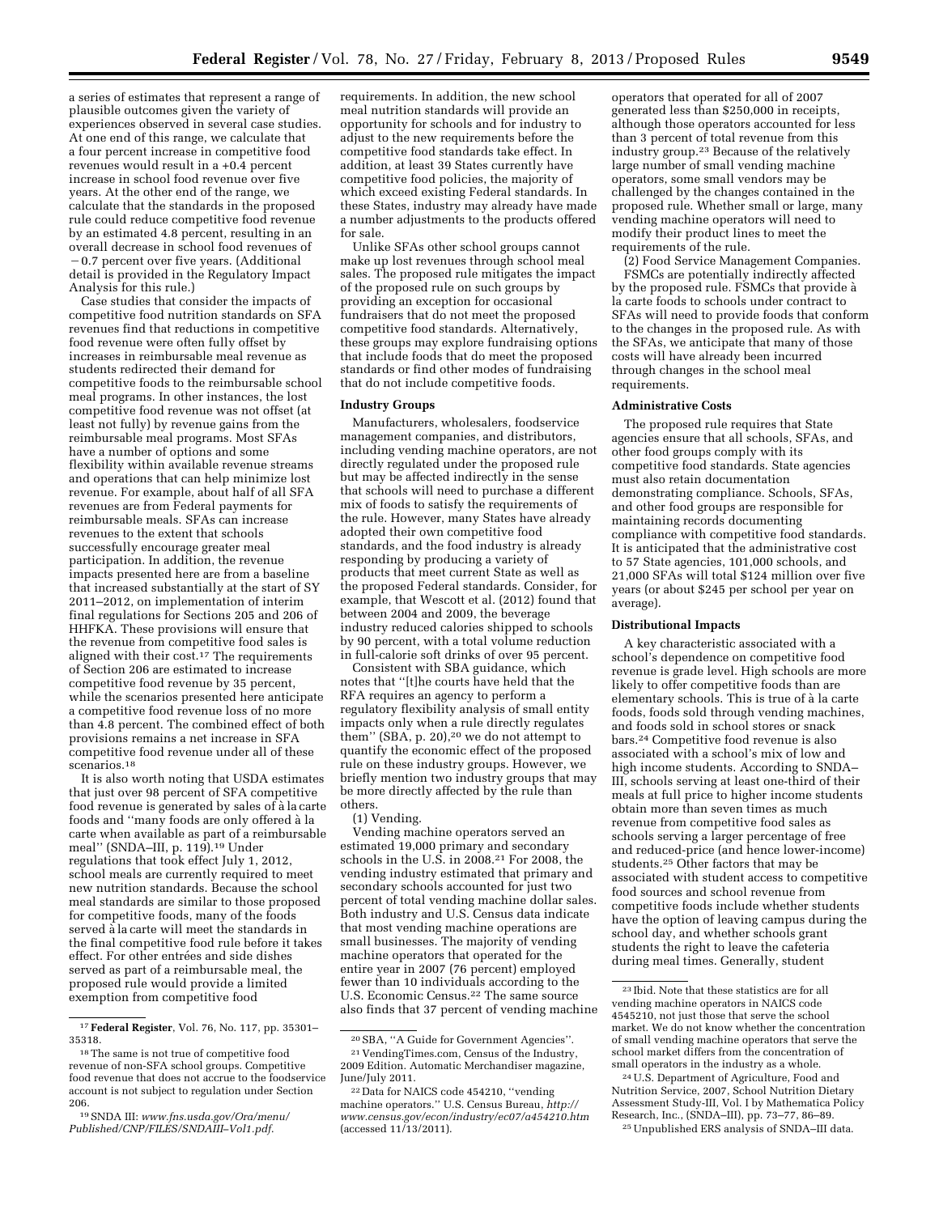a series of estimates that represent a range of plausible outcomes given the variety of experiences observed in several case studies. At one end of this range, we calculate that a four percent increase in competitive food revenues would result in a +0.4 percent increase in school food revenue over five years. At the other end of the range, we calculate that the standards in the proposed rule could reduce competitive food revenue by an estimated 4.8 percent, resulting in an overall decrease in school food revenues of −0.7 percent over five years. (Additional detail is provided in the Regulatory Impact Analysis for this rule.)

Case studies that consider the impacts of competitive food nutrition standards on SFA revenues find that reductions in competitive food revenue were often fully offset by increases in reimbursable meal revenue as students redirected their demand for competitive foods to the reimbursable school meal programs. In other instances, the lost competitive food revenue was not offset (at least not fully) by revenue gains from the reimbursable meal programs. Most SFAs have a number of options and some flexibility within available revenue streams and operations that can help minimize lost revenue. For example, about half of all SFA revenues are from Federal payments for reimbursable meals. SFAs can increase revenues to the extent that schools successfully encourage greater meal participation. In addition, the revenue impacts presented here are from a baseline that increased substantially at the start of SY 2011–2012, on implementation of interim final regulations for Sections 205 and 206 of HHFKA. These provisions will ensure that the revenue from competitive food sales is aligned with their cost.[17] The requirements of Section 206 are estimated to increase competitive food revenue by 35 percent, while the scenarios presented here anticipate a competitive food revenue loss of no more than 4.8 percent. The combined effect of both provisions remains a net increase in SFA competitive food revenue under all of these scenarios.[18]

It is also worth noting that USDA estimates that just over 98 percent of SFA competitive food revenue is generated by sales of à la carte foods and ''many foods are only offered à la carte when available as part of a reimbursable meal'' (SNDA–III, p. 119).[19] Under regulations that took effect July 1, 2012, school meals are currently required to meet new nutrition standards. Because the school meal standards are similar to those proposed for competitive foods, many of the foods served à la carte will meet the standards in the final competitive food rule before it takes effect. For other entrées and side dishes served as part of a reimbursable meal, the proposed rule would provide a limited exemption from competitive food requirements. In addition, the new school meal nutrition standards will provide an opportunity for schools and for industry to adjust to the new requirements before the competitive food standards take effect. In addition, at least 39 States currently have competitive food policies, the majority of which exceed existing Federal standards. In these States, industry may already have made a number adjustments to the products offered for sale.

Unlike SFAs other school groups cannot make up lost revenues through school meal sales. The proposed rule mitigates the impact of the proposed rule on such groups by providing an exception for occasional fundraisers that do not meet the proposed competitive food standards. Alternatively, these groups may explore fundraising options that include foods that do meet the proposed standards or find other modes of fundraising that do not include competitive foods.

### Industry Groups

Manufacturers, wholesalers, foodservice management companies, and distributors, including vending machine operators, are not directly regulated under the proposed rule but may be affected indirectly in the sense that schools will need to purchase a different mix of foods to satisfy the requirements of the rule. However, many States have already adopted their own competitive food standards, and the food industry is already responding by producing a variety of products that meet current State as well as the proposed Federal standards. Consider, for example, that Wescott et al. (2012) found that between 2004 and 2009, the beverage industry reduced calories shipped to schools by 90 percent, with a total volume reduction in full-calorie soft drinks of over 95 percent.

Consistent with SBA guidance, which notes that ''[t]he courts have held that the RFA requires an agency to perform a regulatory flexibility analysis of small entity impacts only when a rule directly regulates them'' (SBA, p. 20),[20] we do not attempt to quantify the economic effect of the proposed rule on these industry groups. However, we briefly mention two industry groups that may be more directly affected by the rule than others.

(1) Vending.

Vending machine operators served an estimated 19,000 primary and secondary schools in the U.S. in 2008.[21] For 2008, the vending industry estimated that primary and secondary schools accounted for just two percent of total vending machine dollar sales. Both industry and U.S. Census data indicate that most vending machine operations are small businesses. The majority of vending machine operators that operated for the entire year in 2007 (76 percent) employed fewer than 10 individuals according to the U.S. Economic Census.[22] The same source also finds that 37 percent of vending machine operators that operated for all of 2007 generated less than $250,000 in receipts, although those operators accounted for less than 3 percent of total revenue from this industry group.[23] Because of the relatively large number of small vending machine operators, some small vendors may be challenged by the changes contained in the proposed rule. Whether small or large, many vending machine operators will need to modify their product lines to meet the requirements of the rule.

(2) Food Service Management Companies. FSMCs are potentially indirectly affected by the proposed rule. FSMCs that provide à la carte foods to schools under contract to SFAs will need to provide foods that conform to the changes in the proposed rule. As with the SFAs, we anticipate that many of those costs will have already been incurred through changes in the school meal requirements.

### Administrative Costs

The proposed rule requires that State agencies ensure that all schools, SFAs, and other food groups comply with its competitive food standards. State agencies must also retain documentation demonstrating compliance. Schools, SFAs, and other food groups are responsible for maintaining records documenting compliance with competitive food standards. It is anticipated that the administrative cost to 57 State agencies, 101,000 schools, and 21,000 SFAs will total $124 million over five years (or about $245 per school per year on average).

### Distributional Impacts

A key characteristic associated with a school's dependence on competitive food revenue is grade level. High schools are more likely to offer competitive foods than are elementary schools. This is true of à la carte foods, foods sold through vending machines, and foods sold in school stores or snack bars.[24] Competitive food revenue is also associated with a school's mix of low and high income students. According to SNDA–III, schools serving at least one-third of their meals at full price to higher income students obtain more than seven times as much revenue from competitive food sales as schools serving a larger percentage of free and reduced-price (and hence lower-income) students.[25] Other factors that may be associated with student access to competitive food sources and school revenue from competitive foods include whether students have the option of leaving campus during the school day, and whether schools grant students the right to leave the cafeteria during meal times. Generally, student

---

[17] **Federal Register**, Vol. 76, No. 117, pp. 35301–35318.

[18] The same is not true of competitive food revenue of non-SFA school groups. Competitive food revenue that does not accrue to the foodservice account is not subject to regulation under Section 206.

[19] SNDA III: *www.fns.usda.gov/Ora/menu/Published/CNP/FILES/SNDAIII–Vol1.pdf*.

[20] SBA, ''A Guide for Government Agencies''.

[21] VendingTimes.com, Census of the Industry, 2009 Edition. Automatic Merchandiser magazine, June/July 2011.

[22] Data for NAICS code 454210, ''vending machine operators.'' U.S. Census Bureau, *http://www.census.gov/econ/industry/ec07/a454210.htm* (accessed 11/13/2011).

[23] Ibid. Note that these statistics are for all vending machine operators in NAICS code 4545210, not just those that serve the school market. We do not know whether the concentration of small vending machine operators that serve the school market differs from the concentration of small operators in the industry as a whole.

[24] U.S. Department of Agriculture, Food and Nutrition Service, 2007, School Nutrition Dietary Assessment Study-III, Vol. I by Mathematica Policy Research, Inc., (SNDA–III), pp. 73–77, 86–89.

[25] Unpublished ERS analysis of SNDA–III data.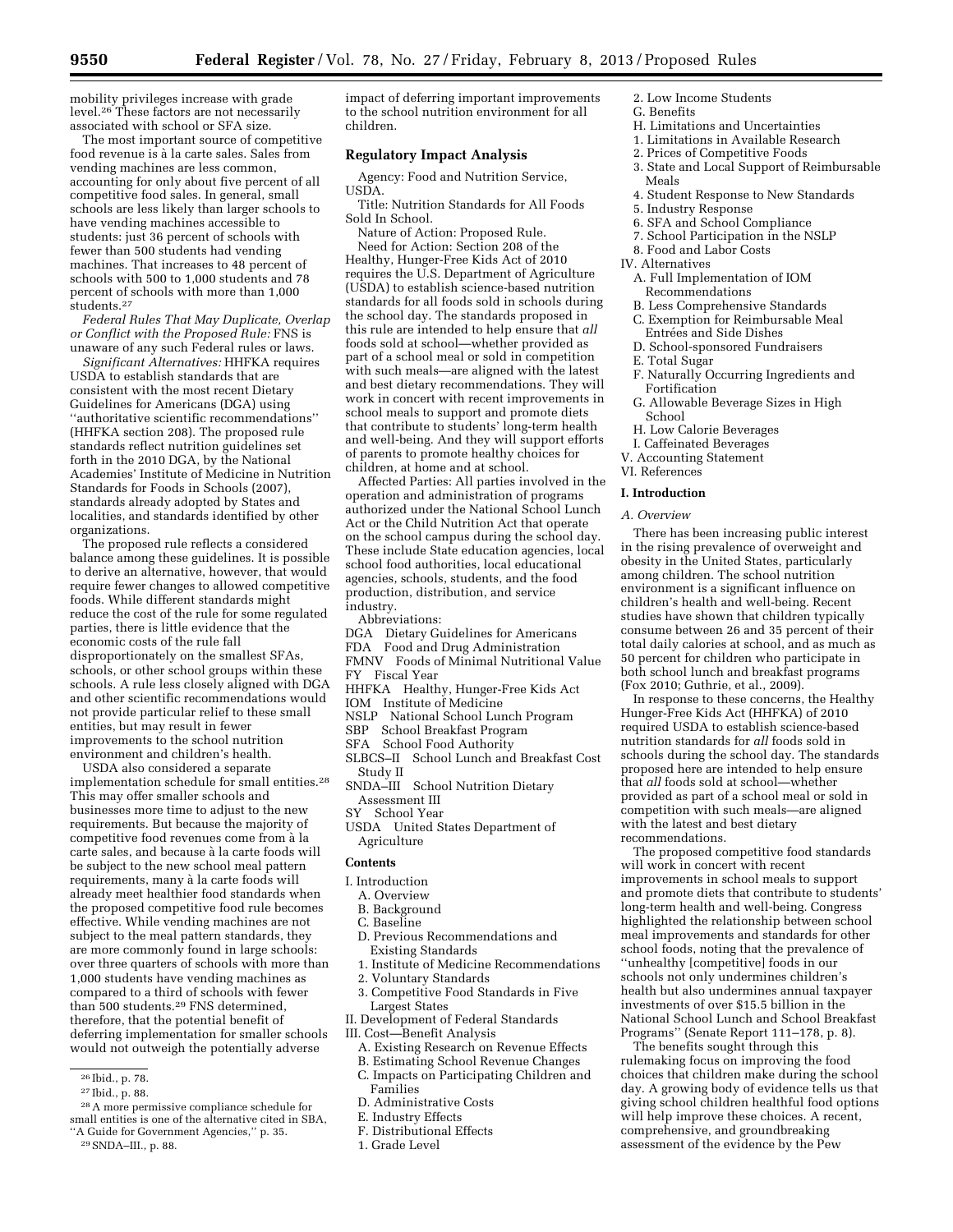mobility privileges increase with grade level.[26] These factors are not necessarily associated with school or SFA size.

The most important source of competitive food revenue is à la carte sales. Sales from vending machines are less common, accounting for only about five percent of all competitive food sales. In general, small schools are less likely than larger schools to have vending machines accessible to students: just 36 percent of schools with fewer than 500 students had vending machines. That increases to 48 percent of schools with 500 to 1,000 students and 78 percent of schools with more than 1,000 students.[27]

*Federal Rules That May Duplicate, Overlap or Conflict with the Proposed Rule:* FNS is unaware of any such Federal rules or laws.

*Significant Alternatives:* HHFKA requires USDA to establish standards that are consistent with the most recent Dietary Guidelines for Americans (DGA) using ''authoritative scientific recommendations'' (HHFKA section 208). The proposed rule standards reflect nutrition guidelines set forth in the 2010 DGA, by the National Academies' Institute of Medicine in Nutrition Standards for Foods in Schools (2007), standards already adopted by States and localities, and standards identified by other organizations.

The proposed rule reflects a considered balance among these guidelines. It is possible to derive an alternative, however, that would require fewer changes to allowed competitive foods. While different standards might reduce the cost of the rule for some regulated parties, there is little evidence that the economic costs of the rule fall disproportionately on the smallest SFAs, schools, or other school groups within these schools. A rule less closely aligned with DGA and other scientific recommendations would not provide particular relief to these small entities, but may result in fewer improvements to the school nutrition environment and children's health.

USDA also considered a separate implementation schedule for small entities.[28] This may offer smaller schools and businesses more time to adjust to the new requirements. But because the majority of competitive food revenues come from à la carte sales, and because à la carte foods will be subject to the new school meal pattern requirements, many à la carte foods will already meet healthier food standards when the proposed competitive food rule becomes effective. While vending machines are not subject to the meal pattern standards, they are more commonly found in large schools: over three quarters of schools with more than 1,000 students have vending machines as compared to a third of schools with fewer than 500 students.[29] FNS determined, therefore, that the potential benefit of deferring implementation for smaller schools would not outweigh the potentially adverse impact of deferring important improvements to the school nutrition environment for all children.

[26] Ibid., p. 78.

[27] Ibid., p. 88.

[28] A more permissive compliance schedule for small entities is one of the alternative cited in SBA, ''A Guide for Government Agencies,'' p. 35.

[29] SNDA–III., p. 88.

## Regulatory Impact Analysis

Agency: Food and Nutrition Service, USDA.

Title: Nutrition Standards for All Foods Sold In School.

Nature of Action: Proposed Rule.

Need for Action: Section 208 of the Healthy, Hunger-Free Kids Act of 2010 requires the U.S. Department of Agriculture (USDA) to establish science-based nutrition standards for all foods sold in schools during the school day. The standards proposed in this rule are intended to help ensure that *all* foods sold at school—whether provided as part of a school meal or sold in competition with such meals—are aligned with the latest and best dietary recommendations. They will work in concert with recent improvements in school meals to support and promote diets that contribute to students' long-term health and well-being. And they will support efforts of parents to promote healthy choices for children, at home and at school.

Affected Parties: All parties involved in the operation and administration of programs authorized under the National School Lunch Act or the Child Nutrition Act that operate on the school campus during the school day. These include State education agencies, local school food authorities, local educational agencies, schools, students, and the food production, distribution, and service industry.

Abbreviations:

DGA Dietary Guidelines for Americans
FDA Food and Drug Administration
FMNV Foods of Minimal Nutritional Value
FY Fiscal Year
HHFKA Healthy, Hunger-Free Kids Act
IOM Institute of Medicine
NSLP National School Lunch Program
SBP School Breakfast Program
SFA School Food Authority
SLBCS–II School Lunch and Breakfast Cost Study II
SNDA–III School Nutrition Dietary Assessment III
SY School Year
USDA United States Department of Agriculture

### Contents

I. Introduction
  A. Overview
  B. Background
  C. Baseline
  D. Previous Recommendations and Existing Standards
  1. Institute of Medicine Recommendations
  2. Voluntary Standards
  3. Competitive Food Standards in Five Largest States
II. Development of Federal Standards
III. Cost—Benefit Analysis
  A. Existing Research on Revenue Effects
  B. Estimating School Revenue Changes
  C. Impacts on Participating Children and Families
  D. Administrative Costs
  E. Industry Effects
  F. Distributional Effects
  1. Grade Level
  2. Low Income Students
  G. Benefits
  H. Limitations and Uncertainties
  1. Limitations in Available Research
  2. Prices of Competitive Foods
  3. State and Local Support of Reimbursable Meals
  4. Student Response to New Standards
  5. Industry Response
  6. SFA and School Compliance
  7. School Participation in the NSLP
  8. Food and Labor Costs
IV. Alternatives
  A. Full Implementation of IOM Recommendations
  B. Less Comprehensive Standards
  C. Exemption for Reimbursable Meal Entrées and Side Dishes
  D. School-sponsored Fundraisers
  E. Total Sugar
  F. Naturally Occurring Ingredients and Fortification
  G. Allowable Beverage Sizes in High School
  H. Low Calorie Beverages
  I. Caffeinated Beverages
V. Accounting Statement
VI. References

### I. Introduction

#### A. Overview

There has been increasing public interest in the rising prevalence of overweight and obesity in the United States, particularly among children. The school nutrition environment is a significant influence on children's health and well-being. Recent studies have shown that children typically consume between 26 and 35 percent of their total daily calories at school, and as much as 50 percent for children who participate in both school lunch and breakfast programs (Fox 2010; Guthrie, et al., 2009).

In response to these concerns, the Healthy Hunger-Free Kids Act (HHFKA) of 2010 required USDA to establish science-based nutrition standards for *all* foods sold in schools during the school day. The standards proposed here are intended to help ensure that *all* foods sold at school—whether provided as part of a school meal or sold in competition with such meals—are aligned with the latest and best dietary recommendations.

The proposed competitive food standards will work in concert with recent improvements in school meals to support and promote diets that contribute to students' long-term health and well-being. Congress highlighted the relationship between school meal improvements and standards for other school foods, noting that the prevalence of ''unhealthy [competitive] foods in our schools not only undermines children's health but also undermines annual taxpayer investments of over $15.5 billion in the National School Lunch and School Breakfast Programs'' (Senate Report 111–178, p. 8).

The benefits sought through this rulemaking focus on improving the food choices that children make during the school day. A growing body of evidence tells us that giving school children healthful food options will help improve these choices. A recent, comprehensive, and groundbreaking assessment of the evidence by the Pew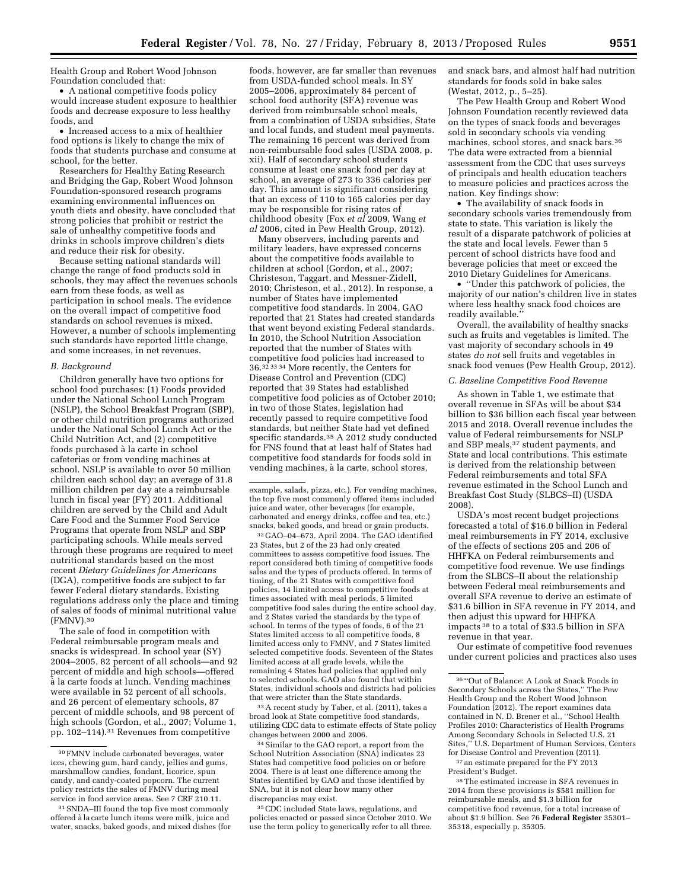Health Group and Robert Wood Johnson Foundation concluded that:

- A national competitive foods policy would increase student exposure to healthier foods and decrease exposure to less healthy foods, and
- Increased access to a mix of healthier food options is likely to change the mix of foods that students purchase and consume at school, for the better.

Researchers for Healthy Eating Research and Bridging the Gap, Robert Wood Johnson Foundation-sponsored research programs examining environmental influences on youth diets and obesity, have concluded that strong policies that prohibit or restrict the sale of unhealthy competitive foods and drinks in schools improve children's diets and reduce their risk for obesity.

Because setting national standards will change the range of food products sold in schools, they may affect the revenues schools earn from these foods, as well as participation in school meals. The evidence on the overall impact of competitive food standards on school revenues is mixed. However, a number of schools implementing such standards have reported little change, and some increases, in net revenues.

### *B. Background*

Children generally have two options for school food purchases: (1) Foods provided under the National School Lunch Program (NSLP), the School Breakfast Program (SBP), or other child nutrition programs authorized under the National School Lunch Act or the Child Nutrition Act, and (2) competitive foods purchased à la carte in school cafeterias or from vending machines at school. NSLP is available to over 50 million children each school day; an average of 31.8 million children per day ate a reimbursable lunch in fiscal year (FY) 2011. Additional children are served by the Child and Adult Care Food and the Summer Food Service Programs that operate from NSLP and SBP participating schools. While meals served through these programs are required to meet nutritional standards based on the most recent *Dietary Guidelines for Americans* (DGA), competitive foods are subject to far fewer Federal dietary standards. Existing regulations address only the place and timing of sales of foods of minimal nutritional value (FMNV).[30]

The sale of food in competition with Federal reimbursable program meals and snacks is widespread. In school year (SY) 2004–2005, 82 percent of all schools—and 92 percent of middle and high schools—offered à la carte foods at lunch. Vending machines were available in 52 percent of all schools, and 26 percent of elementary schools, 87 percent of middle schools, and 98 percent of high schools (Gordon, et al., 2007; Volume 1, pp. 102–114).[31] Revenues from competitive foods, however, are far smaller than revenues from USDA-funded school meals. In SY 2005–2006, approximately 84 percent of school food authority (SFA) revenue was derived from reimbursable school meals, from a combination of USDA subsidies, State and local funds, and student meal payments. The remaining 16 percent was derived from non-reimbursable food sales (USDA 2008, p. xii). Half of secondary school students consume at least one snack food per day at school, an average of 273 to 336 calories per day. This amount is significant considering that an excess of 110 to 165 calories per day may be responsible for rising rates of childhood obesity (Fox *et al* 2009, Wang *et al* 2006, cited in Pew Health Group, 2012).

Many observers, including parents and military leaders, have expressed concerns about the competitive foods available to children at school (Gordon, et al., 2007; Christeson, Taggart, and Messner-Zidell, 2010; Christeson, et al., 2012). In response, a number of States have implemented competitive food standards. In 2004, GAO reported that 21 States had created standards that went beyond existing Federal standards. In 2010, the School Nutrition Association reported that the number of States with competitive food policies had increased to 36.[32] [33] [34] More recently, the Centers for Disease Control and Prevention (CDC) reported that 39 States had established competitive food policies as of October 2010; in two of those States, legislation had recently passed to require competitive food standards, but neither State had yet defined specific standards.[35] A 2012 study conducted for FNS found that at least half of States had competitive food standards for foods sold in vending machines, à la carte, school stores, and snack bars, and almost half had nutrition standards for foods sold in bake sales (Westat, 2012, p., 5–25).

The Pew Health Group and Robert Wood Johnson Foundation recently reviewed data on the types of snack foods and beverages sold in secondary schools via vending machines, school stores, and snack bars.[36] The data were extracted from a biennial assessment from the CDC that uses surveys of principals and health education teachers to measure policies and practices across the nation. Key findings show:

- The availability of snack foods in secondary schools varies tremendously from state to state. This variation is likely the result of a disparate patchwork of policies at the state and local levels. Fewer than 5 percent of school districts have food and beverage policies that meet or exceed the 2010 Dietary Guidelines for Americans.
- ''Under this patchwork of policies, the majority of our nation's children live in states where less healthy snack food choices are readily available.''

Overall, the availability of healthy snacks such as fruits and vegetables is limited. The vast majority of secondary schools in 49 states *do not* sell fruits and vegetables in snack food venues (Pew Health Group, 2012).

### *C. Baseline Competitive Food Revenue*

As shown in Table 1, we estimate that overall revenue in SFAs will be about $34 billion to $36 billion each fiscal year between 2015 and 2018. Overall revenue includes the value of Federal reimbursements for NSLP and SBP meals,[37] student payments, and State and local contributions. This estimate is derived from the relationship between Federal reimbursements and total SFA revenue estimated in the School Lunch and Breakfast Cost Study (SLBCS–II) (USDA 2008).

USDA's most recent budget projections forecasted a total of $16.0 billion in Federal meal reimbursements in FY 2014, exclusive of the effects of sections 205 and 206 of HHFKA on Federal reimbursements and competitive food revenue. We use findings from the SLBCS–II about the relationship between Federal meal reimbursements and overall SFA revenue to derive an estimate of $31.6 billion in SFA revenue in FY 2014, and then adjust this upward for HHFKA impacts[38] to a total of $33.5 billion in SFA revenue in that year.

Our estimate of competitive food revenues under current policies and practices also uses

---

[30] FMNV include carbonated beverages, water ices, chewing gum, hard candy, jellies and gums, marshmallow candies, fondant, licorice, spun candy, and candy-coated popcorn. The current policy restricts the sales of FMNV during meal service in food service areas. See 7 CRF 210.11.

[31] SNDA–III found the top five most commonly offered à la carte lunch items were milk, juice and water, snacks, baked goods, and mixed dishes (for example, salads, pizza, etc.). For vending machines, the top five most commonly offered items included juice and water, other beverages (for example, carbonated and energy drinks, coffee and tea, etc.) snacks, baked goods, and bread or grain products.

[32] GAO–04–673. April 2004. The GAO identified 23 States, but 2 of the 23 had only created committees to assess competitive food issues. The report considered both timing of competitive foods sales and the types of products offered. In terms of timing, of the 21 States with competitive food policies, 14 limited access to competitive foods at times associated with meal periods, 5 limited competitive food sales during the entire school day, and 2 States varied the standards by the type of school. In terms of the types of foods, 6 of the 21 States limited access to all competitive foods, 8 limited access only to FMNV, and 7 States limited selected competitive foods. Seventeen of the States limited access at all grade levels, while the remaining 4 States had policies that applied only to selected schools. GAO also found that within States, individual schools and districts had policies that were stricter than the State standards.

[33] A recent study by Taber, et al. (2011), takes a broad look at State competitive food standards, utilizing CDC data to estimate effects of State policy changes between 2000 and 2006.

[34] Similar to the GAO report, a report from the School Nutrition Association (SNA) indicates 23 States had competitive food policies on or before 2004. There is at least one difference among the States identified by GAO and those identified by SNA, but it is not clear how many other discrepancies may exist.

[35] CDC included State laws, regulations, and policies enacted or passed since October 2010. We use the term policy to generically refer to all three.

[36] ''Out of Balance: A Look at Snack Foods in Secondary Schools across the States,'' The Pew Health Group and the Robert Wood Johnson Foundation (2012). The report examines data contained in N. D. Brener et al., ''School Health Profiles 2010: Characteristics of Health Programs Among Secondary Schools in Selected U.S. 21 Sites,'' U.S. Department of Human Services, Centers for Disease Control and Prevention (2011).

[37] an estimate prepared for the FY 2013 President's Budget.

[38] The estimated increase in SFA revenues in 2014 from these provisions is $581 million for reimbursable meals, and $1.3 billion for competitive food revenue, for a total increase of about $1.9 billion. See 76 **Federal Register** 35301–35318, especially p. 35305.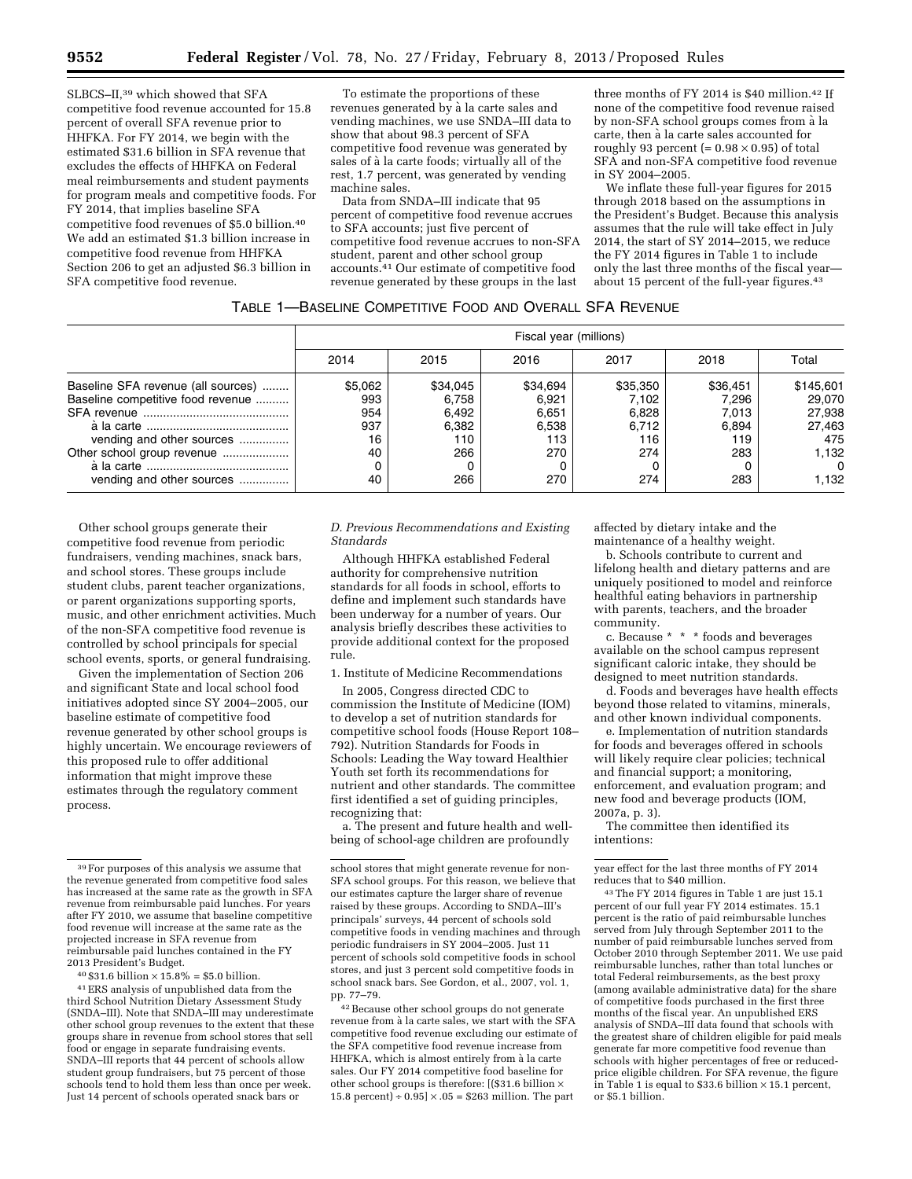SLBCS–II,[39] which showed that SFA competitive food revenue accounted for 15.8 percent of overall SFA revenue prior to HHFKA. For FY 2014, we begin with the estimated $31.6 billion in SFA revenue that excludes the effects of HHFKA on Federal meal reimbursements and student payments for program meals and competitive foods. For FY 2014, that implies baseline SFA competitive food revenues of $5.0 billion.[40] We add an estimated $1.3 billion increase in competitive food revenue from HHFKA Section 206 to get an adjusted $6.3 billion in SFA competitive food revenue.

To estimate the proportions of these revenues generated by à la carte sales and vending machines, we use SNDA–III data to show that about 98.3 percent of SFA competitive food revenue was generated by sales of à la carte foods; virtually all of the rest, 1.7 percent, was generated by vending machine sales.

Data from SNDA–III indicate that 95 percent of competitive food revenue accrues to SFA accounts; just five percent of competitive food revenue accrues to non-SFA student, parent and other school group accounts.[41] Our estimate of competitive food revenue generated by these groups in the last three months of FY 2014 is $40 million.[42] If none of the competitive food revenue raised by non-SFA school groups comes from à la carte, then à la carte sales accounted for roughly 93 percent (= $0.98 \times 0.95$) of total SFA and non-SFA competitive food revenue in SY 2004–2005.

We inflate these full-year figures for 2015 through 2018 based on the assumptions in the President's Budget. Because this analysis assumes that the rule will take effect in July 2014, the start of SY 2014–2015, we reduce the FY 2014 figures in Table 1 to include only the last three months of the fiscal year—about 15 percent of the full-year figures.[43]

TABLE 1—BASELINE COMPETITIVE FOOD AND OVERALL SFA REVENUE

| | Fiscal year (millions) | | | | | |
|---|---|---|---|---|---|---|
| | 2014 | 2015 | 2016 | 2017 | 2018 | Total |
| Baseline SFA revenue (all sources) | $5,062 | $34,045 | $34,694 | $35,350 | $36,451 | $145,601 |
| Baseline competitive food revenue | 993 | 6,758 | 6,921 | 7,102 | 7,296 | 29,070 |
| SFA revenue | 954 | 6,492 | 6,651 | 6,828 | 7,013 | 27,938 |
| à la carte | 937 | 6,382 | 6,538 | 6,712 | 6,894 | 27,463 |
| vending and other sources | 16 | 110 | 113 | 116 | 119 | 475 |
| Other school group revenue | 40 | 266 | 270 | 274 | 283 | 1,132 |
| à la carte | 0 | 0 | 0 | 0 | 0 | 0 |
| vending and other sources | 40 | 266 | 270 | 274 | 283 | 1,132 |

Other school groups generate their competitive food revenue from periodic fundraisers, vending machines, snack bars, and school stores. These groups include student clubs, parent teacher organizations, or parent organizations supporting sports, music, and other enrichment activities. Much of the non-SFA competitive food revenue is controlled by school principals for special school events, sports, or general fundraising.

Given the implementation of Section 206 and significant State and local school food initiatives adopted since SY 2004–2005, our baseline estimate of competitive food revenue generated by other school groups is highly uncertain. We encourage reviewers of this proposed rule to offer additional information that might improve these estimates through the regulatory comment process.

*D. Previous Recommendations and Existing Standards*

Although HHFKA established Federal authority for comprehensive nutrition standards for all foods in school, efforts to define and implement such standards have been underway for a number of years. Our analysis briefly describes these activities to provide additional context for the proposed rule.

1. Institute of Medicine Recommendations

In 2005, Congress directed CDC to commission the Institute of Medicine (IOM) to develop a set of nutrition standards for competitive school foods (House Report 108–792). Nutrition Standards for Foods in Schools: Leading the Way toward Healthier Youth set forth its recommendations for nutrient and other standards. The committee first identified a set of guiding principles, recognizing that:

a. The present and future health and well-being of school-age children are profoundly affected by dietary intake and the maintenance of a healthy weight.

b. Schools contribute to current and lifelong health and dietary patterns and are uniquely positioned to model and reinforce healthful eating behaviors in partnership with parents, teachers, and the broader community.

c. Because * * * foods and beverages available on the school campus represent significant caloric intake, they should be designed to meet nutrition standards.

d. Foods and beverages have health effects beyond those related to vitamins, minerals, and other known individual components.

e. Implementation of nutrition standards for foods and beverages offered in schools will likely require clear policies; technical and financial support; a monitoring, enforcement, and evaluation program; and new food and beverage products (IOM, 2007a, p. 3).

The committee then identified its intentions:

---

[39] For purposes of this analysis we assume that the revenue generated from competitive food sales has increased at the same rate as the growth in SFA revenue from reimbursable paid lunches. For years after FY 2010, we assume that baseline competitive food revenue will increase at the same rate as the projected increase in SFA revenue from reimbursable paid lunches contained in the FY 2013 President's Budget.

[40] $31.6 billion × 15.8% = $5.0 billion.

[41] ERS analysis of unpublished data from the third School Nutrition Dietary Assessment Study (SNDA–III). Note that SNDA–III may underestimate other school group revenues to the extent that these groups share in revenue from school stores that sell food or engage in separate fundraising events. SNDA–III reports that 44 percent of schools allow student group fundraisers, but 75 percent of those schools tend to hold them less than once per week. Just 14 percent of schools operated snack bars or school stores that might generate revenue for non-SFA school groups. For this reason, we believe that our estimates capture the larger share of revenue raised by these groups. According to SNDA–III's principals' surveys, 44 percent of schools sold competitive foods in vending machines and through periodic fundraisers in SY 2004–2005. Just 11 percent of schools sold competitive foods in school stores, and just 3 percent sold competitive foods in school snack bars. See Gordon, et al., 2007, vol. 1, pp. 77–79.

[42] Because other school groups do not generate revenue from à la carte sales, we start with the SFA competitive food revenue excluding our estimate of the SFA competitive food revenue increase from HHFKA, which is almost entirely from à la carte sales. Our FY 2014 competitive food baseline for other school groups is therefore: [($31.6 billion × 15.8 percent) ÷ 0.95] × .05 = $263 million. The part year effect for the last three months of FY 2014 reduces that to $40 million.

[43] The FY 2014 figures in Table 1 are just 15.1 percent of our full year FY 2014 estimates. 15.1 percent is the ratio of paid reimbursable lunches served from July through September 2011 to the number of paid reimbursable lunches served from October 2010 through September 2011. We use paid reimbursable lunches, rather than total lunches or total Federal reimbursements, as the best proxy (among available administrative data) for the share of competitive foods purchased in the first three months of the fiscal year. An unpublished ERS analysis of SNDA–III data found that schools with the greatest share of children eligible for paid meals generate far more competitive food revenue than schools with higher percentages of free or reduced-price eligible children. For SFA revenue, the figure in Table 1 is equal to $33.6 billion × 15.1 percent, or $5.1 billion.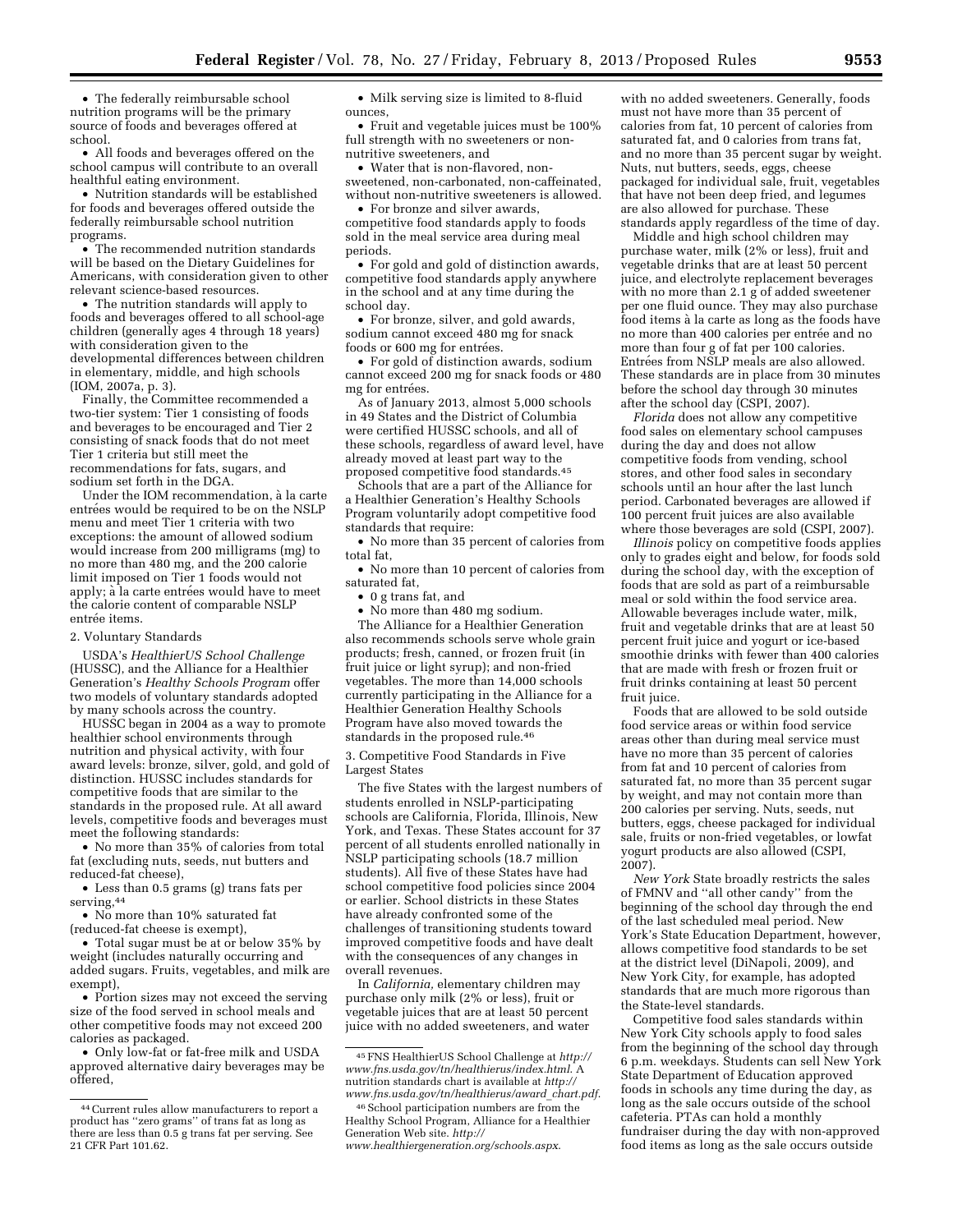• The federally reimbursable school nutrition programs will be the primary source of foods and beverages offered at school.

• All foods and beverages offered on the school campus will contribute to an overall healthful eating environment.

• Nutrition standards will be established for foods and beverages offered outside the federally reimbursable school nutrition programs.

• The recommended nutrition standards will be based on the Dietary Guidelines for Americans, with consideration given to other relevant science-based resources.

• The nutrition standards will apply to foods and beverages offered to all school-age children (generally ages 4 through 18 years) with consideration given to the developmental differences between children in elementary, middle, and high schools (IOM, 2007a, p. 3).

Finally, the Committee recommended a two-tier system: Tier 1 consisting of foods and beverages to be encouraged and Tier 2 consisting of snack foods that do not meet Tier 1 criteria but still meet the recommendations for fats, sugars, and sodium set forth in the DGA.

Under the IOM recommendation, à la carte entrées would be required to be on the NSLP menu and meet Tier 1 criteria with two exceptions: the amount of allowed sodium would increase from 200 milligrams (mg) to no more than 480 mg, and the 200 calorie limit imposed on Tier 1 foods would not apply; à la carte entrées would have to meet the calorie content of comparable NSLP entrée items.

2. Voluntary Standards

USDA's *HealthierUS School Challenge* (HUSSC), and the Alliance for a Healthier Generation's *Healthy Schools Program* offer two models of voluntary standards adopted by many schools across the country.

HUSSC began in 2004 as a way to promote healthier school environments through nutrition and physical activity, with four award levels: bronze, silver, gold, and gold of distinction. HUSSC includes standards for competitive foods that are similar to the standards in the proposed rule. At all award levels, competitive foods and beverages must meet the following standards:

• No more than 35% of calories from total fat (excluding nuts, seeds, nut butters and reduced-fat cheese),

• Less than 0.5 grams (g) trans fats per serving,[44]

• No more than 10% saturated fat (reduced-fat cheese is exempt),

• Total sugar must be at or below 35% by weight (includes naturally occurring and added sugars. Fruits, vegetables, and milk are exempt),

• Portion sizes may not exceed the serving size of the food served in school meals and other competitive foods may not exceed 200 calories as packaged.

• Only low-fat or fat-free milk and USDA approved alternative dairy beverages may be offered,

• Milk serving size is limited to 8-fluid ounces,

• Fruit and vegetable juices must be 100% full strength with no sweeteners or non-nutritive sweeteners, and

• Water that is non-flavored, non-sweetened, non-carbonated, non-caffeinated, without non-nutritive sweeteners is allowed.

• For bronze and silver awards, competitive food standards apply to foods sold in the meal service area during meal periods.

• For gold and gold of distinction awards, competitive food standards apply anywhere in the school and at any time during the school day.

• For bronze, silver, and gold awards, sodium cannot exceed 480 mg for snack foods or 600 mg for entrées.

• For gold of distinction awards, sodium cannot exceed 200 mg for snack foods or 480 mg for entrées.

As of January 2013, almost 5,000 schools in 49 States and the District of Columbia were certified HUSSC schools, and all of these schools, regardless of award level, have already moved at least part way to the proposed competitive food standards.[45]

Schools that are a part of the Alliance for a Healthier Generation's Healthy Schools Program voluntarily adopt competitive food standards that require:

• No more than 35 percent of calories from total fat,

• No more than 10 percent of calories from saturated fat,

• 0 g trans fat, and

• No more than 480 mg sodium.

The Alliance for a Healthier Generation also recommends schools serve whole grain products; fresh, canned, or frozen fruit (in fruit juice or light syrup); and non-fried vegetables. The more than 14,000 schools currently participating in the Alliance for a Healthier Generation Healthy Schools Program have also moved towards the standards in the proposed rule.[46]

3. Competitive Food Standards in Five Largest States

The five States with the largest numbers of students enrolled in NSLP-participating schools are California, Florida, Illinois, New York, and Texas. These States account for 37 percent of all students enrolled nationally in NSLP participating schools (18.7 million students). All five of these States have had school competitive food policies since 2004 or earlier. School districts in these States have already confronted some of the challenges of transitioning students toward improved competitive foods and have dealt with the consequences of any changes in overall revenues.

In *California,* elementary children may purchase only milk (2% or less), fruit or vegetable juices that are at least 50 percent juice with no added sweeteners, and water with no added sweeteners. Generally, foods must not have more than 35 percent of calories from fat, 10 percent of calories from saturated fat, and 0 calories from trans fat, and no more than 35 percent sugar by weight. Nuts, nut butters, seeds, eggs, cheese packaged for individual sale, fruit, vegetables that have not been deep fried, and legumes are also allowed for purchase. These standards apply regardless of the time of day.

Middle and high school children may purchase water, milk (2% or less), fruit and vegetable drinks that are at least 50 percent juice, and electrolyte replacement beverages with no more than 2.1 g of added sweetener per one fluid ounce. They may also purchase food items à la carte as long as the foods have no more than 400 calories per entrée and no more than four g of fat per 100 calories. Entrées from NSLP meals are also allowed. These standards are in place from 30 minutes before the school day through 30 minutes after the school day (CSPI, 2007).

*Florida* does not allow any competitive food sales on elementary school campuses during the day and does not allow competitive foods from vending, school stores, and other food sales in secondary schools until an hour after the last lunch period. Carbonated beverages are allowed if 100 percent fruit juices are also available where those beverages are sold (CSPI, 2007).

*Illinois* policy on competitive foods applies only to grades eight and below, for foods sold during the school day, with the exception of foods that are sold as part of a reimbursable meal or sold within the food service area. Allowable beverages include water, milk, fruit and vegetable drinks that are at least 50 percent fruit juice and yogurt or ice-based smoothie drinks with fewer than 400 calories that are made with fresh or frozen fruit or fruit drinks containing at least 50 percent fruit juice.

Foods that are allowed to be sold outside food service areas or within food service areas other than during meal service must have no more than 35 percent of calories from fat and 10 percent of calories from saturated fat, no more than 35 percent sugar by weight, and may not contain more than 200 calories per serving. Nuts, seeds, nut butters, eggs, cheese packaged for individual sale, fruits or non-fried vegetables, or lowfat yogurt products are also allowed (CSPI, 2007).

*New York* State broadly restricts the sales of FMNV and ''all other candy'' from the beginning of the school day through the end of the last scheduled meal period. New York's State Education Department, however, allows competitive food standards to be set at the district level (DiNapoli, 2009), and New York City, for example, has adopted standards that are much more rigorous than the State-level standards.

Competitive food sales standards within New York City schools apply to food sales from the beginning of the school day through 6 p.m. weekdays. Students can sell New York State Department of Education approved foods in schools any time during the day, as long as the sale occurs outside of the school cafeteria. PTAs can hold a monthly fundraiser during the day with non-approved food items as long as the sale occurs outside

---

[44] Current rules allow manufacturers to report a product has ''zero grams'' of trans fat as long as there are less than 0.5 g trans fat per serving. See 21 CFR Part 101.62.

[45] FNS HealthierUS School Challenge at *http://www.fns.usda.gov/tn/healthierus/index.html*. A nutrition standards chart is available at *http://www.fns.usda.gov/tn/healthierus/award_chart.pdf*.

[46] School participation numbers are from the Healthy School Program, Alliance for a Healthier Generation Web site. *http://www.healthiergeneration.org/schools.aspx*.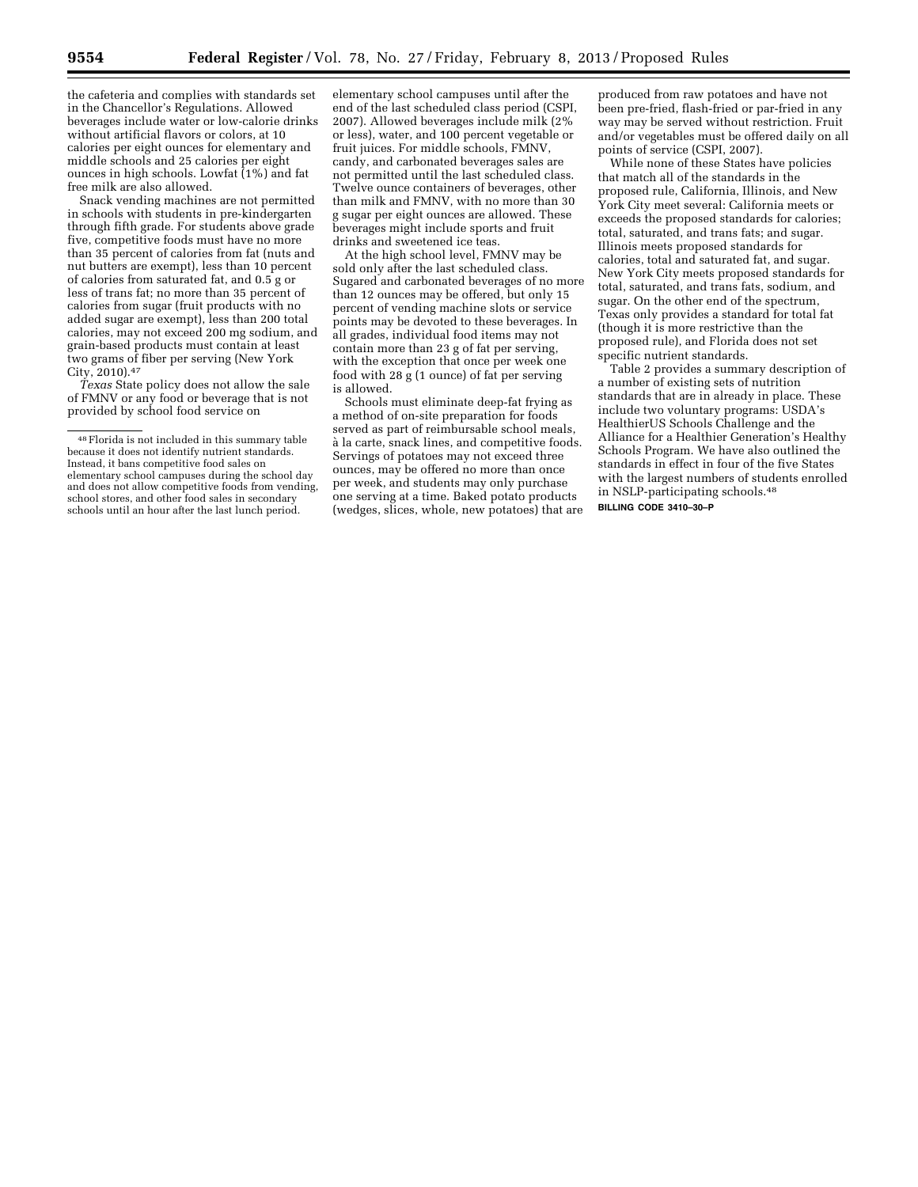the cafeteria and complies with standards set in the Chancellor's Regulations. Allowed beverages include water or low-calorie drinks without artificial flavors or colors, at 10 calories per eight ounces for elementary and middle schools and 25 calories per eight ounces in high schools. Lowfat (1%) and fat free milk are also allowed.

Snack vending machines are not permitted in schools with students in pre-kindergarten through fifth grade. For students above grade five, competitive foods must have no more than 35 percent of calories from fat (nuts and nut butters are exempt), less than 10 percent of calories from saturated fat, and 0.5 g or less of trans fat; no more than 35 percent of calories from sugar (fruit products with no added sugar are exempt), less than 200 total calories, may not exceed 200 mg sodium, and grain-based products must contain at least two grams of fiber per serving (New York City, 2010).[47]

*Texas* State policy does not allow the sale of FMNV or any food or beverage that is not provided by school food service on elementary school campuses until after the end of the last scheduled class period (CSPI, 2007). Allowed beverages include milk (2% or less), water, and 100 percent vegetable or fruit juices. For middle schools, FMNV, candy, and carbonated beverages sales are not permitted until the last scheduled class. Twelve ounce containers of beverages, other than milk and FMNV, with no more than 30 g sugar per eight ounces are allowed. These beverages might include sports and fruit drinks and sweetened ice teas.

At the high school level, FMNV may be sold only after the last scheduled class. Sugared and carbonated beverages of no more than 12 ounces may be offered, but only 15 percent of vending machine slots or service points may be devoted to these beverages. In all grades, individual food items may not contain more than 23 g of fat per serving, with the exception that once per week one food with 28 g (1 ounce) of fat per serving is allowed.

Schools must eliminate deep-fat frying as a method of on-site preparation for foods served as part of reimbursable school meals, à la carte, snack lines, and competitive foods. Servings of potatoes may not exceed three ounces, may be offered no more than once per week, and students may only purchase one serving at a time. Baked potato products (wedges, slices, whole, new potatoes) that are produced from raw potatoes and have not been pre-fried, flash-fried or par-fried in any way may be served without restriction. Fruit and/or vegetables must be offered daily on all points of service (CSPI, 2007).

While none of these States have policies that match all of the standards in the proposed rule, California, Illinois, and New York City meet several: California meets or exceeds the proposed standards for calories; total, saturated, and trans fats; and sugar. Illinois meets proposed standards for calories, total and saturated fat, and sugar. New York City meets proposed standards for total, saturated, and trans fats, sodium, and sugar. On the other end of the spectrum, Texas only provides a standard for total fat (though it is more restrictive than the proposed rule), and Florida does not set specific nutrient standards.

Table 2 provides a summary description of a number of existing sets of nutrition standards that are in already in place. These include two voluntary programs: USDA's HealthierUS Schools Challenge and the Alliance for a Healthier Generation's Healthy Schools Program. We have also outlined the standards in effect in four of the five States with the largest numbers of students enrolled in NSLP-participating schools.[48]

BILLING CODE 3410–30–P

[48] Florida is not included in this summary table because it does not identify nutrient standards. Instead, it bans competitive food sales on elementary school campuses during the school day and does not allow competitive foods from vending, school stores, and other food sales in secondary schools until an hour after the last lunch period.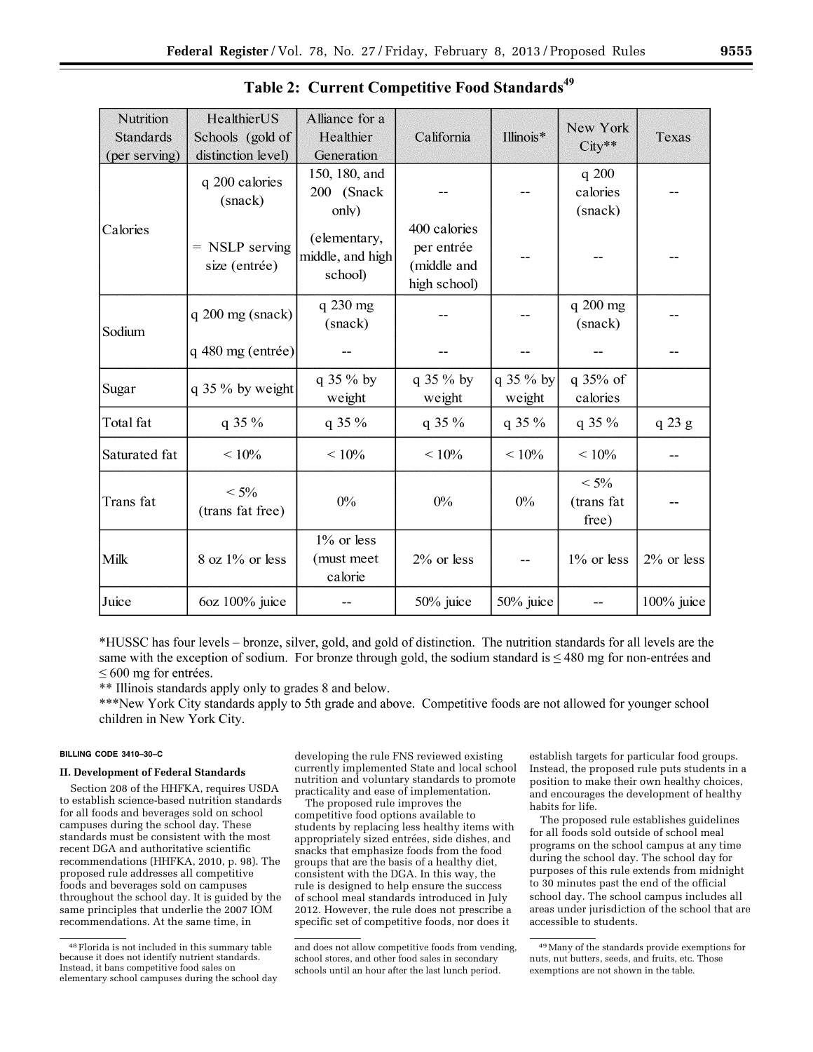## Table 2: Current Competitive Food Standards[49]

| Nutrition Standards (per serving) | HealthierUS Schools (gold of distinction level) | Alliance for a Healthier Generation | California | Illinois* | New York City** | Texas |
|---|---|---|---|---|---|---|
| Calories | q 200 calories (snack) | 150, 180, and 200 (Snack only) | -- | -- | q 200 calories (snack) | -- |
| | = NSLP serving size (entrée) | (elementary, middle, and high school) | 400 calories per entrée (middle and high school) | -- | -- | -- |
| Sodium | q 200 mg (snack) | q 230 mg (snack) | -- | -- | q 200 mg (snack) | -- |
| | q 480 mg (entrée) | -- | -- | -- | -- | -- |
| Sugar | q 35 % by weight | q 35 % by weight | q 35 % by weight | q 35 % by weight | q 35% of calories | |
| Total fat | q 35 % | q 35 % | q 35 % | q 35 % | q 35 % | q 23 g |
| Saturated fat | < 10% | < 10% | < 10% | < 10% | < 10% | -- |
| Trans fat | < 5% (trans fat free) | 0% | 0% | 0% | < 5% (trans fat free) | -- |
| Milk | 8 oz 1% or less | 1% or less (must meet calorie | 2% or less | -- | 1% or less | 2% or less |
| Juice | 6oz 100% juice | -- | 50% juice | 50% juice | -- | 100% juice |

*HUSSC has four levels – bronze, silver, gold, and gold of distinction. The nutrition standards for all levels are the same with the exception of sodium. For bronze through gold, the sodium standard is ≤ 480 mg for non-entrées and ≤ 600 mg for entrées.

** Illinois standards apply only to grades 8 and below.

***New York City standards apply to 5th grade and above. Competitive foods are not allowed for younger school children in New York City.

BILLING CODE 3410–30–C

### II. Development of Federal Standards

Section 208 of the HHFKA, requires USDA to establish science-based nutrition standards for all foods and beverages sold on school campuses during the school day. These standards must be consistent with the most recent DGA and authoritative scientific recommendations (HHFKA, 2010, p. 98). The proposed rule addresses all competitive foods and beverages sold on campuses throughout the school day. It is guided by the same principles that underlie the 2007 IOM recommendations. At the same time, in developing the rule FNS reviewed existing currently implemented State and local school nutrition and voluntary standards to promote practicality and ease of implementation.

The proposed rule improves the competitive food options available to students by replacing less healthy items with appropriately sized entrées, side dishes, and snacks that emphasize foods from the food groups that are the basis of a healthy diet, consistent with the DGA. In this way, the rule is designed to help ensure the success of school meal standards introduced in July 2012. However, the rule does not prescribe a specific set of competitive foods, nor does it establish targets for particular food groups. Instead, the proposed rule puts students in a position to make their own healthy choices, and encourages the development of healthy habits for life.

The proposed rule establishes guidelines for all foods sold outside of school meal programs on the school campus at any time during the school day. The school day for purposes of this rule extends from midnight to 30 minutes past the end of the official school day. The school campus includes all areas under jurisdiction of the school that are accessible to students.

[48] Florida is not included in this summary table because it does not identify nutrient standards. Instead, it bans competitive food sales on elementary school campuses during the school day and does not allow competitive foods from vending, school stores, and other food sales in secondary schools until an hour after the last lunch period.

[49] Many of the standards provide exemptions for nuts, nut butters, seeds, and fruits, etc. Those exemptions are not shown in the table.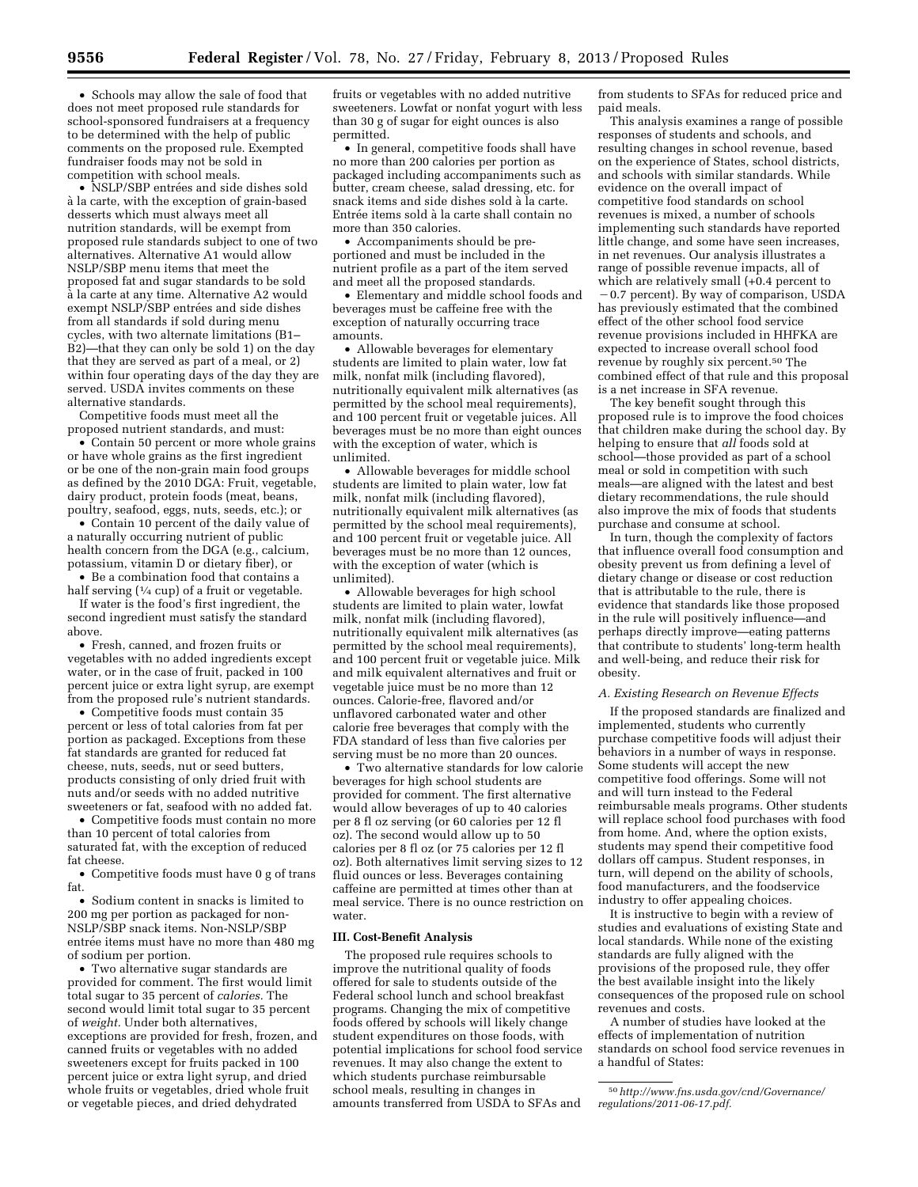- Schools may allow the sale of food that does not meet proposed rule standards for school-sponsored fundraisers at a frequency to be determined with the help of public comments on the proposed rule. Exempted fundraiser foods may not be sold in competition with school meals.
- NSLP/SBP entrées and side dishes sold à la carte, with the exception of grain-based desserts which must always meet all nutrition standards, will be exempt from proposed rule standards subject to one of two alternatives. Alternative A1 would allow NSLP/SBP menu items that meet the proposed fat and sugar standards to be sold à la carte at any time. Alternative A2 would exempt NSLP/SBP entrées and side dishes from all standards if sold during menu cycles, with two alternate limitations (B1–B2)—that they can only be sold 1) on the day that they are served as part of a meal, or 2) within four operating days of the day they are served. USDA invites comments on these alternative standards.

Competitive foods must meet all the proposed nutrient standards, and must:

- Contain 50 percent or more whole grains or have whole grains as the first ingredient or be one of the non-grain main food groups as defined by the 2010 DGA: Fruit, vegetable, dairy product, protein foods (meat, beans, poultry, seafood, eggs, nuts, seeds, etc.); or
- Contain 10 percent of the daily value of a naturally occurring nutrient of public health concern from the DGA (e.g., calcium, potassium, vitamin D or dietary fiber), or
- Be a combination food that contains a half serving (¼ cup) of a fruit or vegetable.

If water is the food's first ingredient, the second ingredient must satisfy the standard above.

- Fresh, canned, and frozen fruits or vegetables with no added ingredients except water, or in the case of fruit, packed in 100 percent juice or extra light syrup, are exempt from the proposed rule's nutrient standards.
- Competitive foods must contain 35 percent or less of total calories from fat per portion as packaged. Exceptions from these fat standards are granted for reduced fat cheese, nuts, seeds, nut or seed butters, products consisting of only dried fruit with nuts and/or seeds with no added nutritive sweeteners or fat, seafood with no added fat.
- Competitive foods must contain no more than 10 percent of total calories from saturated fat, with the exception of reduced fat cheese.
- Competitive foods must have 0 g of trans fat.
- Sodium content in snacks is limited to 200 mg per portion as packaged for non-NSLP/SBP snack items. Non-NSLP/SBP entrée items must have no more than 480 mg of sodium per portion.
- Two alternative sugar standards are provided for comment. The first would limit total sugar to 35 percent of *calories*. The second would limit total sugar to 35 percent of *weight*. Under both alternatives, exceptions are provided for fresh, frozen, and canned fruits or vegetables with no added sweeteners except for fruits packed in 100 percent juice or extra light syrup, and dried whole fruits or vegetables, dried whole fruit or vegetable pieces, and dried dehydrated fruits or vegetables with no added nutritive sweeteners. Lowfat or nonfat yogurt with less than 30 g of sugar for eight ounces is also permitted.
- In general, competitive foods shall have no more than 200 calories per portion as packaged including accompaniments such as butter, cream cheese, salad dressing, etc. for snack items and side dishes sold à la carte. Entrée items sold à la carte shall contain no more than 350 calories.
- Accompaniments should be pre-portioned and must be included in the nutrient profile as a part of the item served and meet all the proposed standards.
- Elementary and middle school foods and beverages must be caffeine free with the exception of naturally occurring trace amounts.
- Allowable beverages for elementary students are limited to plain water, low fat milk, nonfat milk (including flavored), nutritionally equivalent milk alternatives (as permitted by the school meal requirements), and 100 percent fruit or vegetable juices. All beverages must be no more than eight ounces with the exception of water, which is unlimited.
- Allowable beverages for middle school students are limited to plain water, low fat milk, nonfat milk (including flavored), nutritionally equivalent milk alternatives (as permitted by the school meal requirements), and 100 percent fruit or vegetable juice. All beverages must be no more than 12 ounces, with the exception of water (which is unlimited).
- Allowable beverages for high school students are limited to plain water, lowfat milk, nonfat milk (including flavored), nutritionally equivalent milk alternatives (as permitted by the school meal requirements), and 100 percent fruit or vegetable juice. Milk and milk equivalent alternatives and fruit or vegetable juice must be no more than 12 ounces. Calorie-free, flavored and/or unflavored carbonated water and other calorie free beverages that comply with the FDA standard of less than five calories per serving must be no more than 20 ounces.
- Two alternative standards for low calorie beverages for high school students are provided for comment. The first alternative would allow beverages of up to 40 calories per 8 fl oz serving (or 60 calories per 12 fl oz). The second would allow up to 50 calories per 8 fl oz (or 75 calories per 12 fl oz). Both alternatives limit serving sizes to 12 fluid ounces or less. Beverages containing caffeine are permitted at times other than at meal service. There is no ounce restriction on water.

## III. Cost-Benefit Analysis

The proposed rule requires schools to improve the nutritional quality of foods offered for sale to students outside of the Federal school lunch and school breakfast programs. Changing the mix of competitive foods offered by schools will likely change student expenditures on those foods, with potential implications for school food service revenues. It may also change the extent to which students purchase reimbursable school meals, resulting in changes in amounts transferred from USDA to SFAs and from students to SFAs for reduced price and paid meals.

This analysis examines a range of possible responses of students and schools, and resulting changes in school revenue, based on the experience of States, school districts, and schools with similar standards. While evidence on the overall impact of competitive food standards on school revenues is mixed, a number of schools implementing such standards have reported little change, and some have seen increases, in net revenues. Our analysis illustrates a range of possible revenue impacts, all of which are relatively small (+0.4 percent to −0.7 percent). By way of comparison, USDA has previously estimated that the combined effect of the other school food service revenue provisions included in HHFKA are expected to increase overall school food revenue by roughly six percent.[50] The combined effect of that rule and this proposal is a net increase in SFA revenue.

The key benefit sought through this proposed rule is to improve the food choices that children make during the school day. By helping to ensure that *all* foods sold at school—those provided as part of a school meal or sold in competition with such meals—are aligned with the latest and best dietary recommendations, the rule should also improve the mix of foods that students purchase and consume at school.

In turn, though the complexity of factors that influence overall food consumption and obesity prevent us from defining a level of dietary change or disease or cost reduction that is attributable to the rule, there is evidence that standards like those proposed in the rule will positively influence—and perhaps directly improve—eating patterns that contribute to students' long-term health and well-being, and reduce their risk for obesity.

### *A. Existing Research on Revenue Effects*

If the proposed standards are finalized and implemented, students who currently purchase competitive foods will adjust their behaviors in a number of ways in response. Some students will accept the new competitive food offerings. Some will not and will turn instead to the Federal reimbursable meals programs. Other students will replace school food purchases with food from home. And, where the option exists, students may spend their competitive food dollars off campus. Student responses, in turn, will depend on the ability of schools, food manufacturers, and the foodservice industry to offer appealing choices.

It is instructive to begin with a review of studies and evaluations of existing State and local standards. While none of the existing standards are fully aligned with the provisions of the proposed rule, they offer the best available insight into the likely consequences of the proposed rule on school revenues and costs.

A number of studies have looked at the effects of implementation of nutrition standards on school food service revenues in a handful of States:

[50] *http://www.fns.usda.gov/cnd/Governance/regulations/2011-06-17.pdf.*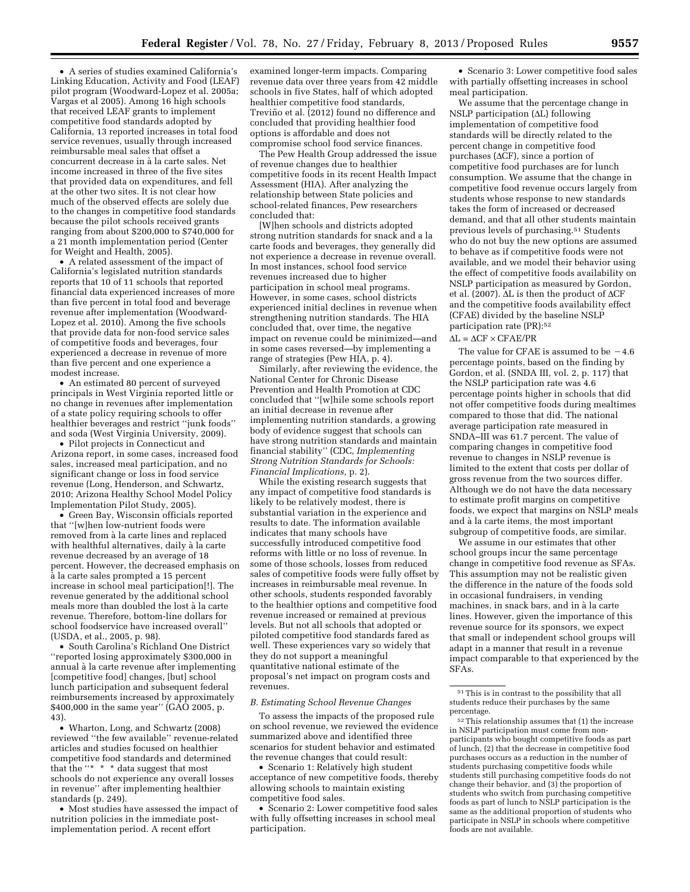• A series of studies examined California's Linking Education, Activity and Food (LEAF) pilot program (Woodward-Lopez et al. 2005a; Vargas et al 2005). Among 16 high schools that received LEAF grants to implement competitive food standards adopted by California, 13 reported increases in total food service revenues, usually through increased reimbursable meal sales that offset a concurrent decrease in à la carte sales. Net income increased in three of the five sites that provided data on expenditures, and fell at the other two sites. It is not clear how much of the observed effects are solely due to the changes in competitive food standards because the pilot schools received grants ranging from about $200,000 to $740,000 for a 21 month implementation period (Center for Weight and Health, 2005).

• A related assessment of the impact of California's legislated nutrition standards reports that 10 of 11 schools that reported financial data experienced increases of more than five percent in total food and beverage revenue after implementation (Woodward-Lopez et al. 2010). Among the five schools that provide data for non-food service sales of competitive foods and beverages, four experienced a decrease in revenue of more than five percent and one experience a modest increase.

• An estimated 80 percent of surveyed principals in West Virginia reported little or no change in revenues after implementation of a state policy requiring schools to offer healthier beverages and restrict ''junk foods'' and soda (West Virginia University, 2009).

• Pilot projects in Connecticut and Arizona report, in some cases, increased food sales, increased meal participation, and no significant change or loss in food service revenue (Long, Henderson, and Schwartz, 2010; Arizona Healthy School Model Policy Implementation Pilot Study, 2005).

• Green Bay, Wisconsin officials reported that ''[w]hen low-nutrient foods were removed from à la carte lines and replaced with healthful alternatives, daily à la carte revenue decreased by an average of 18 percent. However, the decreased emphasis on à la carte sales prompted a 15 percent increase in school meal participation[!]. The revenue generated by the additional school meals more than doubled the lost à la carte revenue. Therefore, bottom-line dollars for school foodservice have increased overall'' (USDA, et al., 2005, p. 98).

• South Carolina's Richland One District ''reported losing approximately $300,000 in annual à la carte revenue after implementing [competitive food] changes, [but] school lunch participation and subsequent federal reimbursements increased by approximately $400,000 in the same year'' (GAO 2005, p. 43).

• Wharton, Long, and Schwartz (2008) reviewed ''the few available'' revenue-related articles and studies focused on healthier competitive food standards and determined that the ''* * * data suggest that most schools do not experience any overall losses in revenue'' after implementing healthier standards (p. 249).

• Most studies have assessed the impact of nutrition policies in the immediate post-implementation period. A recent effort examined longer-term impacts. Comparing revenue data over three years from 42 middle schools in five States, half of which adopted healthier competitive food standards, Treviño et al. (2012) found no difference and concluded that providing healthier food options is affordable and does not compromise school food service finances.

The Pew Health Group addressed the issue of revenue changes due to healthier competitive foods in its recent Health Impact Assessment (HIA). After analyzing the relationship between State policies and school-related finances, Pew researchers concluded that:

[W]hen schools and districts adopted strong nutrition standards for snack and a la carte foods and beverages, they generally did not experience a decrease in revenue overall. In most instances, school food service revenues increased due to higher participation in school meal programs. However, in some cases, school districts experienced initial declines in revenue when strengthening nutrition standards. The HIA concluded that, over time, the negative impact on revenue could be minimized—and in some cases reversed—by implementing a range of strategies (Pew HIA, p. 4).

Similarly, after reviewing the evidence, the National Center for Chronic Disease Prevention and Health Promotion at CDC concluded that ''[w]hile some schools report an initial decrease in revenue after implementing nutrition standards, a growing body of evidence suggest that schools can have strong nutrition standards and maintain financial stability'' (CDC, *Implementing Strong Nutrition Standards for Schools: Financial Implications,* p. 2).

While the existing research suggests that any impact of competitive food standards is likely to be relatively modest, there is substantial variation in the experience and results to date. The information available indicates that many schools have successfully introduced competitive food reforms with little or no loss of revenue. In some of those schools, losses from reduced sales of competitive foods were fully offset by increases in reimbursable meal revenue. In other schools, students responded favorably to the healthier options and competitive food revenue increased or remained at previous levels. But not all schools that adopted or piloted competitive food standards fared as well. These experiences vary so widely that they do not support a meaningful quantitative national estimate of the proposal's net impact on program costs and revenues.

### *B. Estimating School Revenue Changes*

To assess the impacts of the proposed rule on school revenue, we reviewed the evidence summarized above and identified three scenarios for student behavior and estimated the revenue changes that could result:

• Scenario 1: Relatively high student acceptance of new competitive foods, thereby allowing schools to maintain existing competitive food sales.

• Scenario 2: Lower competitive food sales with fully offsetting increases in school meal participation.

• Scenario 3: Lower competitive food sales with partially offsetting increases in school meal participation.

We assume that the percentage change in NSLP participation (ΔL) following implementation of competitive food standards will be directly related to the percent change in competitive food purchases (ΔCF), since a portion of competitive food purchases are for lunch consumption. We assume that the change in competitive food revenue occurs largely from students whose response to new standards takes the form of increased or decreased demand, and that all other students maintain previous levels of purchasing.[51] Students who do not buy the new options are assumed to behave as if competitive foods were not available, and we model their behavior using the effect of competitive foods availability on NSLP participation as measured by Gordon, et al. (2007). ΔL is then the product of ΔCF and the competitive foods availability effect (CFAE) divided by the baseline NSLP participation rate (PR):[52]

$$\Delta L = \Delta CF \times CFAE/PR$$

The value for CFAE is assumed to be −4.6 percentage points, based on the finding by Gordon, et al. (SNDA III, vol. 2, p. 117) that the NSLP participation rate was 4.6 percentage points higher in schools that did not offer competitive foods during mealtimes compared to those that did. The national average participation rate measured in SNDA–III was 61.7 percent. The value of comparing changes in competitive food revenue to changes in NSLP revenue is limited to the extent that costs per dollar of gross revenue from the two sources differ. Although we do not have the data necessary to estimate profit margins on competitive foods, we expect that margins on NSLP meals and à la carte items, the most important subgroup of competitive foods, are similar.

We assume in our estimates that other school groups incur the same percentage change in competitive food revenue as SFAs. This assumption may not be realistic given the difference in the nature of the foods sold in occasional fundraisers, in vending machines, in snack bars, and in à la carte lines. However, given the importance of this revenue source for its sponsors, we expect that small or independent school groups will adapt in a manner that result in a revenue impact comparable to that experienced by the SFAs.

---

[51] This is in contrast to the possibility that all students reduce their purchases by the same percentage.

[52] This relationship assumes that (1) the increase in NSLP participation must come from non-participants who bought competitive foods as part of lunch, (2) that the decrease in competitive food purchases occurs as a reduction in the number of students purchasing competitive foods while students still purchasing competitive foods do not change their behavior, and (3) the proportion of students who switch from purchasing competitive foods as part of lunch to NSLP participation is the same as the additional proportion of students who participate in NSLP in schools where competitive foods are not available.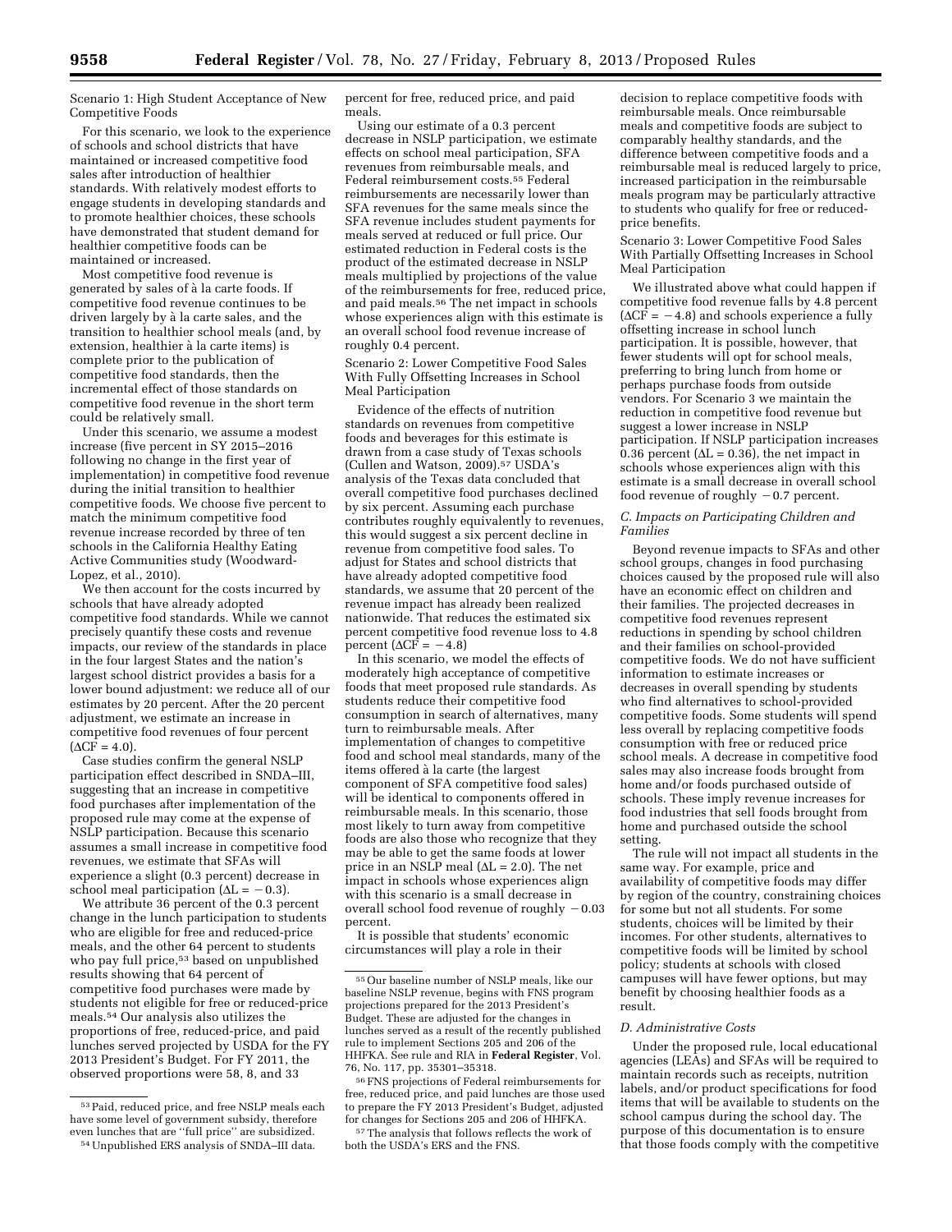Scenario 1: High Student Acceptance of New Competitive Foods

For this scenario, we look to the experience of schools and school districts that have maintained or increased competitive food sales after introduction of healthier standards. With relatively modest efforts to engage students in developing standards and to promote healthier choices, these schools have demonstrated that student demand for healthier competitive foods can be maintained or increased.

Most competitive food revenue is generated by sales of à la carte foods. If competitive food revenue continues to be driven largely by à la carte sales, and the transition to healthier school meals (and, by extension, healthier à la carte items) is complete prior to the publication of competitive food standards, then the incremental effect of those standards on competitive food revenue in the short term could be relatively small.

Under this scenario, we assume a modest increase (five percent in SY 2015–2016 following no change in the first year of implementation) in competitive food revenue during the initial transition to healthier competitive foods. We choose five percent to match the minimum competitive food revenue increase recorded by three of ten schools in the California Healthy Eating Active Communities study (Woodward-Lopez, et al., 2010).

We then account for the costs incurred by schools that have already adopted competitive food standards. While we cannot precisely quantify these costs and revenue impacts, our review of the standards in place in the four largest States and the nation's largest school district provides a basis for a lower bound adjustment: we reduce all of our estimates by 20 percent. After the 20 percent adjustment, we estimate an increase in competitive food revenues of four percent ($\Delta CF = 4.0$).

Case studies confirm the general NSLP participation effect described in SNDA–III, suggesting that an increase in competitive food purchases after implementation of the proposed rule may come at the expense of NSLP participation. Because this scenario assumes a small increase in competitive food revenues, we estimate that SFAs will experience a slight (0.3 percent) decrease in school meal participation ($\Delta L = -0.3$).

We attribute 36 percent of the 0.3 percent change in the lunch participation to students who are eligible for free and reduced-price meals, and the other 64 percent to students who pay full price,[53] based on unpublished results showing that 64 percent of competitive food purchases were made by students not eligible for free or reduced-price meals.[54] Our analysis also utilizes the proportions of free, reduced-price, and paid lunches served projected by USDA for the FY 2013 President's Budget. For FY 2011, the observed proportions were 58, 8, and 33 percent for free, reduced price, and paid meals.

Using our estimate of a 0.3 percent decrease in NSLP participation, we estimate effects on school meal participation, SFA revenues from reimbursable meals, and Federal reimbursement costs.[55] Federal reimbursements are necessarily lower than SFA revenues for the same meals since the SFA revenue includes student payments for meals served at reduced or full price. Our estimated reduction in Federal costs is the product of the estimated decrease in NSLP meals multiplied by projections of the value of the reimbursements for free, reduced price, and paid meals.[56] The net impact in schools whose experiences align with this estimate is an overall school food revenue increase of roughly 0.4 percent.

Scenario 2: Lower Competitive Food Sales With Fully Offsetting Increases in School Meal Participation

Evidence of the effects of nutrition standards on revenues from competitive foods and beverages for this estimate is drawn from a case study of Texas schools (Cullen and Watson, 2009).[57] USDA's analysis of the Texas data concluded that overall competitive food purchases declined by six percent. Assuming each purchase contributes roughly equivalently to revenues, this would suggest a six percent decline in revenue from competitive food sales. To adjust for States and school districts that have already adopted competitive food standards, we assume that 20 percent of the revenue impact has already been realized nationwide. That reduces the estimated six percent competitive food revenue loss to 4.8 percent ($\Delta CF = -4.8$)

In this scenario, we model the effects of moderately high acceptance of competitive foods that meet proposed rule standards. As students reduce their competitive food consumption in search of alternatives, many turn to reimbursable meals. After implementation of changes to competitive food and school meal standards, many of the items offered à la carte (the largest component of SFA competitive food sales) will be identical to components offered in reimbursable meals. In this scenario, those most likely to turn away from competitive foods are also those who recognize that they may be able to get the same foods at lower price in an NSLP meal ($\Delta L = 2.0$). The net impact in schools whose experiences align with this scenario is a small decrease in overall school food revenue of roughly $-0.03$ percent.

It is possible that students' economic circumstances will play a role in their decision to replace competitive foods with reimbursable meals. Once reimbursable meals and competitive foods are subject to comparably healthy standards, and the difference between competitive foods and a reimbursable meal is reduced largely to price, increased participation in the reimbursable meals program may be particularly attractive to students who qualify for free or reduced-price benefits.

Scenario 3: Lower Competitive Food Sales With Partially Offsetting Increases in School Meal Participation

We illustrated above what could happen if competitive food revenue falls by 4.8 percent ($\Delta CF = -4.8$) and schools experience a fully offsetting increase in school lunch participation. It is possible, however, that fewer students will opt for school meals, preferring to bring lunch from home or perhaps purchase foods from outside vendors. For Scenario 3 we maintain the reduction in competitive food revenue but suggest a lower increase in NSLP participation. If NSLP participation increases 0.36 percent ($\Delta L = 0.36$), the net impact in schools whose experiences align with this estimate is a small decrease in overall school food revenue of roughly $-0.7$ percent.

### *C. Impacts on Participating Children and Families*

Beyond revenue impacts to SFAs and other school groups, changes in food purchasing choices caused by the proposed rule will also have an economic effect on children and their families. The projected decreases in competitive food revenues represent reductions in spending by school children and their families on school-provided competitive foods. We do not have sufficient information to estimate increases or decreases in overall spending by students who find alternatives to school-provided competitive foods. Some students will spend less overall by replacing competitive foods consumption with free or reduced price school meals. A decrease in competitive food sales may also increase foods brought from home and/or foods purchased outside of schools. These imply revenue increases for food industries that sell foods brought from home and purchased outside the school setting.

The rule will not impact all students in the same way. For example, price and availability of competitive foods may differ by region of the country, constraining choices for some but not all students. For some students, choices will be limited by their incomes. For other students, alternatives to competitive foods will be limited by school policy; students at schools with closed campuses will have fewer options, but may benefit by choosing healthier foods as a result.

### *D. Administrative Costs*

Under the proposed rule, local educational agencies (LEAs) and SFAs will be required to maintain records such as receipts, nutrition labels, and/or product specifications for food items that will be available to students on the school campus during the school day. The purpose of this documentation is to ensure that those foods comply with the competitive

---

[53] Paid, reduced price, and free NSLP meals each have some level of government subsidy, therefore even lunches that are "full price" are subsidized.

[54] Unpublished ERS analysis of SNDA–III data.

[55] Our baseline number of NSLP meals, like our baseline NSLP revenue, begins with FNS program projections prepared for the 2013 President's Budget. These are adjusted for the changes in lunches served as a result of the recently published rule to implement Sections 205 and 206 of the HHFKA. See rule and RIA in **Federal Register**, Vol. 76, No. 117, pp. 35301–35318.

[56] FNS projections of Federal reimbursements for free, reduced price, and paid lunches are those used to prepare the FY 2013 President's Budget, adjusted for changes for Sections 205 and 206 of HHFKA.

[57] The analysis that follows reflects the work of both the USDA's ERS and the FNS.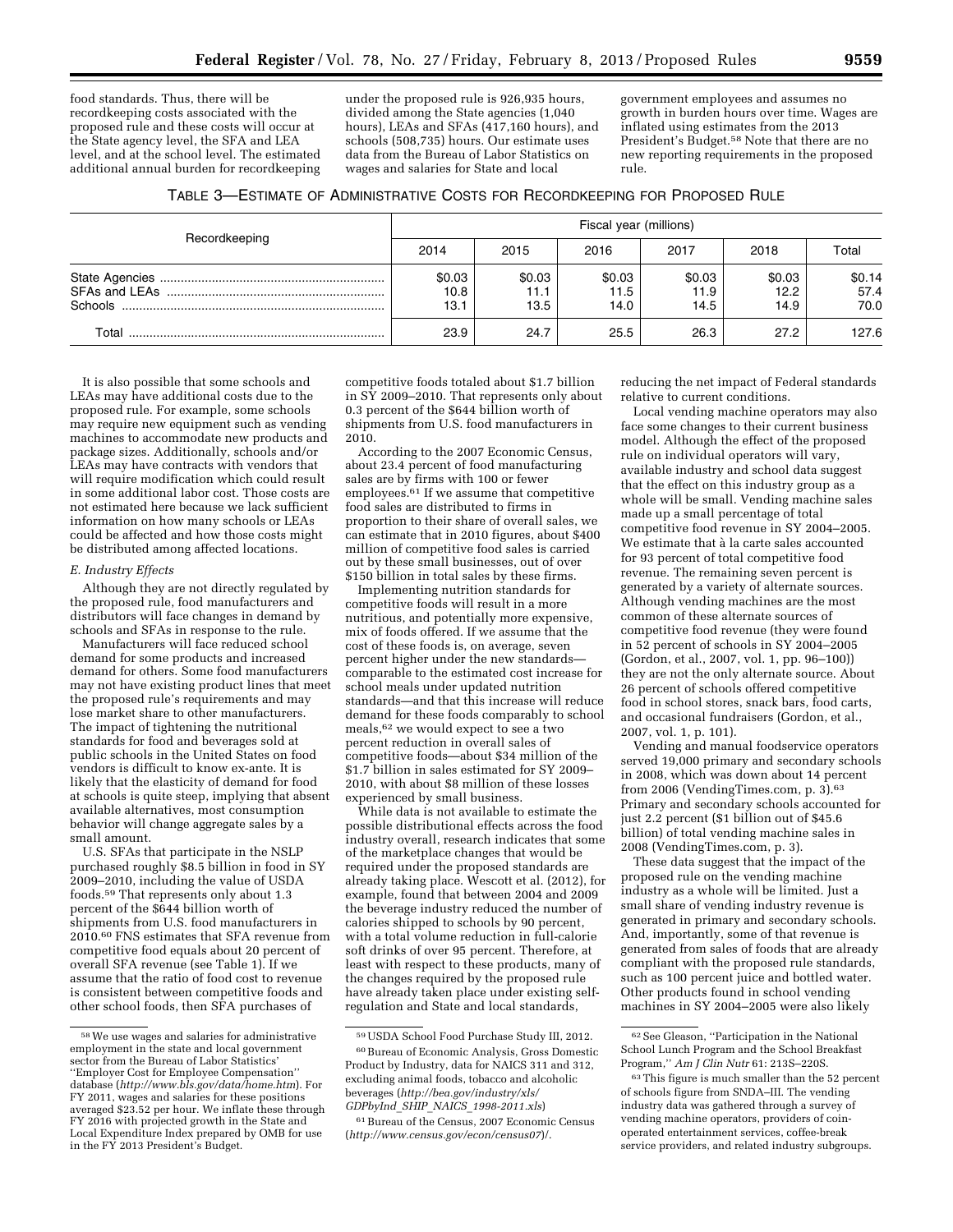food standards. Thus, there will be recordkeeping costs associated with the proposed rule and these costs will occur at the State agency level, the SFA and LEA level, and at the school level. The estimated additional annual burden for recordkeeping under the proposed rule is 926,935 hours, divided among the State agencies (1,040 hours), LEAs and SFAs (417,160 hours), and schools (508,735) hours. Our estimate uses data from the Bureau of Labor Statistics on wages and salaries for State and local government employees and assumes no growth in burden hours over time. Wages are inflated using estimates from the 2013 President's Budget.[58] Note that there are no new reporting requirements in the proposed rule.

TABLE 3—ESTIMATE OF ADMINISTRATIVE COSTS FOR RECORDKEEPING FOR PROPOSED RULE

| Recordkeeping | Fiscal year (millions) | | | | | |
|---|---|---|---|---|---|---|
| | 2014 | 2015 | 2016 | 2017 | 2018 | Total |
| State Agencies | $0.03 | $0.03 | $0.03 | $0.03 | $0.03 | $0.14 |
| SFAs and LEAs | 10.8 | 11.1 | 11.5 | 11.9 | 12.2 | 57.4 |
| Schools | 13.1 | 13.5 | 14.0 | 14.5 | 14.9 | 70.0 |
| Total | 23.9 | 24.7 | 25.5 | 26.3 | 27.2 | 127.6 |

It is also possible that some schools and LEAs may have additional costs due to the proposed rule. For example, some schools may require new equipment such as vending machines to accommodate new products and package sizes. Additionally, schools and/or LEAs may have contracts with vendors that will require modification which could result in some additional labor cost. Those costs are not estimated here because we lack sufficient information on how many schools or LEAs could be affected and how those costs might be distributed among affected locations.

*E. Industry Effects*

Although they are not directly regulated by the proposed rule, food manufacturers and distributors will face changes in demand by schools and SFAs in response to the rule.

Manufacturers will face reduced school demand for some products and increased demand for others. Some food manufacturers may not have existing product lines that meet the proposed rule's requirements and may lose market share to other manufacturers. The impact of tightening the nutritional standards for food and beverages sold at public schools in the United States on food vendors is difficult to know ex-ante. It is likely that the elasticity of demand for food at schools is quite steep, implying that absent available alternatives, most consumption behavior will change aggregate sales by a small amount.

U.S. SFAs that participate in the NSLP purchased roughly $8.5 billion in food in SY 2009–2010, including the value of USDA foods.[59] That represents only about 1.3 percent of the $644 billion worth of shipments from U.S. food manufacturers in 2010.[60] FNS estimates that SFA revenue from competitive food equals about 20 percent of overall SFA revenue (see Table 1). If we assume that the ratio of food cost to revenue is consistent between competitive foods and other school foods, then SFA purchases of competitive foods totaled about $1.7 billion in SY 2009–2010. That represents only about 0.3 percent of the $644 billion worth of shipments from U.S. food manufacturers in 2010.

According to the 2007 Economic Census, about 23.4 percent of food manufacturing sales are by firms with 100 or fewer employees.[61] If we assume that competitive food sales are distributed to firms in proportion to their share of overall sales, we can estimate that in 2010 figures, about $400 million of competitive food sales is carried out by these small businesses, out of over $150 billion in total sales by these firms.

Implementing nutrition standards for competitive foods will result in a more nutritious, and potentially more expensive, mix of foods offered. If we assume that the cost of these foods is, on average, seven percent higher under the new standards—comparable to the estimated cost increase for school meals under updated nutrition standards—and that this increase will reduce demand for these foods comparably to school meals,[62] we would expect to see a two percent reduction in overall sales of competitive foods—about $34 million of the $1.7 billion in sales estimated for SY 2009–2010, with about $8 million of these losses experienced by small business.

While data is not available to estimate the possible distributional effects across the food industry overall, research indicates that some of the marketplace changes that would be required under the proposed standards are already taking place. Wescott et al. (2012), for example, found that between 2004 and 2009 the beverage industry reduced the number of calories shipped to schools by 90 percent, with a total volume reduction in full-calorie soft drinks of over 95 percent. Therefore, at least with respect to these products, many of the changes required by the proposed rule have already taken place under existing self-regulation and State and local standards, reducing the net impact of Federal standards relative to current conditions.

Local vending machine operators may also face some changes to their current business model. Although the effect of the proposed rule on individual operators will vary, available industry and school data suggest that the effect on this industry group as a whole will be small. Vending machine sales made up a small percentage of total competitive food revenue in SY 2004–2005. We estimate that à la carte sales accounted for 93 percent of total competitive food revenue. The remaining seven percent is generated by a variety of alternate sources. Although vending machines are the most common of these alternate sources of competitive food revenue (they were found in 52 percent of schools in SY 2004–2005 (Gordon, et al., 2007, vol. 1, pp. 96–100)) they are not the only alternate source. About 26 percent of schools offered competitive food in school stores, snack bars, food carts, and occasional fundraisers (Gordon, et al., 2007, vol. 1, p. 101).

Vending and manual foodservice operators served 19,000 primary and secondary schools in 2008, which was down about 14 percent from 2006 (VendingTimes.com, p. 3).[63] Primary and secondary schools accounted for just 2.2 percent ($1 billion out of $45.6 billion) of total vending machine sales in 2008 (VendingTimes.com, p. 3).

These data suggest that the impact of the proposed rule on the vending machine industry as a whole will be limited. Just a small share of vending industry revenue is generated in primary and secondary schools. And, importantly, some of that revenue is generated from sales of foods that are already compliant with the proposed rule standards, such as 100 percent juice and bottled water. Other products found in school vending machines in SY 2004–2005 were also likely

[58] We use wages and salaries for administrative employment in the state and local government sector from the Bureau of Labor Statistics' "Employer Cost for Employee Compensation" database (*http://www.bls.gov/data/home.htm*). For FY 2011, wages and salaries for these positions averaged $23.52 per hour. We inflate these through FY 2016 with projected growth in the State and Local Expenditure Index prepared by OMB for use in the FY 2013 President's Budget.

[59] USDA School Food Purchase Study III, 2012.

[60] Bureau of Economic Analysis, Gross Domestic Product by Industry, data for NAICS 311 and 312, excluding animal foods, tobacco and alcoholic beverages (*http://bea.gov/industry/xls/GDPbyInd_SHIP_NAICS_1998-2011.xls*)

[61] Bureau of the Census, 2007 Economic Census (*http://www.census.gov/econ/census07*)/.

[62] See Gleason, "Participation in the National School Lunch Program and the School Breakfast Program," *Am J Clin Nutr* 61: 213S–220S.

[63] This figure is much smaller than the 52 percent of schools figure from SNDA–III. The vending industry data was gathered through a survey of vending machine operators, providers of coin-operated entertainment services, coffee-break service providers, and related industry subgroups.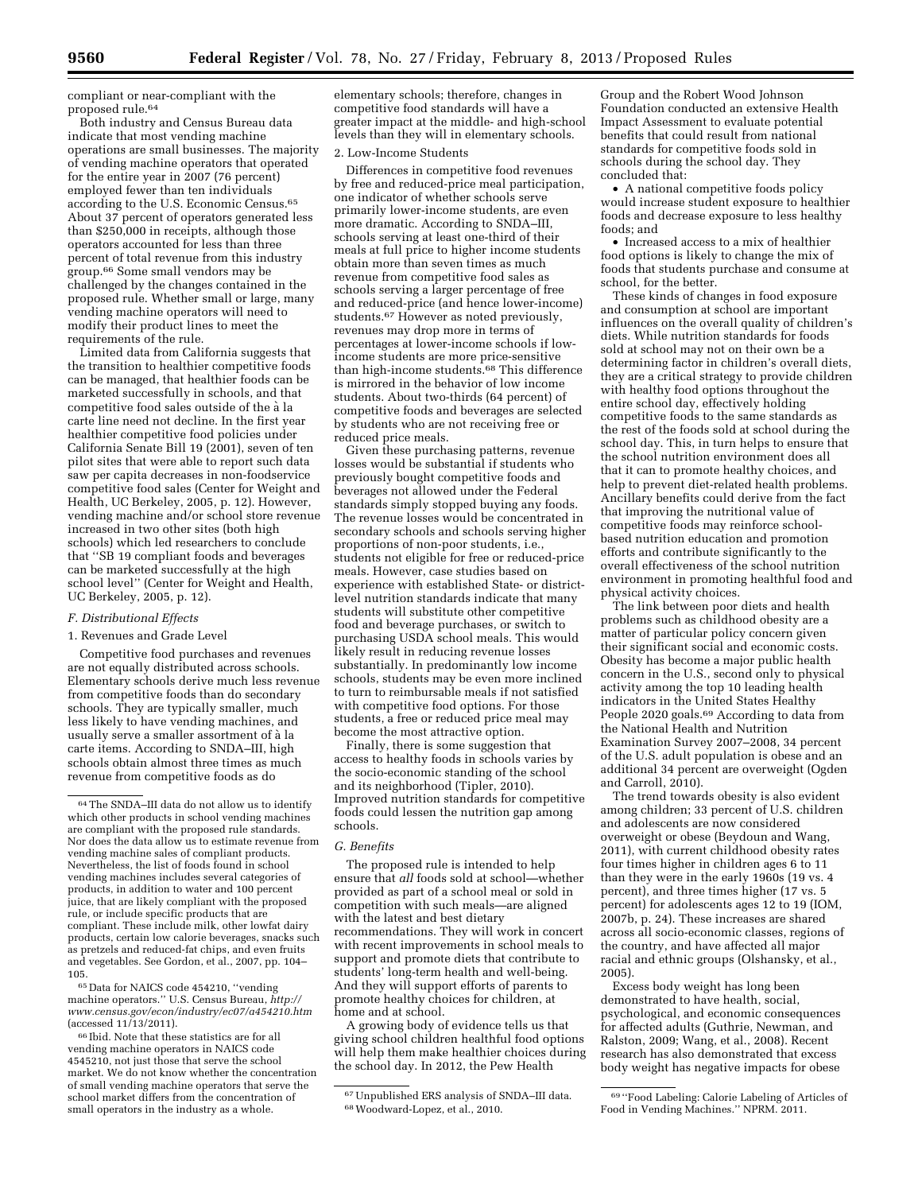compliant or near-compliant with the proposed rule.[64]

Both industry and Census Bureau data indicate that most vending machine operations are small businesses. The majority of vending machine operators that operated for the entire year in 2007 (76 percent) employed fewer than ten individuals according to the U.S. Economic Census.[65] About 37 percent of operators generated less than $250,000 in receipts, although those operators accounted for less than three percent of total revenue from this industry group.[66] Some small vendors may be challenged by the changes contained in the proposed rule. Whether small or large, many vending machine operators will need to modify their product lines to meet the requirements of the rule.

Limited data from California suggests that the transition to healthier competitive foods can be managed, that healthier foods can be marketed successfully in schools, and that competitive food sales outside of the à la carte line need not decline. In the first year healthier competitive food policies under California Senate Bill 19 (2001), seven of ten pilot sites that were able to report such data saw per capita decreases in non-foodservice competitive food sales (Center for Weight and Health, UC Berkeley, 2005, p. 12). However, vending machine and/or school store revenue increased in two other sites (both high schools) which led researchers to conclude that ''SB 19 compliant foods and beverages can be marketed successfully at the high school level'' (Center for Weight and Health, UC Berkeley, 2005, p. 12).

### *F. Distributional Effects*

#### 1. Revenues and Grade Level

Competitive food purchases and revenues are not equally distributed across schools. Elementary schools derive much less revenue from competitive foods than do secondary schools. They are typically smaller, much less likely to have vending machines, and usually serve a smaller assortment of à la carte items. According to SNDA–III, high schools obtain almost three times as much revenue from competitive foods as do elementary schools; therefore, changes in competitive food standards will have a greater impact at the middle- and high-school levels than they will in elementary schools.

#### 2. Low-Income Students

Differences in competitive food revenues by free and reduced-price meal participation, one indicator of whether schools serve primarily lower-income students, are even more dramatic. According to SNDA–III, schools serving at least one-third of their meals at full price to higher income students obtain more than seven times as much revenue from competitive food sales as schools serving a larger percentage of free and reduced-price (and hence lower-income) students.[67] However as noted previously, revenues may drop more in terms of percentages at lower-income schools if low-income students are more price-sensitive than high-income students.[68] This difference is mirrored in the behavior of low income students. About two-thirds (64 percent) of competitive foods and beverages are selected by students who are not receiving free or reduced price meals.

Given these purchasing patterns, revenue losses would be substantial if students who previously bought competitive foods and beverages not allowed under the Federal standards simply stopped buying any foods. The revenue losses would be concentrated in secondary schools and schools serving higher proportions of non-poor students, i.e., students not eligible for free or reduced-price meals. However, case studies based on experience with established State- or district-level nutrition standards indicate that many students will substitute other competitive food and beverage purchases, or switch to purchasing USDA school meals. This would likely result in reducing revenue losses substantially. In predominantly low income schools, students may be even more inclined to turn to reimbursable meals if not satisfied with competitive food options. For those students, a free or reduced price meal may become the most attractive option.

Finally, there is some suggestion that access to healthy foods in schools varies by the socio-economic standing of the school and its neighborhood (Tipler, 2010). Improved nutrition standards for competitive foods could lessen the nutrition gap among schools.

### *G. Benefits*

The proposed rule is intended to help ensure that *all* foods sold at school—whether provided as part of a school meal or sold in competition with such meals—are aligned with the latest and best dietary recommendations. They will work in concert with recent improvements in school meals to support and promote diets that contribute to students' long-term health and well-being. And they will support efforts of parents to promote healthy choices for children, at home and at school.

A growing body of evidence tells us that giving school children healthful food options will help them make healthier choices during the school day. In 2012, the Pew Health Group and the Robert Wood Johnson Foundation conducted an extensive Health Impact Assessment to evaluate potential benefits that could result from national standards for competitive foods sold in schools during the school day. They concluded that:

- A national competitive foods policy would increase student exposure to healthier foods and decrease exposure to less healthy foods; and
- Increased access to a mix of healthier food options is likely to change the mix of foods that students purchase and consume at school, for the better.

These kinds of changes in food exposure and consumption at school are important influences on the overall quality of children's diets. While nutrition standards for foods sold at school may not on their own be a determining factor in children's overall diets, they are a critical strategy to provide children with healthy food options throughout the entire school day, effectively holding competitive foods to the same standards as the rest of the foods sold at school during the school day. This, in turn helps to ensure that the school nutrition environment does all that it can to promote healthy choices, and help to prevent diet-related health problems. Ancillary benefits could derive from the fact that improving the nutritional value of competitive foods may reinforce school-based nutrition education and promotion efforts and contribute significantly to the overall effectiveness of the school nutrition environment in promoting healthful food and physical activity choices.

The link between poor diets and health problems such as childhood obesity are a matter of particular policy concern given their significant social and economic costs. Obesity has become a major public health concern in the U.S., second only to physical activity among the top 10 leading health indicators in the United States Healthy People 2020 goals.[69] According to data from the National Health and Nutrition Examination Survey 2007–2008, 34 percent of the U.S. adult population is obese and an additional 34 percent are overweight (Ogden and Carroll, 2010).

The trend towards obesity is also evident among children; 33 percent of U.S. children and adolescents are now considered overweight or obese (Beydoun and Wang, 2011), with current childhood obesity rates four times higher in children ages 6 to 11 than they were in the early 1960s (19 vs. 4 percent), and three times higher (17 vs. 5 percent) for adolescents ages 12 to 19 (IOM, 2007b, p. 24). These increases are shared across all socio-economic classes, regions of the country, and have affected all major racial and ethnic groups (Olshansky, et al., 2005).

Excess body weight has long been demonstrated to have health, social, psychological, and economic consequences for affected adults (Guthrie, Newman, and Ralston, 2009; Wang, et al., 2008). Recent research has also demonstrated that excess body weight has negative impacts for obese

---

[64] The SNDA–III data do not allow us to identify which other products in school vending machines are compliant with the proposed rule standards. Nor does the data allow us to estimate revenue from vending machine sales of compliant products. Nevertheless, the list of foods found in school vending machines includes several categories of products, in addition to water and 100 percent juice, that are likely compliant with the proposed rule, or include specific products that are compliant. These include milk, other lowfat dairy products, certain low calorie beverages, snacks such as pretzels and reduced-fat chips, and even fruits and vegetables. See Gordon, et al., 2007, pp. 104–105.

[65] Data for NAICS code 454210, ''vending machine operators.'' U.S. Census Bureau, *http://www.census.gov/econ/industry/ec07/a454210.htm* (accessed 11/13/2011).

[66] Ibid. Note that these statistics are for all vending machine operators in NAICS code 4545210, not just those that serve the school market. We do not know whether the concentration of small vending machine operators that serve the school market differs from the concentration of small operators in the industry as a whole.

[67] Unpublished ERS analysis of SNDA–III data.

[68] Woodward-Lopez, et al., 2010.

[69] ''Food Labeling: Calorie Labeling of Articles of Food in Vending Machines.'' NPRM. 2011.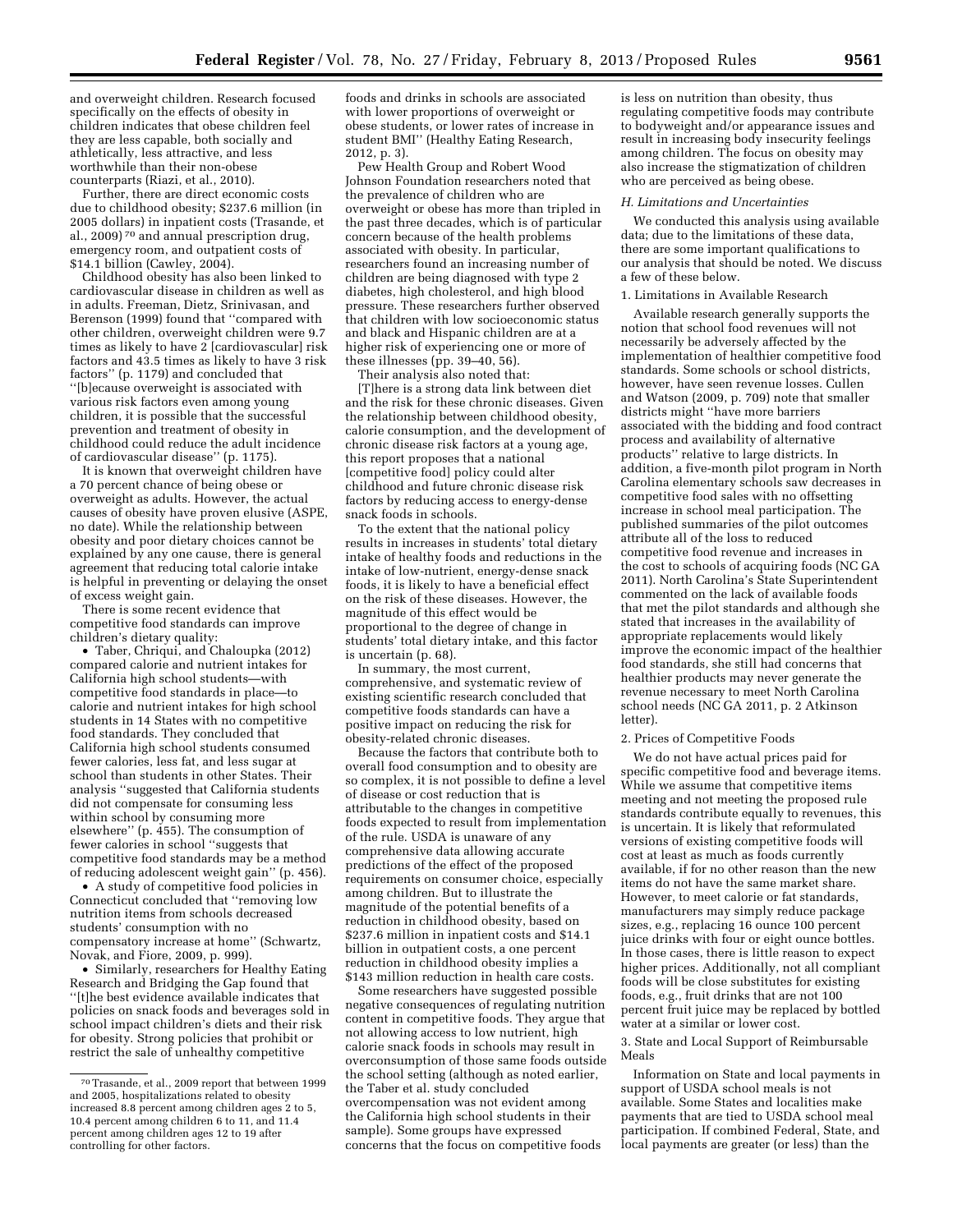and overweight children. Research focused specifically on the effects of obesity in children indicates that obese children feel they are less capable, both socially and athletically, less attractive, and less worthwhile than their non-obese counterparts (Riazi, et al., 2010).

Further, there are direct economic costs due to childhood obesity; $237.6 million (in 2005 dollars) in inpatient costs (Trasande, et al., 2009) [70] and annual prescription drug, emergency room, and outpatient costs of $14.1 billion (Cawley, 2004).

Childhood obesity has also been linked to cardiovascular disease in children as well as in adults. Freeman, Dietz, Srinivasan, and Berenson (1999) found that ''compared with other children, overweight children were 9.7 times as likely to have 2 [cardiovascular] risk factors and 43.5 times as likely to have 3 risk factors'' (p. 1179) and concluded that ''[b]ecause overweight is associated with various risk factors even among young children, it is possible that the successful prevention and treatment of obesity in childhood could reduce the adult incidence of cardiovascular disease'' (p. 1175).

It is known that overweight children have a 70 percent chance of being obese or overweight as adults. However, the actual causes of obesity have proven elusive (ASPE, no date). While the relationship between obesity and poor dietary choices cannot be explained by any one cause, there is general agreement that reducing total calorie intake is helpful in preventing or delaying the onset of excess weight gain.

There is some recent evidence that competitive food standards can improve children's dietary quality:

- Taber, Chriqui, and Chaloupka (2012) compared calorie and nutrient intakes for California high school students—with competitive food standards in place—to calorie and nutrient intakes for high school students in 14 States with no competitive food standards. They concluded that California high school students consumed fewer calories, less fat, and less sugar at school than students in other States. Their analysis ''suggested that California students did not compensate for consuming less within school by consuming more elsewhere'' (p. 455). The consumption of fewer calories in school ''suggests that competitive food standards may be a method of reducing adolescent weight gain'' (p. 456).
- A study of competitive food policies in Connecticut concluded that ''removing low nutrition items from schools decreased students' consumption with no compensatory increase at home'' (Schwartz, Novak, and Fiore, 2009, p. 999).
- Similarly, researchers for Healthy Eating Research and Bridging the Gap found that ''[t]he best evidence available indicates that policies on snack foods and beverages sold in school impact children's diets and their risk for obesity. Strong policies that prohibit or restrict the sale of unhealthy competitive foods and drinks in schools are associated with lower proportions of overweight or obese students, or lower rates of increase in student BMI'' (Healthy Eating Research, 2012, p. 3).

Pew Health Group and Robert Wood Johnson Foundation researchers noted that the prevalence of children who are overweight or obese has more than tripled in the past three decades, which is of particular concern because of the health problems associated with obesity. In particular, researchers found an increasing number of children are being diagnosed with type 2 diabetes, high cholesterol, and high blood pressure. These researchers further observed that children with low socioeconomic status and black and Hispanic children are at a higher risk of experiencing one or more of these illnesses (pp. 39–40, 56).

Their analysis also noted that:

[T]here is a strong data link between diet and the risk for these chronic diseases. Given the relationship between childhood obesity, calorie consumption, and the development of chronic disease risk factors at a young age, this report proposes that a national [competitive food] policy could alter childhood and future chronic disease risk factors by reducing access to energy-dense snack foods in schools.

To the extent that the national policy results in increases in students' total dietary intake of healthy foods and reductions in the intake of low-nutrient, energy-dense snack foods, it is likely to have a beneficial effect on the risk of these diseases. However, the magnitude of this effect would be proportional to the degree of change in students' total dietary intake, and this factor is uncertain (p. 68).

In summary, the most current, comprehensive, and systematic review of existing scientific research concluded that competitive foods standards can have a positive impact on reducing the risk for obesity-related chronic diseases.

Because the factors that contribute both to overall food consumption and to obesity are so complex, it is not possible to define a level of disease or cost reduction that is attributable to the changes in competitive foods expected to result from implementation of the rule. USDA is unaware of any comprehensive data allowing accurate predictions of the effect of the proposed requirements on consumer choice, especially among children. But to illustrate the magnitude of the potential benefits of a reduction in childhood obesity, based on $237.6 million in inpatient costs and $14.1 billion in outpatient costs, a one percent reduction in childhood obesity implies a $143 million reduction in health care costs.

Some researchers have suggested possible negative consequences of regulating nutrition content in competitive foods. They argue that not allowing access to low nutrient, high calorie snack foods in schools may result in overconsumption of those same foods outside the school setting (although as noted earlier, the Taber et al. study concluded overcompensation was not evident among the California high school students in their sample). Some groups have expressed concerns that the focus on competitive foods is less on nutrition than obesity, thus regulating competitive foods may contribute to bodyweight and/or appearance issues and result in increasing body insecurity feelings among children. The focus on obesity may also increase the stigmatization of children who are perceived as being obese.

### *H. Limitations and Uncertainties*

We conducted this analysis using available data; due to the limitations of these data, there are some important qualifications to our analysis that should be noted. We discuss a few of these below.

#### 1. Limitations in Available Research

Available research generally supports the notion that school food revenues will not necessarily be adversely affected by the implementation of healthier competitive food standards. Some schools or school districts, however, have seen revenue losses. Cullen and Watson (2009, p. 709) note that smaller districts might ''have more barriers associated with the bidding and food contract process and availability of alternative products'' relative to large districts. In addition, a five-month pilot program in North Carolina elementary schools saw decreases in competitive food sales with no offsetting increase in school meal participation. The published summaries of the pilot outcomes attribute all of the loss to reduced competitive food revenue and increases in the cost to schools of acquiring foods (NC GA 2011). North Carolina's State Superintendent commented on the lack of available foods that met the pilot standards and although she stated that increases in the availability of appropriate replacements would likely improve the economic impact of the healthier food standards, she still had concerns that healthier products may never generate the revenue necessary to meet North Carolina school needs (NC GA 2011, p. 2 Atkinson letter).

#### 2. Prices of Competitive Foods

We do not have actual prices paid for specific competitive food and beverage items. While we assume that competitive items meeting and not meeting the proposed rule standards contribute equally to revenues, this is uncertain. It is likely that reformulated versions of existing competitive foods will cost at least as much as foods currently available, if for no other reason than the new items do not have the same market share. However, to meet calorie or fat standards, manufacturers may simply reduce package sizes, e.g., replacing 16 ounce 100 percent juice drinks with four or eight ounce bottles. In those cases, there is little reason to expect higher prices. Additionally, not all compliant foods will be close substitutes for existing foods, e.g., fruit drinks that are not 100 percent fruit juice may be replaced by bottled water at a similar or lower cost.

#### 3. State and Local Support of Reimbursable Meals

Information on State and local payments in support of USDA school meals is not available. Some States and localities make payments that are tied to USDA school meal participation. If combined Federal, State, and local payments are greater (or less) than the

---

[70] Trasande, et al., 2009 report that between 1999 and 2005, hospitalizations related to obesity increased 8.8 percent among children ages 2 to 5, 10.4 percent among children 6 to 11, and 11.4 percent among children ages 12 to 19 after controlling for other factors.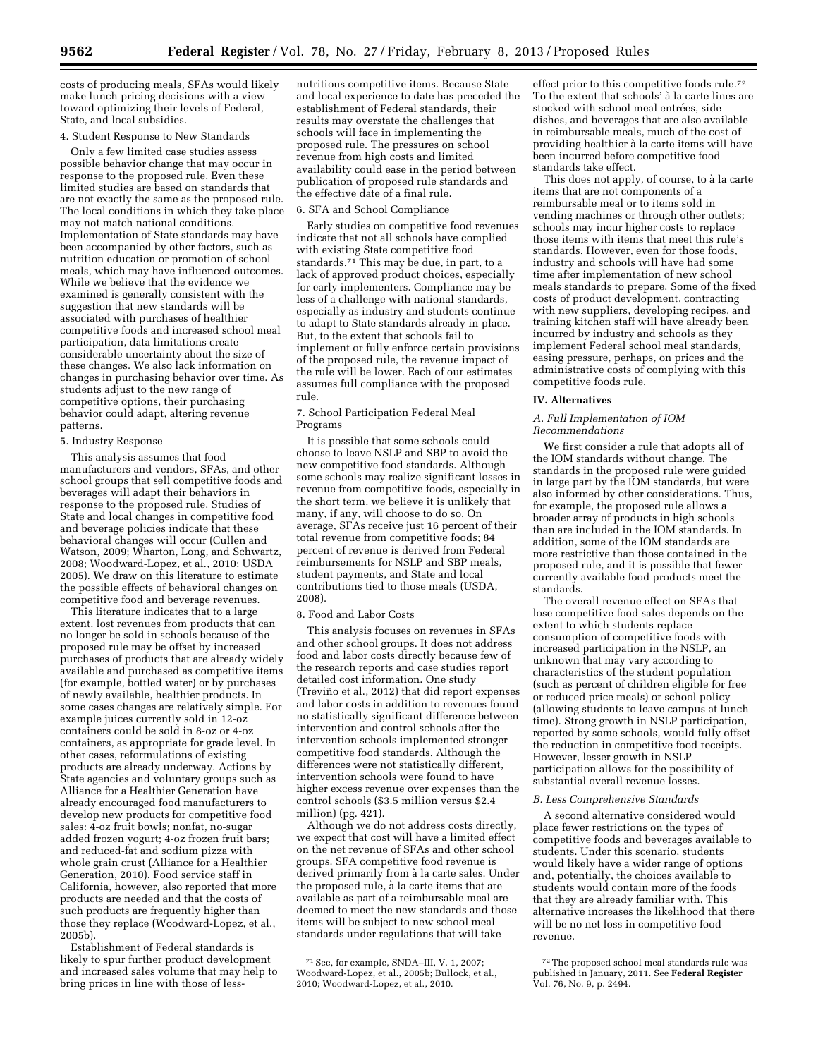costs of producing meals, SFAs would likely make lunch pricing decisions with a view toward optimizing their levels of Federal, State, and local subsidies.

4. Student Response to New Standards

Only a few limited case studies assess possible behavior change that may occur in response to the proposed rule. Even these limited studies are based on standards that are not exactly the same as the proposed rule. The local conditions in which they take place may not match national conditions. Implementation of State standards may have been accompanied by other factors, such as nutrition education or promotion of school meals, which may have influenced outcomes. While we believe that the evidence we examined is generally consistent with the suggestion that new standards will be associated with purchases of healthier competitive foods and increased school meal participation, data limitations create considerable uncertainty about the size of these changes. We also lack information on changes in purchasing behavior over time. As students adjust to the new range of competitive options, their purchasing behavior could adapt, altering revenue patterns.

5. Industry Response

This analysis assumes that food manufacturers and vendors, SFAs, and other school groups that sell competitive foods and beverages will adapt their behaviors in response to the proposed rule. Studies of State and local changes in competitive food and beverage policies indicate that these behavioral changes will occur (Cullen and Watson, 2009; Wharton, Long, and Schwartz, 2008; Woodward-Lopez, et al., 2010; USDA 2005). We draw on this literature to estimate the possible effects of behavioral changes on competitive food and beverage revenues.

This literature indicates that to a large extent, lost revenues from products that can no longer be sold in schools because of the proposed rule may be offset by increased purchases of products that are already widely available and purchased as competitive items (for example, bottled water) or by purchases of newly available, healthier products. In some cases changes are relatively simple. For example juices currently sold in 12-oz containers could be sold in 8-oz or 4-oz containers, as appropriate for grade level. In other cases, reformulations of existing products are already underway. Actions by State agencies and voluntary groups such as Alliance for a Healthier Generation have already encouraged food manufacturers to develop new products for competitive food sales: 4-oz fruit bowls; nonfat, no-sugar added frozen yogurt; 4-oz frozen fruit bars; and reduced-fat and sodium pizza with whole grain crust (Alliance for a Healthier Generation, 2010). Food service staff in California, however, also reported that more products are needed and that the costs of such products are frequently higher than those they replace (Woodward-Lopez, et al., 2005b).

Establishment of Federal standards is likely to spur further product development and increased sales volume that may help to bring prices in line with those of less-nutritious competitive items. Because State and local experience to date has preceded the establishment of Federal standards, their results may overstate the challenges that schools will face in implementing the proposed rule. The pressures on school revenue from high costs and limited availability could ease in the period between publication of proposed rule standards and the effective date of a final rule.

6. SFA and School Compliance

Early studies on competitive food revenues indicate that not all schools have complied with existing State competitive food standards.[71] This may be due, in part, to a lack of approved product choices, especially for early implementers. Compliance may be less of a challenge with national standards, especially as industry and students continue to adapt to State standards already in place. But, to the extent that schools fail to implement or fully enforce certain provisions of the proposed rule, the revenue impact of the rule will be lower. Each of our estimates assumes full compliance with the proposed rule.

7. School Participation Federal Meal Programs

It is possible that some schools could choose to leave NSLP and SBP to avoid the new competitive food standards. Although some schools may realize significant losses in revenue from competitive foods, especially in the short term, we believe it is unlikely that many, if any, will choose to do so. On average, SFAs receive just 16 percent of their total revenue from competitive foods; 84 percent of revenue is derived from Federal reimbursements for NSLP and SBP meals, student payments, and State and local contributions tied to those meals (USDA, 2008).

8. Food and Labor Costs

This analysis focuses on revenues in SFAs and other school groups. It does not address food and labor costs directly because few of the research reports and case studies report detailed cost information. One study (Treviño et al., 2012) that did report expenses and labor costs in addition to revenues found no statistically significant difference between intervention and control schools after the intervention schools implemented stronger competitive food standards. Although the differences were not statistically different, intervention schools were found to have higher excess revenue over expenses than the control schools ($3.5 million versus $2.4 million) (pg. 421).

Although we do not address costs directly, we expect that cost will have a limited effect on the net revenue of SFAs and other school groups. SFA competitive food revenue is derived primarily from à la carte sales. Under the proposed rule, à la carte items that are available as part of a reimbursable meal are deemed to meet the new standards and those items will be subject to new school meal standards under regulations that will take effect prior to this competitive foods rule.[72] To the extent that schools' à la carte lines are stocked with school meal entrées, side dishes, and beverages that are also available in reimbursable meals, much of the cost of providing healthier à la carte items will have been incurred before competitive food standards take effect.

This does not apply, of course, to à la carte items that are not components of a reimbursable meal or to items sold in vending machines or through other outlets; schools may incur higher costs to replace those items with items that meet this rule's standards. However, even for those foods, industry and schools will have had some time after implementation of new school meals standards to prepare. Some of the fixed costs of product development, contracting with new suppliers, developing recipes, and training kitchen staff will have already been incurred by industry and schools as they implement Federal school meal standards, easing pressure, perhaps, on prices and the administrative costs of complying with this competitive foods rule.

## IV. Alternatives

### A. Full Implementation of IOM Recommendations

We first consider a rule that adopts all of the IOM standards without change. The standards in the proposed rule were guided in large part by the IOM standards, but were also informed by other considerations. Thus, for example, the proposed rule allows a broader array of products in high schools than are included in the IOM standards. In addition, some of the IOM standards are more restrictive than those contained in the proposed rule, and it is possible that fewer currently available food products meet the standards.

The overall revenue effect on SFAs that lose competitive food sales depends on the extent to which students replace consumption of competitive foods with increased participation in the NSLP, an unknown that may vary according to characteristics of the student population (such as percent of children eligible for free or reduced price meals) or school policy (allowing students to leave campus at lunch time). Strong growth in NSLP participation, reported by some schools, would fully offset the reduction in competitive food receipts. However, lesser growth in NSLP participation allows for the possibility of substantial overall revenue losses.

### B. Less Comprehensive Standards

A second alternative considered would place fewer restrictions on the types of competitive foods and beverages available to students. Under this scenario, students would likely have a wider range of options and, potentially, the choices available to students would contain more of the foods that they are already familiar with. This alternative increases the likelihood that there will be no net loss in competitive food revenue.

---

[71] See, for example, SNDA–III, V. 1, 2007; Woodward-Lopez, et al., 2005b; Bullock, et al., 2010; Woodward-Lopez, et al., 2010.

[72] The proposed school meal standards rule was published in January, 2011. See **Federal Register** Vol. 76, No. 9, p. 2494.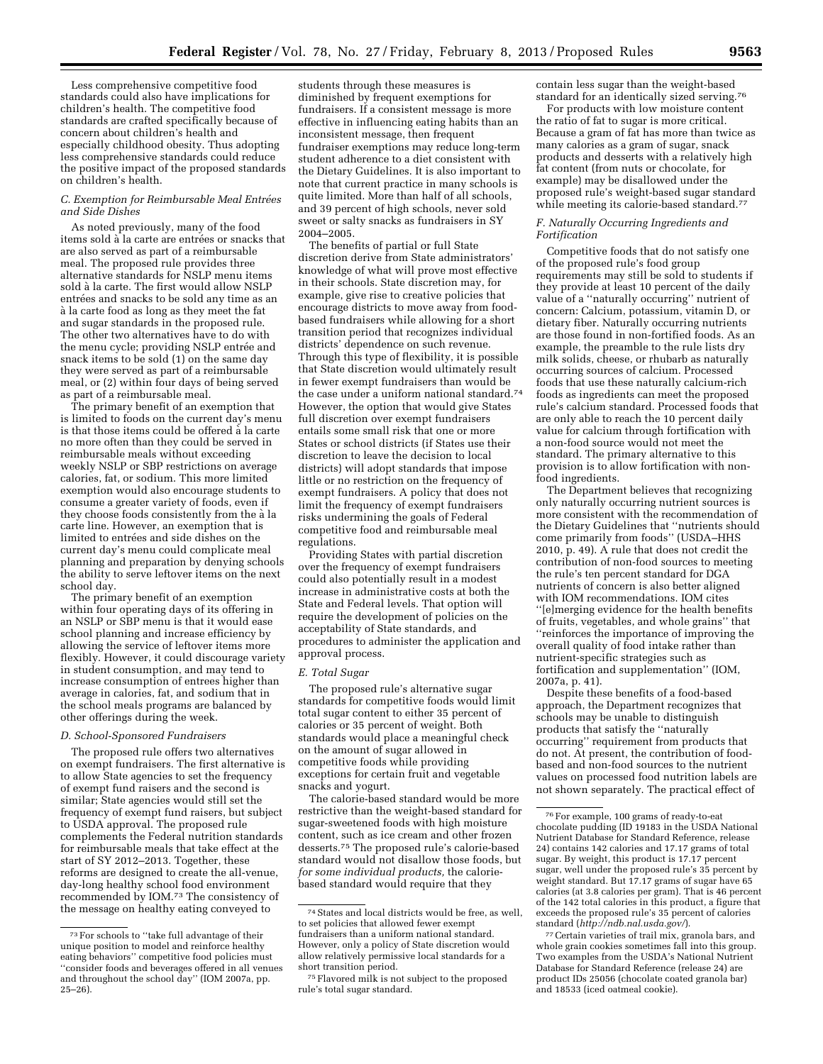Less comprehensive competitive food standards could also have implications for children's health. The competitive food standards are crafted specifically because of concern about children's health and especially childhood obesity. Thus adopting less comprehensive standards could reduce the positive impact of the proposed standards on children's health.

### *C. Exemption for Reimbursable Meal Entrées and Side Dishes*

As noted previously, many of the food items sold à la carte are entrées or snacks that are also served as part of a reimbursable meal. The proposed rule provides three alternative standards for NSLP menu items sold à la carte. The first would allow NSLP entrées and snacks to be sold any time as an à la carte food as long as they meet the fat and sugar standards in the proposed rule. The other two alternatives have to do with the menu cycle; providing NSLP entrée and snack items to be sold (1) on the same day they were served as part of a reimbursable meal, or (2) within four days of being served as part of a reimbursable meal.

The primary benefit of an exemption that is limited to foods on the current day's menu is that those items could be offered à la carte no more often than they could be served in reimbursable meals without exceeding weekly NSLP or SBP restrictions on average calories, fat, or sodium. This more limited exemption would also encourage students to consume a greater variety of foods, even if they choose foods consistently from the à la carte line. However, an exemption that is limited to entrées and side dishes on the current day's menu could complicate meal planning and preparation by denying schools the ability to serve leftover items on the next school day.

The primary benefit of an exemption within four operating days of its offering in an NSLP or SBP menu is that it would ease school planning and increase efficiency by allowing the service of leftover items more flexibly. However, it could discourage variety in student consumption, and may tend to increase consumption of entrees higher than average in calories, fat, and sodium that in the school meals programs are balanced by other offerings during the week.

### *D. School-Sponsored Fundraisers*

The proposed rule offers two alternatives on exempt fundraisers. The first alternative is to allow State agencies to set the frequency of exempt fund raisers and the second is similar; State agencies would still set the frequency of exempt fund raisers, but subject to USDA approval. The proposed rule complements the Federal nutrition standards for reimbursable meals that take effect at the start of SY 2012–2013. Together, these reforms are designed to create the all-venue, day-long healthy school food environment recommended by IOM.[73] The consistency of the message on healthy eating conveyed to students through these measures is diminished by frequent exemptions for fundraisers. If a consistent message is more effective in influencing eating habits than an inconsistent message, then frequent fundraiser exemptions may reduce long-term student adherence to a diet consistent with the Dietary Guidelines. It is also important to note that current practice in many schools is quite limited. More than half of all schools, and 39 percent of high schools, never sold sweet or salty snacks as fundraisers in SY 2004–2005.

The benefits of partial or full State discretion derive from State administrators' knowledge of what will prove most effective in their schools. State discretion may, for example, give rise to creative policies that encourage districts to move away from food-based fundraisers while allowing for a short transition period that recognizes individual districts' dependence on such revenue. Through this type of flexibility, it is possible that State discretion would ultimately result in fewer exempt fundraisers than would be the case under a uniform national standard.[74] However, the option that would give States full discretion over exempt fundraisers entails some small risk that one or more States or school districts (if States use their discretion to leave the decision to local districts) will adopt standards that impose little or no restriction on the frequency of exempt fundraisers. A policy that does not limit the frequency of exempt fundraisers risks undermining the goals of Federal competitive food and reimbursable meal regulations.

Providing States with partial discretion over the frequency of exempt fundraisers could also potentially result in a modest increase in administrative costs at both the State and Federal levels. That option will require the development of policies on the acceptability of State standards, and procedures to administer the application and approval process.

### *E. Total Sugar*

The proposed rule's alternative sugar standards for competitive foods would limit total sugar content to either 35 percent of calories or 35 percent of weight. Both standards would place a meaningful check on the amount of sugar allowed in competitive foods while providing exceptions for certain fruit and vegetable snacks and yogurt.

The calorie-based standard would be more restrictive than the weight-based standard for sugar-sweetened foods with high moisture content, such as ice cream and other frozen desserts.[75] The proposed rule's calorie-based standard would not disallow those foods, but *for some individual products,* the calorie-based standard would require that they contain less sugar than the weight-based standard for an identically sized serving.[76]

For products with low moisture content the ratio of fat to sugar is more critical. Because a gram of fat has more than twice as many calories as a gram of sugar, snack products and desserts with a relatively high fat content (from nuts or chocolate, for example) may be disallowed under the proposed rule's weight-based sugar standard while meeting its calorie-based standard.[77]

### *F. Naturally Occurring Ingredients and Fortification*

Competitive foods that do not satisfy one of the proposed rule's food group requirements may still be sold to students if they provide at least 10 percent of the daily value of a "naturally occurring" nutrient of concern: Calcium, potassium, vitamin D, or dietary fiber. Naturally occurring nutrients are those found in non-fortified foods. As an example, the preamble to the rule lists dry milk solids, cheese, or rhubarb as naturally occurring sources of calcium. Processed foods that use these naturally calcium-rich foods as ingredients can meet the proposed rule's calcium standard. Processed foods that are only able to reach the 10 percent daily value for calcium through fortification with a non-food source would not meet the standard. The primary alternative to this provision is to allow fortification with non-food ingredients.

The Department believes that recognizing only naturally occurring nutrient sources is more consistent with the recommendation of the Dietary Guidelines that "nutrients should come primarily from foods" (USDA–HHS 2010, p. 49). A rule that does not credit the contribution of non-food sources to meeting the rule's ten percent standard for DGA nutrients of concern is also better aligned with IOM recommendations. IOM cites "[e]merging evidence for the health benefits of fruits, vegetables, and whole grains" that "reinforces the importance of improving the overall quality of food intake rather than nutrient-specific strategies such as fortification and supplementation" (IOM, 2007a, p. 41).

Despite these benefits of a food-based approach, the Department recognizes that schools may be unable to distinguish products that satisfy the "naturally occurring" requirement from products that do not. At present, the contribution of food-based and non-food sources to the nutrient values on processed food nutrition labels are not shown separately. The practical effect of

---

[73] For schools to "take full advantage of their unique position to model and reinforce healthy eating behaviors" competitive food policies must "consider foods and beverages offered in all venues and throughout the school day" (IOM 2007a, pp. 25–26).

[74] States and local districts would be free, as well, to set policies that allowed fewer exempt fundraisers than a uniform national standard. However, only a policy of State discretion would allow relatively permissive local standards for a short transition period.

[75] Flavored milk is not subject to the proposed rule's total sugar standard.

[76] For example, 100 grams of ready-to-eat chocolate pudding (ID 19183 in the USDA National Nutrient Database for Standard Reference, release 24) contains 142 calories and 17.17 grams of total sugar. By weight, this product is 17.17 percent sugar, well under the proposed rule's 35 percent by weight standard. But 17.17 grams of sugar have 65 calories (at 3.8 calories per gram). That is 46 percent of the 142 total calories in this product, a figure that exceeds the proposed rule's 35 percent of calories standard (*http://ndb.nal.usda.gov/*).

[77] Certain varieties of trail mix, granola bars, and whole grain cookies sometimes fall into this group. Two examples from the USDA's National Nutrient Database for Standard Reference (release 24) are product IDs 25056 (chocolate coated granola bar) and 18533 (iced oatmeal cookie).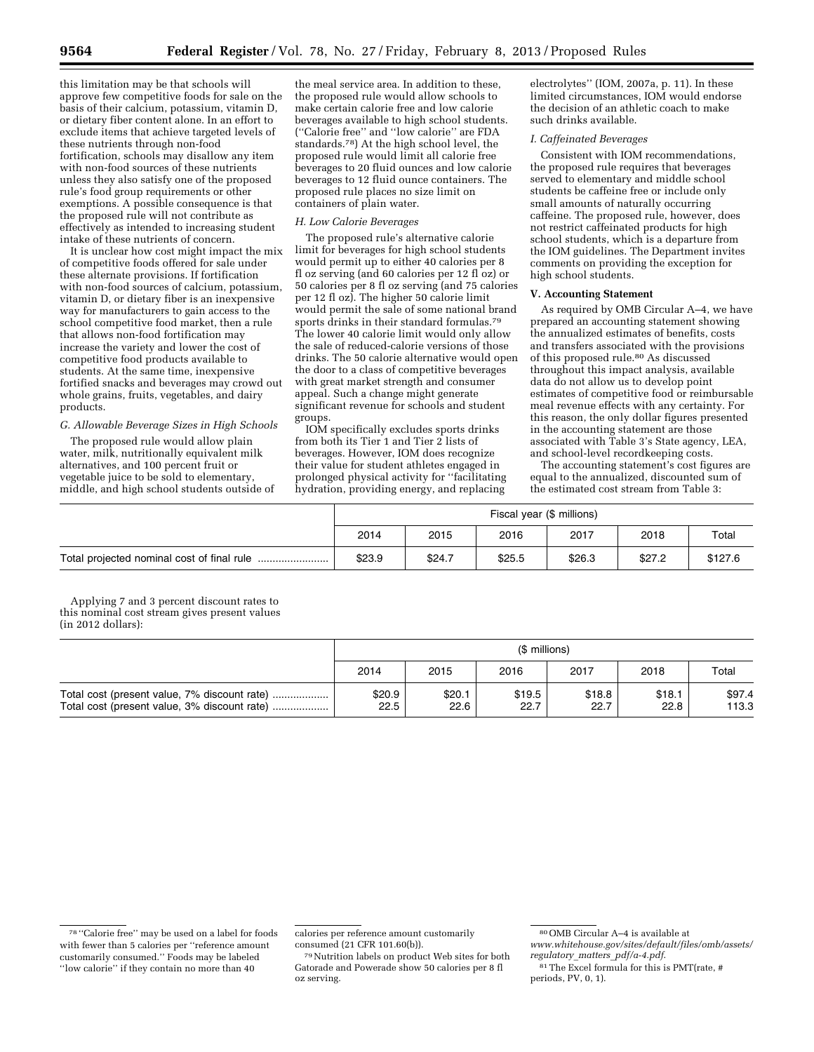this limitation may be that schools will approve few competitive foods for sale on the basis of their calcium, potassium, vitamin D, or dietary fiber content alone. In an effort to exclude items that achieve targeted levels of these nutrients through non-food fortification, schools may disallow any item with non-food sources of these nutrients unless they also satisfy one of the proposed rule's food group requirements or other exemptions. A possible consequence is that the proposed rule will not contribute as effectively as intended to increasing student intake of these nutrients of concern.

It is unclear how cost might impact the mix of competitive foods offered for sale under these alternate provisions. If fortification with non-food sources of calcium, potassium, vitamin D, or dietary fiber is an inexpensive way for manufacturers to gain access to the school competitive food market, then a rule that allows non-food fortification may increase the variety and lower the cost of competitive food products available to students. At the same time, inexpensive fortified snacks and beverages may crowd out whole grains, fruits, vegetables, and dairy products.

*G. Allowable Beverage Sizes in High Schools*

The proposed rule would allow plain water, milk, nutritionally equivalent milk alternatives, and 100 percent fruit or vegetable juice to be sold to elementary, middle, and high school students outside of the meal service area. In addition to these, the proposed rule would allow schools to make certain calorie free and low calorie beverages available to high school students. (''Calorie free'' and ''low calorie'' are FDA standards.[78]) At the high school level, the proposed rule would limit all calorie free beverages to 20 fluid ounces and low calorie beverages to 12 fluid ounce containers. The proposed rule places no size limit on containers of plain water.

*H. Low Calorie Beverages*

The proposed rule's alternative calorie limit for beverages for high school students would permit up to either 40 calories per 8 fl oz serving (and 60 calories per 12 fl oz) or 50 calories per 8 fl oz serving (and 75 calories per 12 fl oz). The higher 50 calorie limit would permit the sale of some national brand sports drinks in their standard formulas.[79] The lower 40 calorie limit would only allow the sale of reduced-calorie versions of those drinks. The 50 calorie alternative would open the door to a class of competitive beverages with great market strength and consumer appeal. Such a change might generate significant revenue for schools and student groups.

IOM specifically excludes sports drinks from both its Tier 1 and Tier 2 lists of beverages. However, IOM does recognize their value for student athletes engaged in prolonged physical activity for ''facilitating hydration, providing energy, and replacing electrolytes'' (IOM, 2007a, p. 11). In these limited circumstances, IOM would endorse the decision of an athletic coach to make such drinks available.

*I. Caffeinated Beverages*

Consistent with IOM recommendations, the proposed rule requires that beverages served to elementary and middle school students be caffeine free or include only small amounts of naturally occurring caffeine. The proposed rule, however, does not restrict caffeinated products for high school students, which is a departure from the IOM guidelines. The Department invites comments on providing the exception for high school students.

**V. Accounting Statement**

As required by OMB Circular A–4, we have prepared an accounting statement showing the annualized estimates of benefits, costs and transfers associated with the provisions of this proposed rule.[80] As discussed throughout this impact analysis, available data do not allow us to develop point estimates of competitive food or reimbursable meal revenue effects with any certainty. For this reason, the only dollar figures presented in the accounting statement are those associated with Table 3's State agency, LEA, and school-level recordkeeping costs.

The accounting statement's cost figures are equal to the annualized, discounted sum of the estimated cost stream from Table 3:

| | Fiscal year ($ millions) | | | | | |
|---|---|---|---|---|---|---|
| | 2014 | 2015 | 2016 | 2017 | 2018 | Total |
| Total projected nominal cost of final rule | $23.9 | $24.7 | $25.5 | $26.3 | $27.2 | $127.6 |

Applying 7 and 3 percent discount rates to this nominal cost stream gives present values (in 2012 dollars):

| | ($ millions) | | | | | |
|---|---|---|---|---|---|---|
| | 2014 | 2015 | 2016 | 2017 | 2018 | Total |
| Total cost (present value, 7% discount rate) | $20.9 | $20.1 | $19.5 | $18.8 | $18.1 | $97.4 |
| Total cost (present value, 3% discount rate) | 22.5 | 22.6 | 22.7 | 22.7 | 22.8 | 113.3 |

[78] ''Calorie free'' may be used on a label for foods with fewer than 5 calories per ''reference amount customarily consumed.'' Foods may be labeled ''low calorie'' if they contain no more than 40 calories per reference amount customarily consumed (21 CFR 101.60(b)).

[79] Nutrition labels on product Web sites for both Gatorade and Powerade show 50 calories per 8 fl oz serving.

[80] OMB Circular A–4 is available at *www.whitehouse.gov/sites/default/files/omb/assets/regulatory_matters_pdf/a-4.pdf*.

[81] The Excel formula for this is PMT(rate, # periods, PV, 0, 1).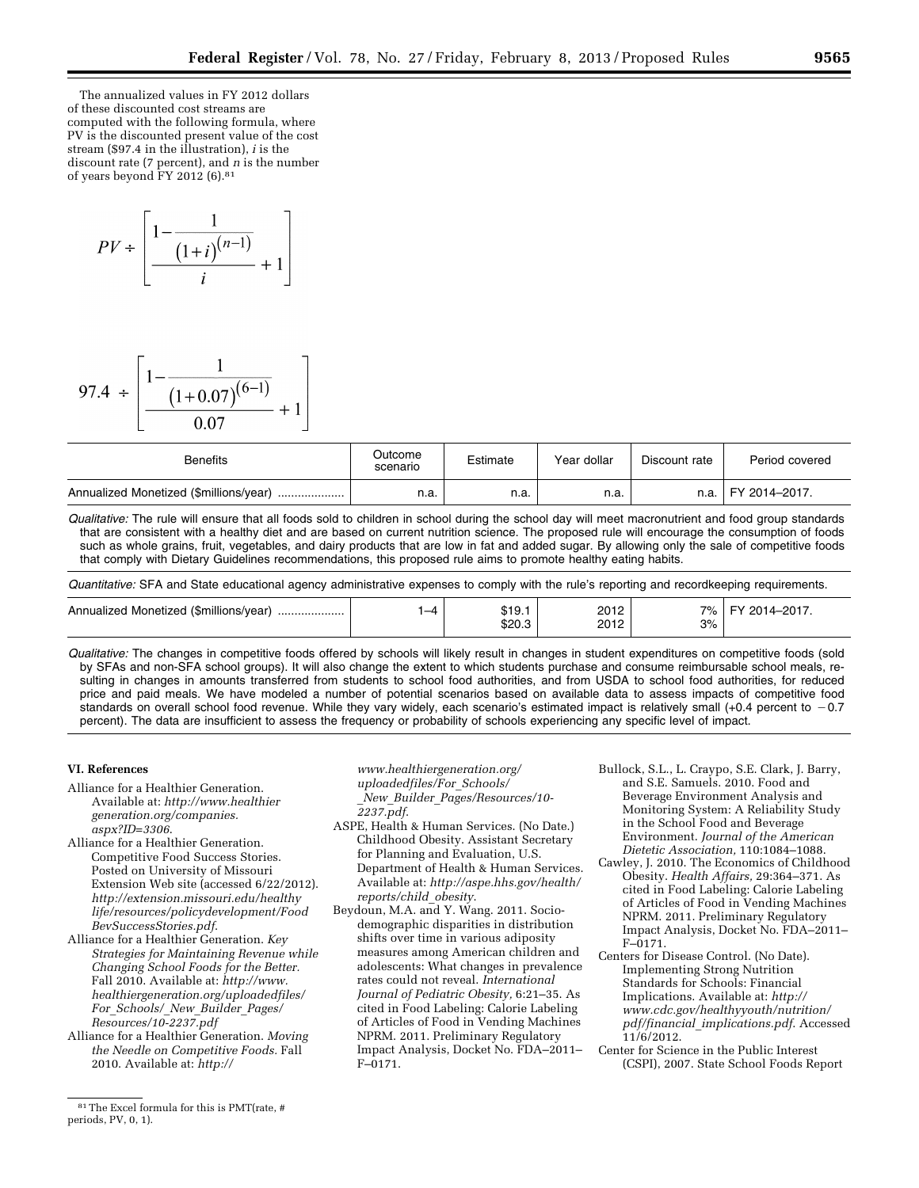The annualized values in FY 2012 dollars of these discounted cost streams are computed with the following formula, where PV is the discounted present value of the cost stream ($97.4 in the illustration), *i* is the discount rate (7 percent), and *n* is the number of years beyond FY 2012 (6).[81]

$$PV \div \left[ \frac{1 - \frac{1}{(1+i)^{(n-1)}}}{i} + 1 \right]$$

$$97.4 \div \left[ \frac{1 - \frac{1}{(1+0.07)^{(6-1)}}}{0.07} + 1 \right]$$

| Benefits | Outcome scenario | Estimate | Year dollar | Discount rate | Period covered |
|---|---|---|---|---|---|
| Annualized Monetized ($millions/year) .................... | n.a. | n.a. | n.a. | n.a. | FY 2014–2017. |
| *Qualitative:* The rule will ensure that all foods sold to children in school during the school day will meet macronutrient and food group standards that are consistent with a healthy diet and are based on current nutrition science. The proposed rule will encourage the consumption of foods such as whole grains, fruit, vegetables, and dairy products that are low in fat and added sugar. By allowing only the sale of competitive foods that comply with Dietary Guidelines recommendations, this proposed rule aims to promote healthy eating habits. | | | | | |
| *Quantitative:* SFA and State educational agency administrative expenses to comply with the rule's reporting and recordkeeping requirements. | | | | | |
| Annualized Monetized ($millions/year) .................... | 1–4 | $19.1<br>$20.3 | 2012<br>2012 | 7%<br>3% | FY 2014–2017. |
| *Qualitative:* The changes in competitive foods offered by schools will likely result in changes in student expenditures on competitive foods (sold by SFAs and non-SFA school groups). It will also change the extent to which students purchase and consume reimbursable school meals, resulting in changes in amounts transferred from students to school food authorities, and from USDA to school food authorities, for reduced price and paid meals. We have modeled a number of potential scenarios based on available data to assess impacts of competitive food standards on overall school food revenue. While they vary widely, each scenario's estimated impact is relatively small (+0.4 percent to −0.7 percent). The data are insufficient to assess the frequency or probability of schools experiencing any specific level of impact. | | | | | |

### VI. References

Alliance for a Healthier Generation. Available at: *http://www.healthiergeneration.org/companies.aspx?ID=3306*.

Alliance for a Healthier Generation. Competitive Food Success Stories. Posted on University of Missouri Extension Web site (accessed 6/22/2012). *http://extension.missouri.edu/healthylife/resources/policydevelopment/FoodBevSuccessStories.pdf*.

Alliance for a Healthier Generation. *Key Strategies for Maintaining Revenue while Changing School Foods for the Better.* Fall 2010. Available at: *http://www.healthiergeneration.org/uploadedfiles/For_Schools/_New_Builder_Pages/Resources/10-2237.pdf*

Alliance for a Healthier Generation. *Moving the Needle on Competitive Foods.* Fall 2010. Available at: *http://www.healthiergeneration.org/uploadedfiles/For_Schools/_New_Builder_Pages/Resources/10-2237.pdf*.

ASPE, Health & Human Services. (No Date.) Childhood Obesity. Assistant Secretary for Planning and Evaluation, U.S. Department of Health & Human Services. Available at: *http://aspe.hhs.gov/health/reports/child_obesity*.

Beydoun, M.A. and Y. Wang. 2011. Socio-demographic disparities in distribution shifts over time in various adiposity measures among American children and adolescents: What changes in prevalence rates could not reveal. *International Journal of Pediatric Obesity,* 6:21–35. As cited in Food Labeling: Calorie Labeling of Articles of Food in Vending Machines NPRM. 2011. Preliminary Regulatory Impact Analysis, Docket No. FDA–2011–F–0171.

Bullock, S.L., L. Craypo, S.E. Clark, J. Barry, and S.E. Samuels. 2010. Food and Beverage Environment Analysis and Monitoring System: A Reliability Study in the School Food and Beverage Environment. *Journal of the American Dietetic Association,* 110:1084–1088.

Cawley, J. 2010. The Economics of Childhood Obesity. *Health Affairs,* 29:364–371. As cited in Food Labeling: Calorie Labeling of Articles of Food in Vending Machines NPRM. 2011. Preliminary Regulatory Impact Analysis, Docket No. FDA–2011–F–0171.

Centers for Disease Control. (No Date). Implementing Strong Nutrition Standards for Schools: Financial Implications. Available at: *http://www.cdc.gov/healthyyouth/nutrition/pdf/financial_implications.pdf*. Accessed 11/6/2012.

Center for Science in the Public Interest (CSPI), 2007. State School Foods Report

---

[81] The Excel formula for this is PMT(rate, # periods, PV, 0, 1).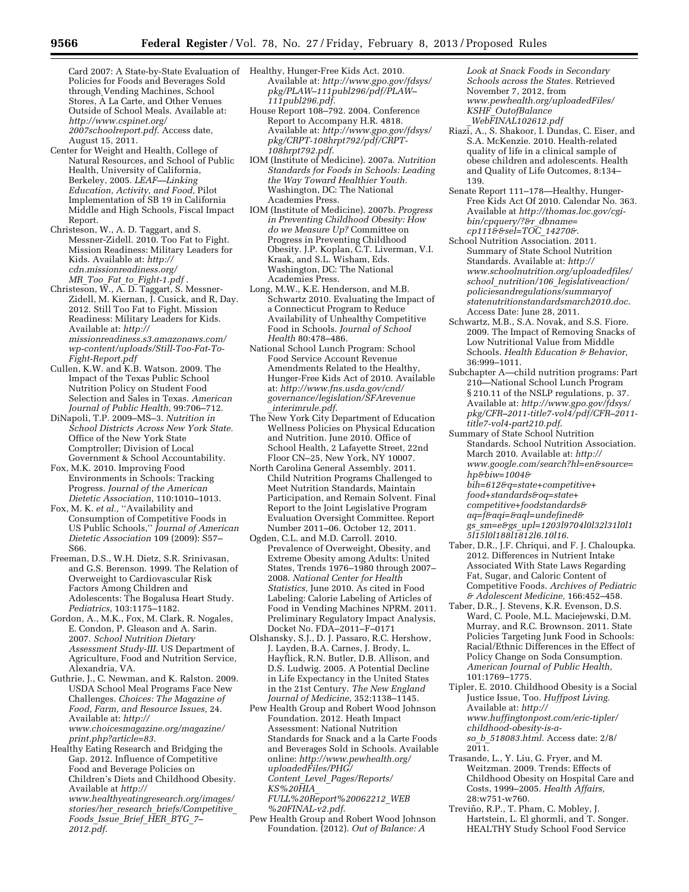Card 2007: A State-by-State Evaluation of Policies for Foods and Beverages Sold through Vending Machines, School Stores, À La Carte, and Other Venues Outside of School Meals. Available at: *http://www.cspinet.org/2007schoolreport.pdf.* Access date, August 15, 2011.

Center for Weight and Health, College of Natural Resources, and School of Public Health, University of California, Berkeley, 2005. *LEAF—Linking Education, Activity, and Food,* Pilot Implementation of SB 19 in California Middle and High Schools, Fiscal Impact Report.

Christeson, W., A. D. Taggart, and S. Messner-Zidell. 2010. Too Fat to Fight. Mission Readiness: Military Leaders for Kids. Available at: *http://cdn.missionreadiness.org/MR_Too_Fat_to_Fight-1.pdf* .

Christeson, W., A. D. Taggart, S. Messner-Zidell, M. Kiernan, J. Cusick, and R, Day. 2012. Still Too Fat to Fight. Mission Readiness: Military Leaders for Kids. Available at: *http://missionreadiness.s3.amazonaws.com/wp-content/uploads/Still-Too-Fat-To-Fight-Report.pdf*

Cullen, K.W. and K.B. Watson. 2009. The Impact of the Texas Public School Nutrition Policy on Student Food Selection and Sales in Texas. *American Journal of Public Health,* 99:706–712.

DiNapoli, T.P. 2009–MS–3. *Nutrition in School Districts Across New York State.* Office of the New York State Comptroller; Division of Local Government & School Accountability.

Fox, M.K. 2010. Improving Food Environments in Schools: Tracking Progress. *Journal of the American Dietetic Association,* 110:1010–1013.

Fox, M. K. *et al.,* ''Availability and Consumption of Competitive Foods in US Public Schools,'' *Journal of American Dietetic Association* 109 (2009): S57–S66.

Freeman, D.S., W.H. Dietz, S.R. Srinivasan, and G.S. Berenson. 1999. The Relation of Overweight to Cardiovascular Risk Factors Among Children and Adolescents: The Bogalusa Heart Study. *Pediatrics,* 103:1175–1182.

Gordon, A., M.K., Fox, M. Clark, R. Nogales, E. Condon, P. Gleason and A. Sarin. 2007. *School Nutrition Dietary Assessment Study-III.* US Department of Agriculture, Food and Nutrition Service, Alexandria, VA.

Guthrie, J., C. Newman, and K. Ralston. 2009. USDA School Meal Programs Face New Challenges. *Choices: The Magazine of Food, Farm, and Resource Issues,* 24. Available at: *http://www.choicesmagazine.org/magazine/print.php?article=83.*

Healthy Eating Research and Bridging the Gap. 2012. Influence of Competitive Food and Beverage Policies on Children's Diets and Childhood Obesity. Available at *http://www.healthyeatingresearch.org/images/stories/her_research_briefs/Competitive_Foods_Issue_Brief_HER_BTG_7–2012.pdf.*

Healthy, Hunger-Free Kids Act. 2010. Available at: *http://www.gpo.gov/fdsys/pkg/PLAW–111publ296/pdf/PLAW–111publ296.pdf.*

House Report 108–792. 2004. Conference Report to Accompany H.R. 4818. Available at: *http://www.gpo.gov/fdsys/pkg/CRPT-108hrpt792/pdf/CRPT-108hrpt792.pdf.*

IOM (Institute of Medicine). 2007a. *Nutrition Standards for Foods in Schools: Leading the Way Toward Healthier Youth.* Washington, DC: The National Academies Press.

IOM (Institute of Medicine). 2007b. *Progress in Preventing Childhood Obesity: How do we Measure Up?* Committee on Progress in Preventing Childhood Obesity. J.P. Koplan, C.T. Liverman, V.I. Kraak, and S.L. Wisham, Eds. Washington, DC: The National Academies Press.

Long, M.W., K.E. Henderson, and M.B. Schwartz 2010. Evaluating the Impact of a Connecticut Program to Reduce Availability of Unhealthy Competitive Food in Schools. *Journal of School Health* 80:478–486.

National School Lunch Program: School Food Service Account Revenue Amendments Related to the Healthy, Hunger-Free Kids Act of 2010. Available at: *http://www.fns.usda.gov/cnd/governance/legislation/SFArevenue_interimrule.pdf.*

The New York City Department of Education Wellness Policies on Physical Education and Nutrition. June 2010. Office of School Health, 2 Lafayette Street, 22nd Floor CN–25, New York, NY 10007.

North Carolina General Assembly. 2011. Child Nutrition Programs Challenged to Meet Nutrition Standards, Maintain Participation, and Remain Solvent. Final Report to the Joint Legislative Program Evaluation Oversight Committee. Report Number 2011–06. October 12, 2011.

Ogden, C.L. and M.D. Carroll. 2010. Prevalence of Overweight, Obesity, and Extreme Obesity among Adults: United States, Trends 1976–1980 through 2007–2008. *National Center for Health Statistics,* June 2010. As cited in Food Labeling: Calorie Labeling of Articles of Food in Vending Machines NPRM. 2011. Preliminary Regulatory Impact Analysis, Docket No. FDA–2011–F–0171

Olshansky, S.J., D. J. Passaro, R.C. Hershow, J. Layden, B.A. Carnes, J. Brody, L. Hayflick, R.N. Butler, D.B. Allison, and D.S. Ludwig. 2005. A Potential Decline in Life Expectancy in the United States in the 21st Century. *The New England Journal of Medicine,* 352:1138–1145.

Pew Health Group and Robert Wood Johnson Foundation. 2012. Heath Impact Assessment: National Nutrition Standards for Snack and a la Carte Foods and Beverages Sold in Schools. Available online: *http://www.pewhealth.org/uploadedFiles/PHG/Content_Level_Pages/Reports/KS%20HIA_FULL%20Report%20062212_WEB%20FINAL-v2.pdf.*

Pew Health Group and Robert Wood Johnson Foundation. (2012). *Out of Balance: A Look at Snack Foods in Secondary Schools across the States.* Retrieved November 7, 2012, from *www.pewhealth.org/uploadedFiles/KSHF_OutofBalance_WebFINAL102612.pdf*

Riazi, A., S. Shakoor, I. Dundas, C. Eiser, and S.A. McKenzie. 2010. Health-related quality of life in a clinical sample of obese children and adolescents. Health and Quality of Life Outcomes, 8:134–139.

Senate Report 111–178—Healthy, Hunger-Free Kids Act Of 2010. Calendar No. 363. Available at *http://thomas.loc.gov/cgi-bin/cpquery/?&r_dbname=cp111&&sel=TOC_14270&.*

School Nutrition Association. 2011. Summary of State School Nutrition Standards. Available at: *http://www.schoolnutrition.org/uploadedfiles/school_nutrition/106_legislativeaction/policiesandregulations/summaryofstatenutritionstandardsmarch2010.doc.* Access Date: June 28, 2011.

Schwartz, M.B., S.A. Novak, and S.S. Fiore. 2009. The Impact of Removing Snacks of Low Nutritional Value from Middle Schools. *Health Education & Behavior,* 36:999–1011.

Subchapter A—child nutrition programs: Part 210—National School Lunch Program § 210.11 of the NSLP regulations, p. 37. Available at: *http://www.gpo.gov/fdsys/pkg/CFR–2011-title7-vol4/pdf/CFR–2011-title7-vol4-part210.pdf.*

Summary of State School Nutrition Standards. School Nutrition Association. March 2010. Available at: *http://www.google.com/search?hl=en&source=hp&biw=1004&bih=612&q=state+competitive+food+standards&oq=state+competitive+foodstandards&aq=f&aqi=&aql=undefined&gs_sm=e&gs_upl=1203l9704l0l32l31l0l15l15l0l188l1812l6.10l16.*

Taber, D.R., J.F. Chriqui, and F. J. Chaloupka. 2012. Differences in Nutrient Intake Associated With State Laws Regarding Fat, Sugar, and Caloric Content of Competitive Foods. *Archives of Pediatric & Adolescent Medicine,* 166:452–458.

Taber, D.R., J. Stevens, K.R. Evenson, D.S. Ward, C. Poole, M.L. Maciejewski, D.M. Murray, and R.C. Brownson. 2011. State Policies Targeting Junk Food in Schools: Racial/Ethnic Differences in the Effect of Policy Change on Soda Consumption. *American Journal of Public Health,* 101:1769–1775.

Tipler, E. 2010. Childhood Obesity is a Social Justice Issue, Too. *Huffpost Living.* Available at: *http://www.huffingtonpost.com/eric-tipler/childhood-obesity-is-a-so_b_518083.html.* Access date: 2/8/2011.

Trasande, L., Y. Liu, G. Fryer, and M. Weitzman. 2009. Trends: Effects of Childhood Obesity on Hospital Care and Costs, 1999–2005. *Health Affairs,* 28:w751-w760.

Treviño, R.P., T. Pham, C. Mobley, J. Hartstein, L. El ghormli, and T. Songer. HEALTHY Study School Food Service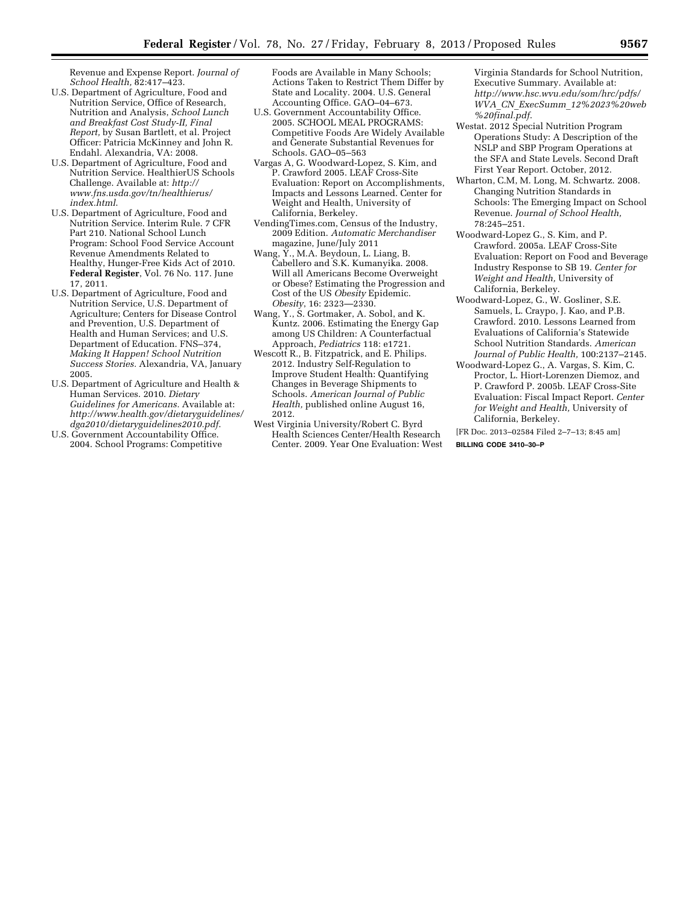Revenue and Expense Report. *Journal of School Health,* 82:417–423.

U.S. Department of Agriculture, Food and Nutrition Service, Office of Research, Nutrition and Analysis, *School Lunch and Breakfast Cost Study-II, Final Report,* by Susan Bartlett, et al. Project Officer: Patricia McKinney and John R. Endahl. Alexandria, VA: 2008.

U.S. Department of Agriculture, Food and Nutrition Service. HealthierUS Schools Challenge. Available at: *http://www.fns.usda.gov/tn/healthierus/index.html.*

U.S. Department of Agriculture, Food and Nutrition Service. Interim Rule. 7 CFR Part 210. National School Lunch Program: School Food Service Account Revenue Amendments Related to Healthy, Hunger-Free Kids Act of 2010. **Federal Register**, Vol. 76 No. 117. June 17, 2011.

U.S. Department of Agriculture, Food and Nutrition Service, U.S. Department of Agriculture; Centers for Disease Control and Prevention, U.S. Department of Health and Human Services; and U.S. Department of Education. FNS–374, *Making It Happen! School Nutrition Success Stories.* Alexandria, VA, January 2005.

U.S. Department of Agriculture and Health & Human Services. 2010. *Dietary Guidelines for Americans.* Available at: *http://www.health.gov/dietaryguidelines/dga2010/dietaryguidelines2010.pdf.*

U.S. Government Accountability Office. 2004. School Programs: Competitive Foods are Available in Many Schools; Actions Taken to Restrict Them Differ by State and Locality. 2004. U.S. General Accounting Office. GAO–04–673.

U.S. Government Accountability Office. 2005. SCHOOL MEAL PROGRAMS: Competitive Foods Are Widely Available and Generate Substantial Revenues for Schools. GAO–05–563

Vargas A, G. Woodward-Lopez, S. Kim, and P. Crawford 2005. LEAF Cross-Site Evaluation: Report on Accomplishments, Impacts and Lessons Learned. Center for Weight and Health, University of California, Berkeley.

VendingTimes.com, Census of the Industry, 2009 Edition. *Automatic Merchandiser* magazine, June/July 2011

Wang, Y., M.A. Beydoun, L. Liang, B. Cabellero and S.K. Kumanyika. 2008. Will all Americans Become Overweight or Obese? Estimating the Progression and Cost of the US *Obesity* Epidemic. *Obesity*, 16: 2323—2330.

Wang, Y., S. Gortmaker, A. Sobol, and K. Kuntz. 2006. Estimating the Energy Gap among US Children: A Counterfactual Approach, *Pediatrics* 118: e1721.

Wescott R., B. Fitzpatrick, and E. Philips. 2012. Industry Self-Regulation to Improve Student Health: Quantifying Changes in Beverage Shipments to Schools. *American Journal of Public Health,* published online August 16, 2012.

West Virginia University/Robert C. Byrd Health Sciences Center/Health Research Center. 2009. Year One Evaluation: West Virginia Standards for School Nutrition, Executive Summary. Available at: *http://www.hsc.wvu.edu/som/hrc/pdfs/WVA_CN_ExecSumm_12%2023%20web%20final.pdf.*

Westat. 2012 Special Nutrition Program Operations Study: A Description of the NSLP and SBP Program Operations at the SFA and State Levels. Second Draft First Year Report. October, 2012.

Wharton, C.M, M. Long, M. Schwartz. 2008. Changing Nutrition Standards in Schools: The Emerging Impact on School Revenue. *Journal of School Health,* 78:245–251.

Woodward-Lopez G., S. Kim, and P. Crawford. 2005a. LEAF Cross-Site Evaluation: Report on Food and Beverage Industry Response to SB 19. *Center for Weight and Health,* University of California, Berkeley.

Woodward-Lopez, G., W. Gosliner, S.E. Samuels, L. Craypo, J. Kao, and P.B. Crawford. 2010. Lessons Learned from Evaluations of California's Statewide School Nutrition Standards. *American Journal of Public Health,* 100:2137–2145.

Woodward-Lopez G., A. Vargas, S. Kim, C. Proctor, L. Hiort-Lorenzen Diemoz, and P. Crawford P. 2005b. LEAF Cross-Site Evaluation: Fiscal Impact Report. *Center for Weight and Health,* University of California, Berkeley.

[FR Doc. 2013–02584 Filed 2–7–13; 8:45 am]

**BILLING CODE 3410–30–P**